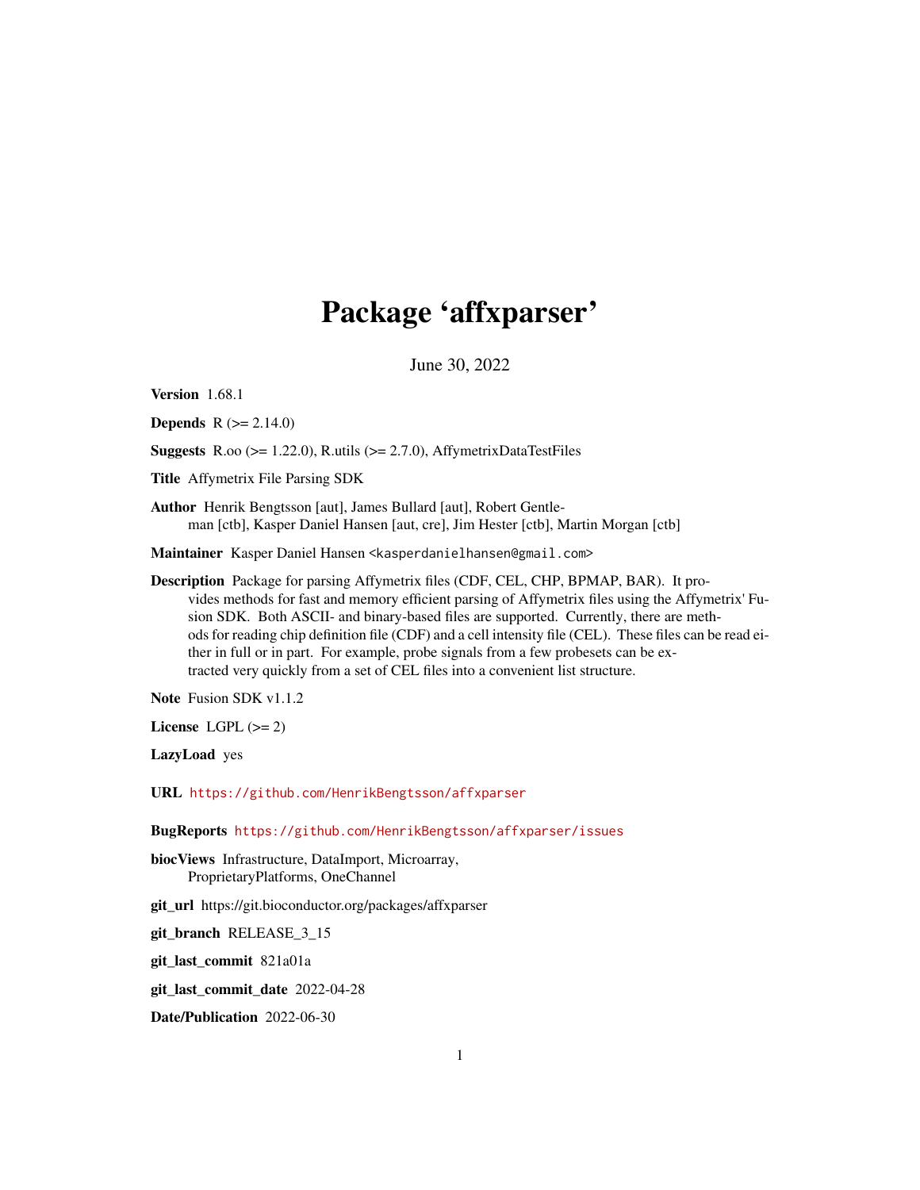# Package 'affxparser'

June 30, 2022

**Version** 1.68.1

**Depends** R (>= 2.14.0)

**Suggests** R.oo (>= 1.22.0), R.utils (>= 2.7.0), AffymetrixDataTestFiles

**Title** Affymetrix File Parsing SDK

**Author** Henrik Bengtsson [aut], James Bullard [aut], Robert Gentleman [ctb], Kasper Daniel Hansen [aut, cre], Jim Hester [ctb], Martin Morgan [ctb]

**Maintainer** Kasper Daniel Hansen <kasperdanielhansen@gmail.com>

**Description** Package for parsing Affymetrix files (CDF, CEL, CHP, BPMAP, BAR). It provides methods for fast and memory efficient parsing of Affymetrix files using the Affymetrix' Fusion SDK. Both ASCII- and binary-based files are supported. Currently, there are methods for reading chip definition file (CDF) and a cell intensity file (CEL). These files can be read either in full or in part. For example, probe signals from a few probesets can be extracted very quickly from a set of CEL files into a convenient list structure.

**Note** Fusion SDK v1.1.2

**License** LGPL (>= 2)

**LazyLoad** yes

**URL** https://github.com/HenrikBengtsson/affxparser

**BugReports** https://github.com/HenrikBengtsson/affxparser/issues

**biocViews** Infrastructure, DataImport, Microarray, ProprietaryPlatforms, OneChannel

**git_url** https://git.bioconductor.org/packages/affxparser

**git_branch** RELEASE_3_15

**git_last_commit** 821a01a

**git_last_commit_date** 2022-04-28

**Date/Publication** 2022-06-30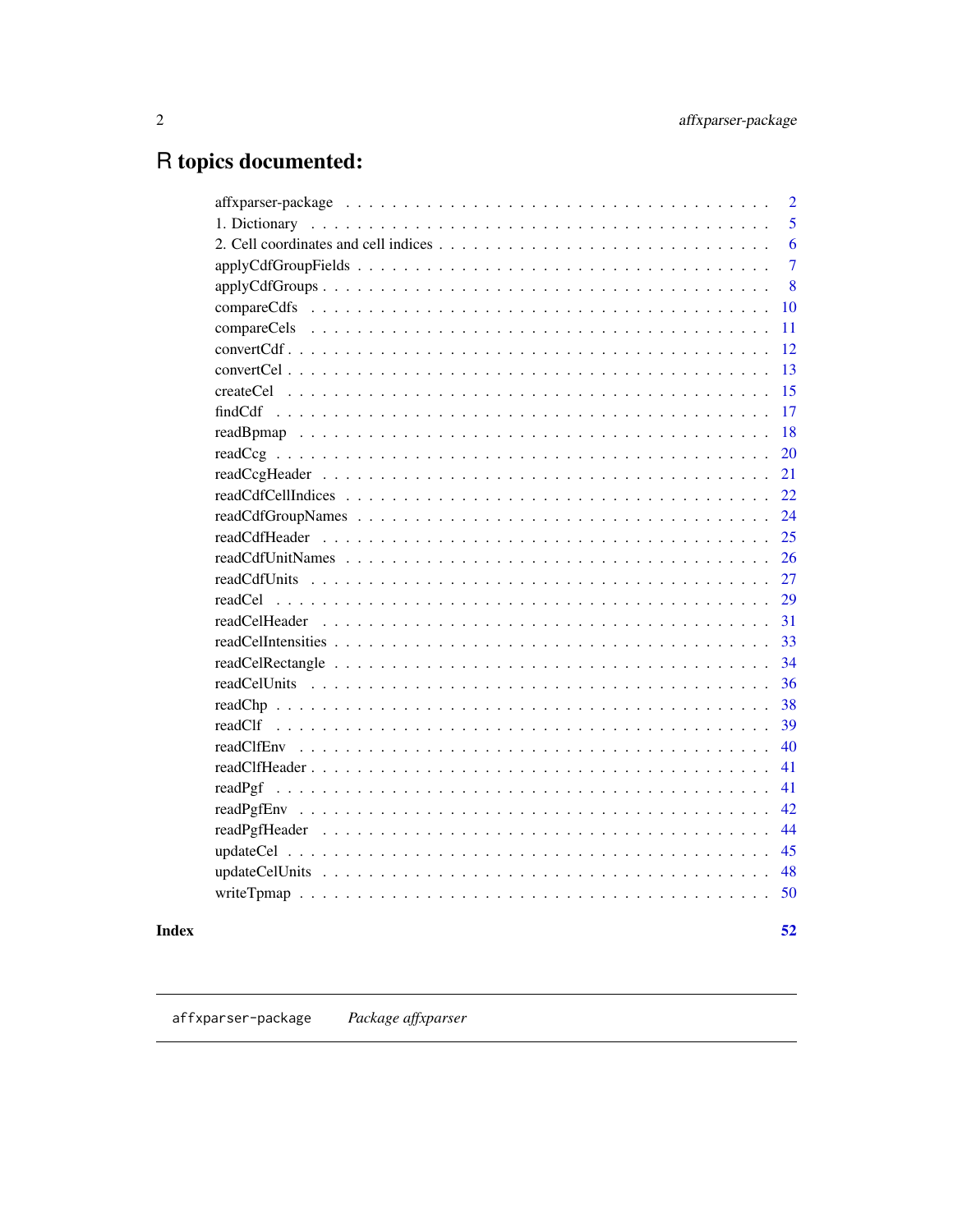# R topics documented:

| | |
|---|---|
| affxparser-package | 2 |
| 1. Dictionary | 5 |
| 2. Cell coordinates and cell indices | 6 |
| applyCdfGroupFields | 7 |
| applyCdfGroups | 8 |
| compareCdfs | 10 |
| compareCels | 11 |
| convertCdf | 12 |
| convertCel | 13 |
| createCel | 15 |
| findCdf | 17 |
| readBpmap | 18 |
| readCcg | 20 |
| readCcgHeader | 21 |
| readCdfCellIndices | 22 |
| readCdfGroupNames | 24 |
| readCdfHeader | 25 |
| readCdfUnitNames | 26 |
| readCdfUnits | 27 |
| readCel | 29 |
| readCelHeader | 31 |
| readCelIntensities | 33 |
| readCelRectangle | 34 |
| readCelUnits | 36 |
| readChp | 38 |
| readClf | 39 |
| readClfEnv | 40 |
| readClfHeader | 41 |
| readPgf | 41 |
| readPgfEnv | 42 |
| readPgfHeader | 44 |
| updateCel | 45 |
| updateCelUnits | 48 |
| writeTpmap | 50 |

**Index** **52**

---

`affxparser-package` *Package affxparser*

---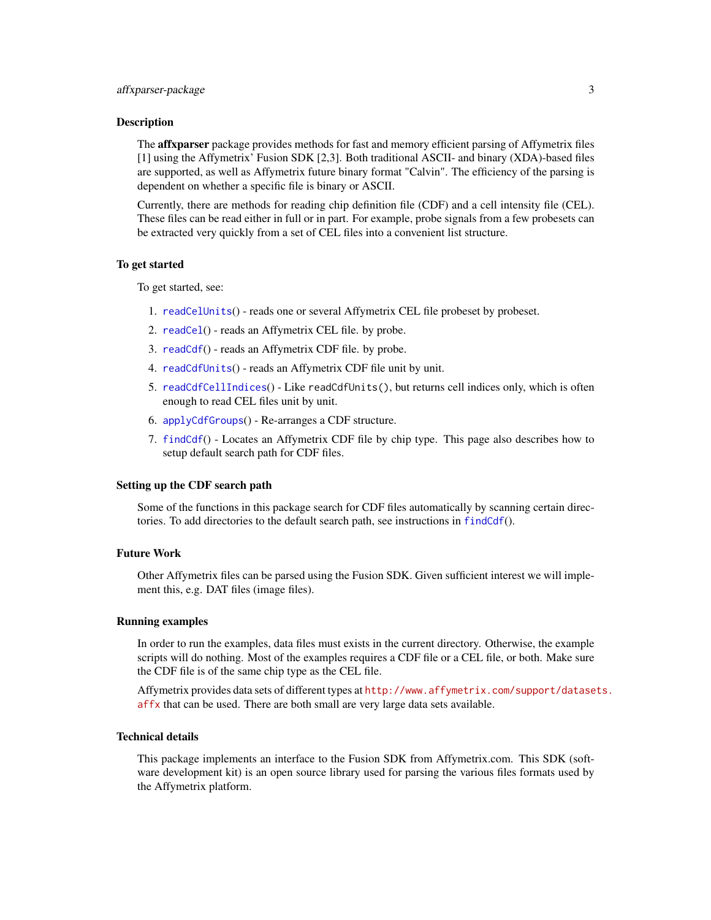## Description

The **affxparser** package provides methods for fast and memory efficient parsing of Affymetrix files [1] using the Affymetrix' Fusion SDK [2,3]. Both traditional ASCII- and binary (XDA)-based files are supported, as well as Affymetrix future binary format "Calvin". The efficiency of the parsing is dependent on whether a specific file is binary or ASCII.

Currently, there are methods for reading chip definition file (CDF) and a cell intensity file (CEL). These files can be read either in full or in part. For example, probe signals from a few probesets can be extracted very quickly from a set of CEL files into a convenient list structure.

## To get started

To get started, see:

1. `readCelUnits`() - reads one or several Affymetrix CEL file probeset by probeset.
2. `readCel`() - reads an Affymetrix CEL file. by probe.
3. `readCdf`() - reads an Affymetrix CDF file. by probe.
4. `readCdfUnits`() - reads an Affymetrix CDF file unit by unit.
5. `readCdfCellIndices`() - Like `readCdfUnits()`, but returns cell indices only, which is often enough to read CEL files unit by unit.
6. `applyCdfGroups`() - Re-arranges a CDF structure.
7. `findCdf`() - Locates an Affymetrix CDF file by chip type. This page also describes how to setup default search path for CDF files.

## Setting up the CDF search path

Some of the functions in this package search for CDF files automatically by scanning certain directories. To add directories to the default search path, see instructions in `findCdf`().

## Future Work

Other Affymetrix files can be parsed using the Fusion SDK. Given sufficient interest we will implement this, e.g. DAT files (image files).

## Running examples

In order to run the examples, data files must exists in the current directory. Otherwise, the example scripts will do nothing. Most of the examples requires a CDF file or a CEL file, or both. Make sure the CDF file is of the same chip type as the CEL file.

Affymetrix provides data sets of different types at http://www.affymetrix.com/support/datasets.affx that can be used. There are both small are very large data sets available.

## Technical details

This package implements an interface to the Fusion SDK from Affymetrix.com. This SDK (software development kit) is an open source library used for parsing the various files formats used by the Affymetrix platform.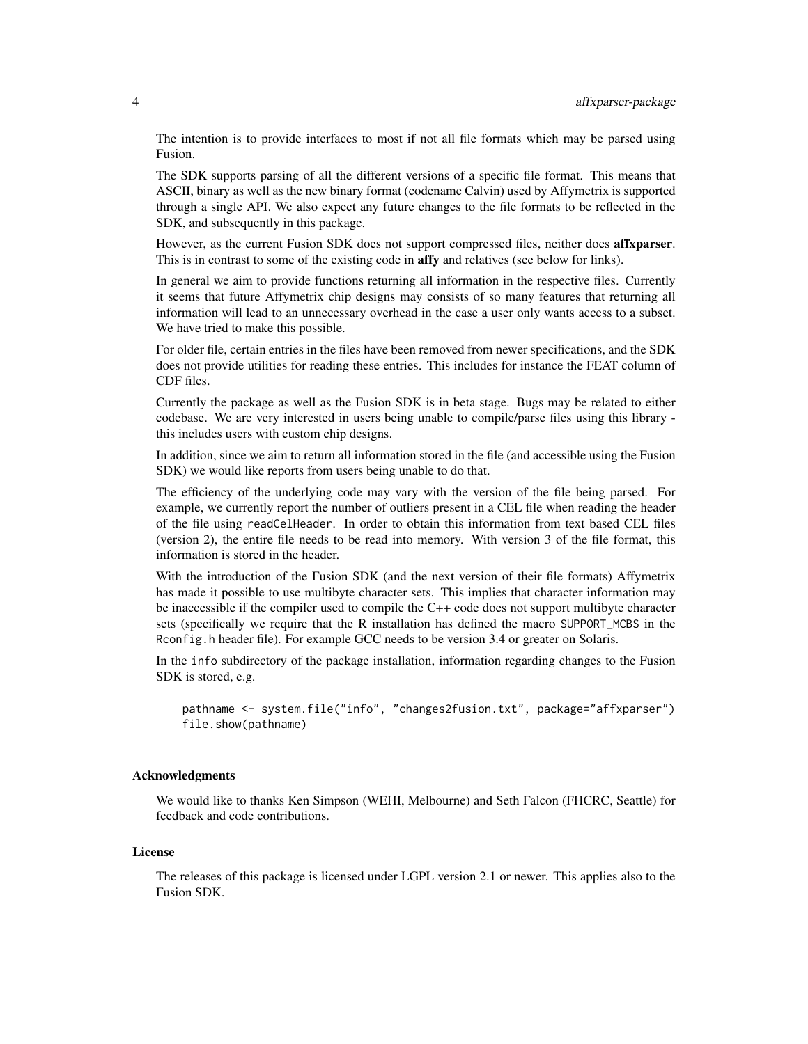The intention is to provide interfaces to most if not all file formats which may be parsed using Fusion.

The SDK supports parsing of all the different versions of a specific file format. This means that ASCII, binary as well as the new binary format (codename Calvin) used by Affymetrix is supported through a single API. We also expect any future changes to the file formats to be reflected in the SDK, and subsequently in this package.

However, as the current Fusion SDK does not support compressed files, neither does **affxparser**. This is in contrast to some of the existing code in **affy** and relatives (see below for links).

In general we aim to provide functions returning all information in the respective files. Currently it seems that future Affymetrix chip designs may consists of so many features that returning all information will lead to an unnecessary overhead in the case a user only wants access to a subset. We have tried to make this possible.

For older file, certain entries in the files have been removed from newer specifications, and the SDK does not provide utilities for reading these entries. This includes for instance the FEAT column of CDF files.

Currently the package as well as the Fusion SDK is in beta stage. Bugs may be related to either codebase. We are very interested in users being unable to compile/parse files using this library - this includes users with custom chip designs.

In addition, since we aim to return all information stored in the file (and accessible using the Fusion SDK) we would like reports from users being unable to do that.

The efficiency of the underlying code may vary with the version of the file being parsed. For example, we currently report the number of outliers present in a CEL file when reading the header of the file using `readCelHeader`. In order to obtain this information from text based CEL files (version 2), the entire file needs to be read into memory. With version 3 of the file format, this information is stored in the header.

With the introduction of the Fusion SDK (and the next version of their file formats) Affymetrix has made it possible to use multibyte character sets. This implies that character information may be inaccessible if the compiler used to compile the C++ code does not support multibyte character sets (specifically we require that the R installation has defined the macro `SUPPORT_MCBS` in the `Rconfig.h` header file). For example GCC needs to be version 3.4 or greater on Solaris.

In the `info` subdirectory of the package installation, information regarding changes to the Fusion SDK is stored, e.g.

```
pathname <- system.file("info", "changes2fusion.txt", package="affxparser")
file.show(pathname)
```

### Acknowledgments

We would like to thanks Ken Simpson (WEHI, Melbourne) and Seth Falcon (FHCRC, Seattle) for feedback and code contributions.

### License

The releases of this package is licensed under LGPL version 2.1 or newer. This applies also to the Fusion SDK.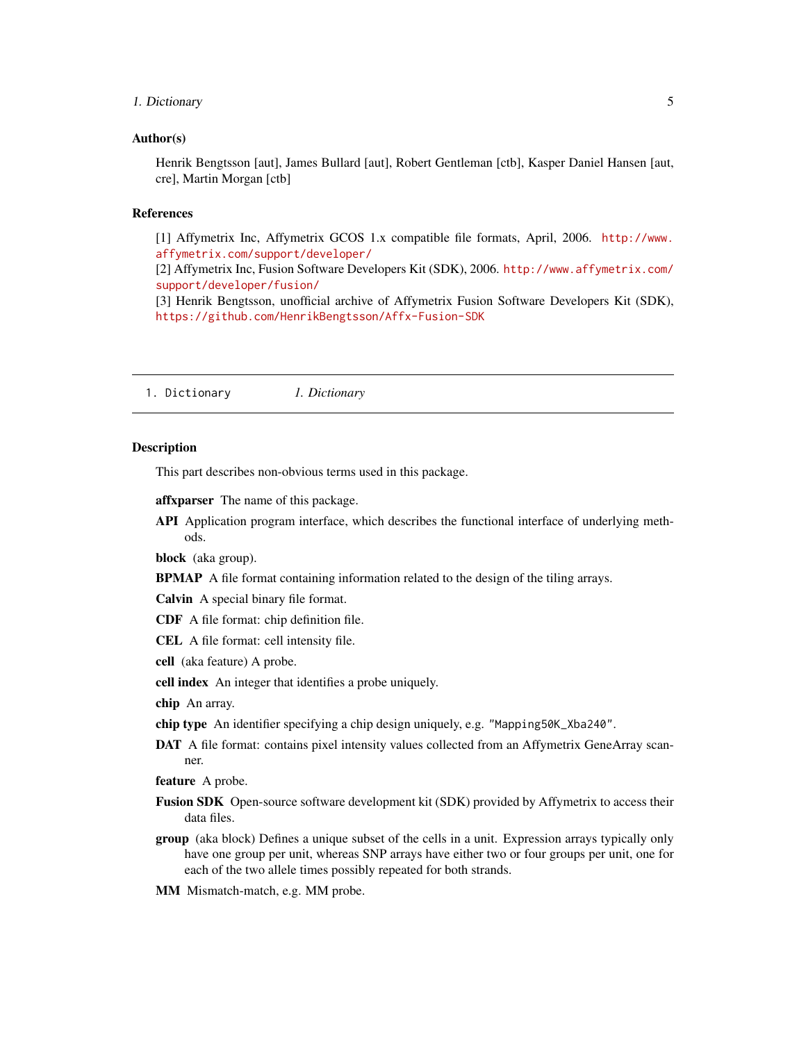### Author(s)

Henrik Bengtsson [aut], James Bullard [aut], Robert Gentleman [ctb], Kasper Daniel Hansen [aut, cre], Martin Morgan [ctb]

### References

[1] Affymetrix Inc, Affymetrix GCOS 1.x compatible file formats, April, 2006. http://www.affymetrix.com/support/developer/
[2] Affymetrix Inc, Fusion Software Developers Kit (SDK), 2006. http://www.affymetrix.com/support/developer/fusion/
[3] Henrik Bengtsson, unofficial archive of Affymetrix Fusion Software Developers Kit (SDK), https://github.com/HenrikBengtsson/Affx-Fusion-SDK

---

## 1. Dictionary — *1. Dictionary*

---

### Description

This part describes non-obvious terms used in this package.

**affxparser** The name of this package.

**API** Application program interface, which describes the functional interface of underlying methods.

**block** (aka group).

**BPMAP** A file format containing information related to the design of the tiling arrays.

**Calvin** A special binary file format.

**CDF** A file format: chip definition file.

**CEL** A file format: cell intensity file.

**cell** (aka feature) A probe.

**cell index** An integer that identifies a probe uniquely.

**chip** An array.

**chip type** An identifier specifying a chip design uniquely, e.g. `"Mapping50K_Xba240"`.

**DAT** A file format: contains pixel intensity values collected from an Affymetrix GeneArray scanner.

**feature** A probe.

**Fusion SDK** Open-source software development kit (SDK) provided by Affymetrix to access their data files.

**group** (aka block) Defines a unique subset of the cells in a unit. Expression arrays typically only have one group per unit, whereas SNP arrays have either two or four groups per unit, one for each of the two allele times possibly repeated for both strands.

**MM** Mismatch-match, e.g. MM probe.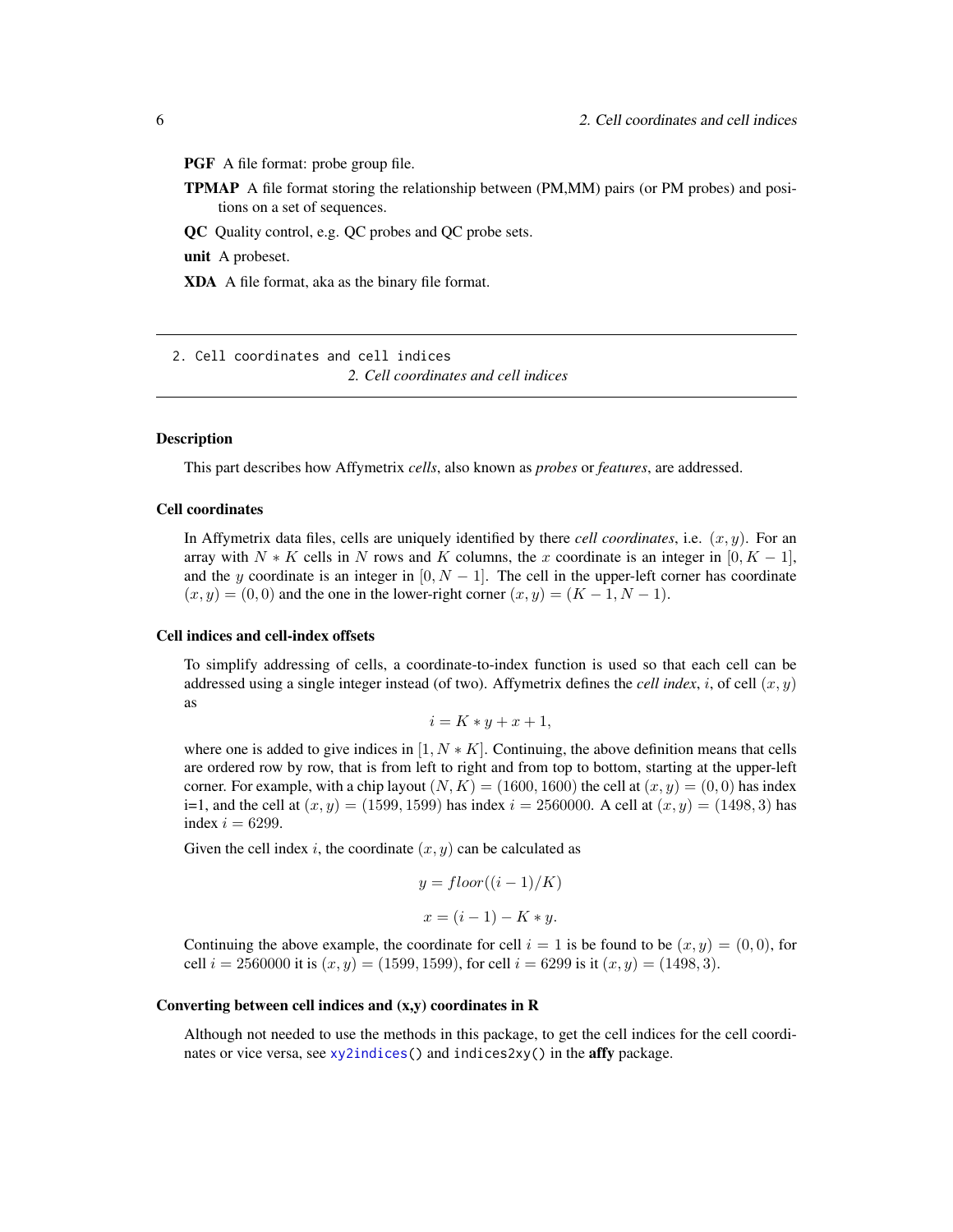**PGF** A file format: probe group file.

**TPMAP** A file format storing the relationship between (PM,MM) pairs (or PM probes) and positions on a set of sequences.

**QC** Quality control, e.g. QC probes and QC probe sets.

**unit** A probeset.

**XDA** A file format, aka as the binary file format.

---

`2. Cell coordinates and cell indices`
*2. Cell coordinates and cell indices*

---

### Description

This part describes how Affymetrix *cells*, also known as *probes* or *features*, are addressed.

### Cell coordinates

In Affymetrix data files, cells are uniquely identified by there *cell coordinates*, i.e. $(x, y)$. For an array with $N * K$ cells in $N$ rows and $K$ columns, the $x$ coordinate is an integer in $[0, K - 1]$, and the $y$ coordinate is an integer in $[0, N - 1]$. The cell in the upper-left corner has coordinate $(x, y) = (0, 0)$ and the one in the lower-right corner $(x, y) = (K - 1, N - 1)$.

### Cell indices and cell-index offsets

To simplify addressing of cells, a coordinate-to-index function is used so that each cell can be addressed using a single integer instead (of two). Affymetrix defines the *cell index*, $i$, of cell $(x, y)$ as

$$i = K * y + x + 1,$$

where one is added to give indices in $[1, N * K]$. Continuing, the above definition means that cells are ordered row by row, that is from left to right and from top to bottom, starting at the upper-left corner. For example, with a chip layout $(N, K) = (1600, 1600)$ the cell at $(x, y) = (0, 0)$ has index i=1, and the cell at $(x, y) = (1599, 1599)$ has index $i = 2560000$. A cell at $(x, y) = (1498, 3)$ has index $i = 6299$.

Given the cell index $i$, the coordinate $(x, y)$ can be calculated as

$$y = floor((i - 1)/K)$$

$$x = (i - 1) - K * y.$$

Continuing the above example, the coordinate for cell $i = 1$ is be found to be $(x, y) = (0, 0)$, for cell $i = 2560000$ it is $(x, y) = (1599, 1599)$, for cell $i = 6299$ is it $(x, y) = (1498, 3)$.

### Converting between cell indices and (x,y) coordinates in R

Although not needed to use the methods in this package, to get the cell indices for the cell coordinates or vice versa, see `xy2indices()` and `indices2xy()` in the **affy** package.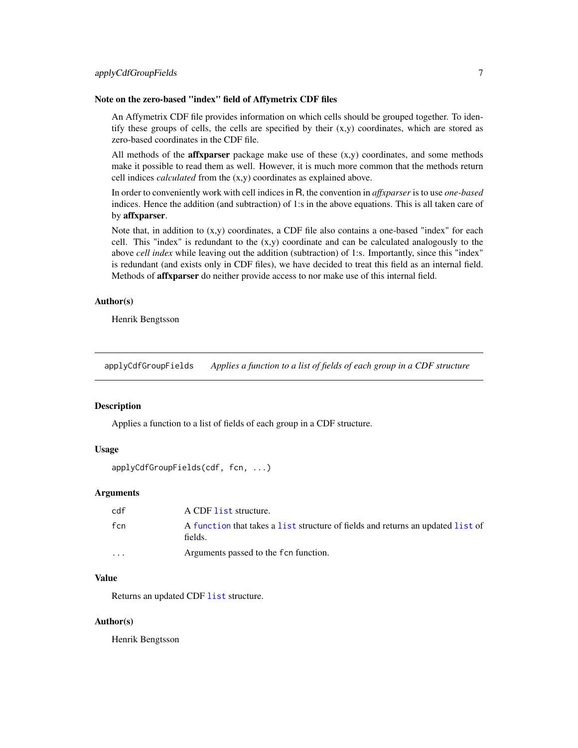### Note on the zero-based "index" field of Affymetrix CDF files

An Affymetrix CDF file provides information on which cells should be grouped together. To identify these groups of cells, the cells are specified by their (x,y) coordinates, which are stored as zero-based coordinates in the CDF file.

All methods of the **affxparser** package make use of these (x,y) coordinates, and some methods make it possible to read them as well. However, it is much more common that the methods return cell indices *calculated* from the (x,y) coordinates as explained above.

In order to conveniently work with cell indices in R, the convention in *affxparser* is to use *one-based* indices. Hence the addition (and subtraction) of 1:s in the above equations. This is all taken care of by **affxparser**.

Note that, in addition to (x,y) coordinates, a CDF file also contains a one-based "index" for each cell. This "index" is redundant to the (x,y) coordinate and can be calculated analogously to the above *cell index* while leaving out the addition (subtraction) of 1:s. Importantly, since this "index" is redundant (and exists only in CDF files), we have decided to treat this field as an internal field. Methods of **affxparser** do neither provide access to nor make use of this internal field.

### Author(s)

Henrik Bengtsson

---

## applyCdfGroupFields — *Applies a function to a list of fields of each group in a CDF structure*

### Description

Applies a function to a list of fields of each group in a CDF structure.

### Usage

```
applyCdfGroupFields(cdf, fcn, ...)
```

### Arguments

| | |
|---|---|
| cdf | A CDF list structure. |
| fcn | A function that takes a list structure of fields and returns an updated list of fields. |
| ... | Arguments passed to the fcn function. |

### Value

Returns an updated CDF list structure.

### Author(s)

Henrik Bengtsson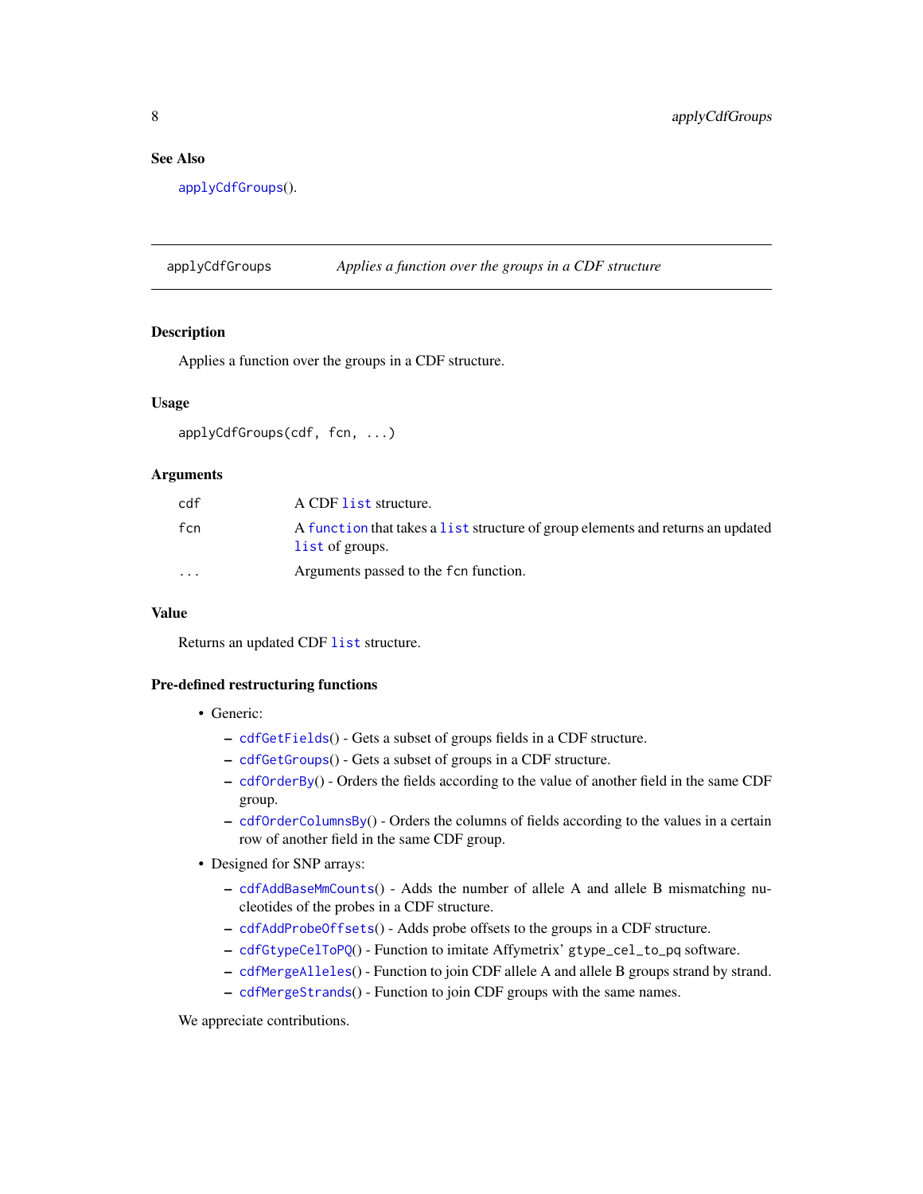## See Also

applyCdfGroups().

---

## applyCdfGroups — *Applies a function over the groups in a CDF structure*

### Description

Applies a function over the groups in a CDF structure.

### Usage

```
applyCdfGroups(cdf, fcn, ...)
```

### Arguments

| | |
|---|---|
| cdf | A CDF list structure. |
| fcn | A function that takes a list structure of group elements and returns an updated list of groups. |
| ... | Arguments passed to the fcn function. |

### Value

Returns an updated CDF list structure.

### Pre-defined restructuring functions

- Generic:
  - cdfGetFields() - Gets a subset of groups fields in a CDF structure.
  - cdfGetGroups() - Gets a subset of groups in a CDF structure.
  - cdfOrderBy() - Orders the fields according to the value of another field in the same CDF group.
  - cdfOrderColumnsBy() - Orders the columns of fields according to the values in a certain row of another field in the same CDF group.
- Designed for SNP arrays:
  - cdfAddBaseMmCounts() - Adds the number of allele A and allele B mismatching nucleotides of the probes in a CDF structure.
  - cdfAddProbeOffsets() - Adds probe offsets to the groups in a CDF structure.
  - cdfGtypeCelToPQ() - Function to imitate Affymetrix' gtype_cel_to_pq software.
  - cdfMergeAlleles() - Function to join CDF allele A and allele B groups strand by strand.
  - cdfMergeStrands() - Function to join CDF groups with the same names.

We appreciate contributions.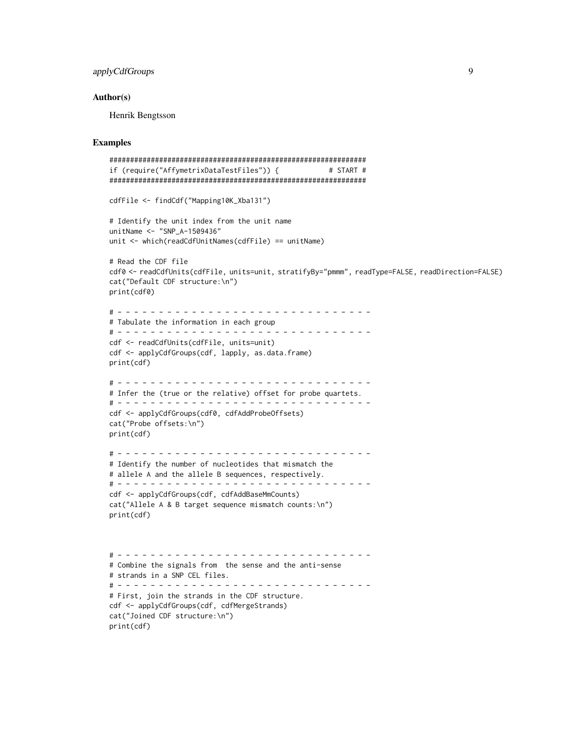## Author(s)

Henrik Bengtsson

## Examples

```
##############################################################
if (require("AffymetrixDataTestFiles")) {            # START #
##############################################################

cdfFile <- findCdf("Mapping10K_Xba131")

# Identify the unit index from the unit name
unitName <- "SNP_A-1509436"
unit <- which(readCdfUnitNames(cdfFile) == unitName)

# Read the CDF file
cdf0 <- readCdfUnits(cdfFile, units=unit, stratifyBy="pmmm", readType=FALSE, readDirection=FALSE)
cat("Default CDF structure:\n")
print(cdf0)

# - - - - - - - - - - - - - - - - - - - - - - - - - - - - - - - -
# Tabulate the information in each group
# - - - - - - - - - - - - - - - - - - - - - - - - - - - - - - - -
cdf <- readCdfUnits(cdfFile, units=unit)
cdf <- applyCdfGroups(cdf, lapply, as.data.frame)
print(cdf)

# - - - - - - - - - - - - - - - - - - - - - - - - - - - - - - - -
# Infer the (true or the relative) offset for probe quartets.
# - - - - - - - - - - - - - - - - - - - - - - - - - - - - - - - -
cdf <- applyCdfGroups(cdf0, cdfAddProbeOffsets)
cat("Probe offsets:\n")
print(cdf)

# - - - - - - - - - - - - - - - - - - - - - - - - - - - - - - - -
# Identify the number of nucleotides that mismatch the
# allele A and the allele B sequences, respectively.
# - - - - - - - - - - - - - - - - - - - - - - - - - - - - - - - -
cdf <- applyCdfGroups(cdf, cdfAddBaseMmCounts)
cat("Allele A & B target sequence mismatch counts:\n")
print(cdf)



# - - - - - - - - - - - - - - - - - - - - - - - - - - - - - - - -
# Combine the signals from  the sense and the anti-sense
# strands in a SNP CEL files.
# - - - - - - - - - - - - - - - - - - - - - - - - - - - - - - - -
# First, join the strands in the CDF structure.
cdf <- applyCdfGroups(cdf, cdfMergeStrands)
cat("Joined CDF structure:\n")
print(cdf)
```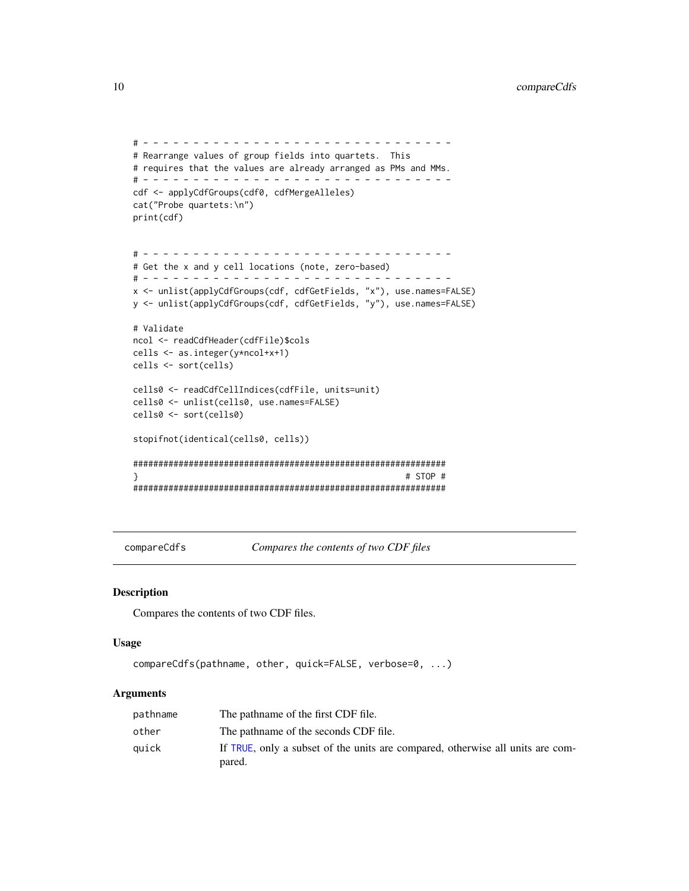```
# - - - - - - - - - - - - - - - - - - - - - - - - - - - - - - - -
# Rearrange values of group fields into quartets.  This
# requires that the values are already arranged as PMs and MMs.
# - - - - - - - - - - - - - - - - - - - - - - - - - - - - - - - -
cdf <- applyCdfGroups(cdf0, cdfMergeAlleles)
cat("Probe quartets:\n")
print(cdf)


# - - - - - - - - - - - - - - - - - - - - - - - - - - - - - - - -
# Get the x and y cell locations (note, zero-based)
# - - - - - - - - - - - - - - - - - - - - - - - - - - - - - - - -
x <- unlist(applyCdfGroups(cdf, cdfGetFields, "x"), use.names=FALSE)
y <- unlist(applyCdfGroups(cdf, cdfGetFields, "y"), use.names=FALSE)

# Validate
ncol <- readCdfHeader(cdfFile)$cols
cells <- as.integer(y*ncol+x+1)
cells <- sort(cells)

cells0 <- readCdfCellIndices(cdfFile, units=unit)
cells0 <- unlist(cells0, use.names=FALSE)
cells0 <- sort(cells0)

stopifnot(identical(cells0, cells))

##############################################################
}                                                       # STOP #
##############################################################
```

## compareCdfs — *Compares the contents of two CDF files*

### Description

Compares the contents of two CDF files.

### Usage

```
compareCdfs(pathname, other, quick=FALSE, verbose=0, ...)
```

### Arguments

| | |
|---|---|
| `pathname` | The pathname of the first CDF file. |
| `other` | The pathname of the seconds CDF file. |
| `quick` | If `TRUE`, only a subset of the units are compared, otherwise all units are compared. |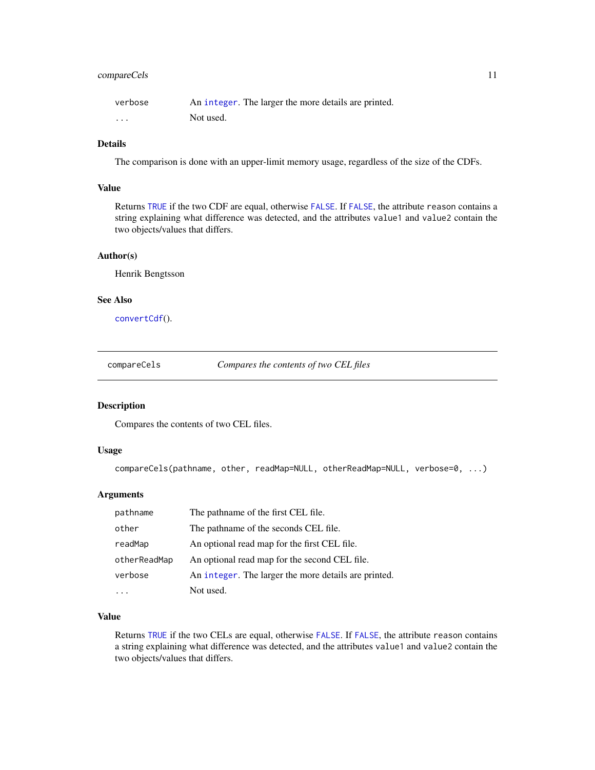| | |
|---|---|
| `verbose` | An `integer`. The larger the more details are printed. |
| `...` | Not used. |

### Details

The comparison is done with an upper-limit memory usage, regardless of the size of the CDFs.

### Value

Returns `TRUE` if the two CDF are equal, otherwise `FALSE`. If `FALSE`, the attribute `reason` contains a string explaining what difference was detected, and the attributes `value1` and `value2` contain the two objects/values that differs.

### Author(s)

Henrik Bengtsson

### See Also

`convertCdf`().

---

## compareCels — *Compares the contents of two CEL files*

---

### Description

Compares the contents of two CEL files.

### Usage

```
compareCels(pathname, other, readMap=NULL, otherReadMap=NULL, verbose=0, ...)
```

### Arguments

| | |
|---|---|
| `pathname` | The pathname of the first CEL file. |
| `other` | The pathname of the seconds CEL file. |
| `readMap` | An optional read map for the first CEL file. |
| `otherReadMap` | An optional read map for the second CEL file. |
| `verbose` | An `integer`. The larger the more details are printed. |
| `...` | Not used. |

### Value

Returns `TRUE` if the two CELs are equal, otherwise `FALSE`. If `FALSE`, the attribute `reason` contains a string explaining what difference was detected, and the attributes `value1` and `value2` contain the two objects/values that differs.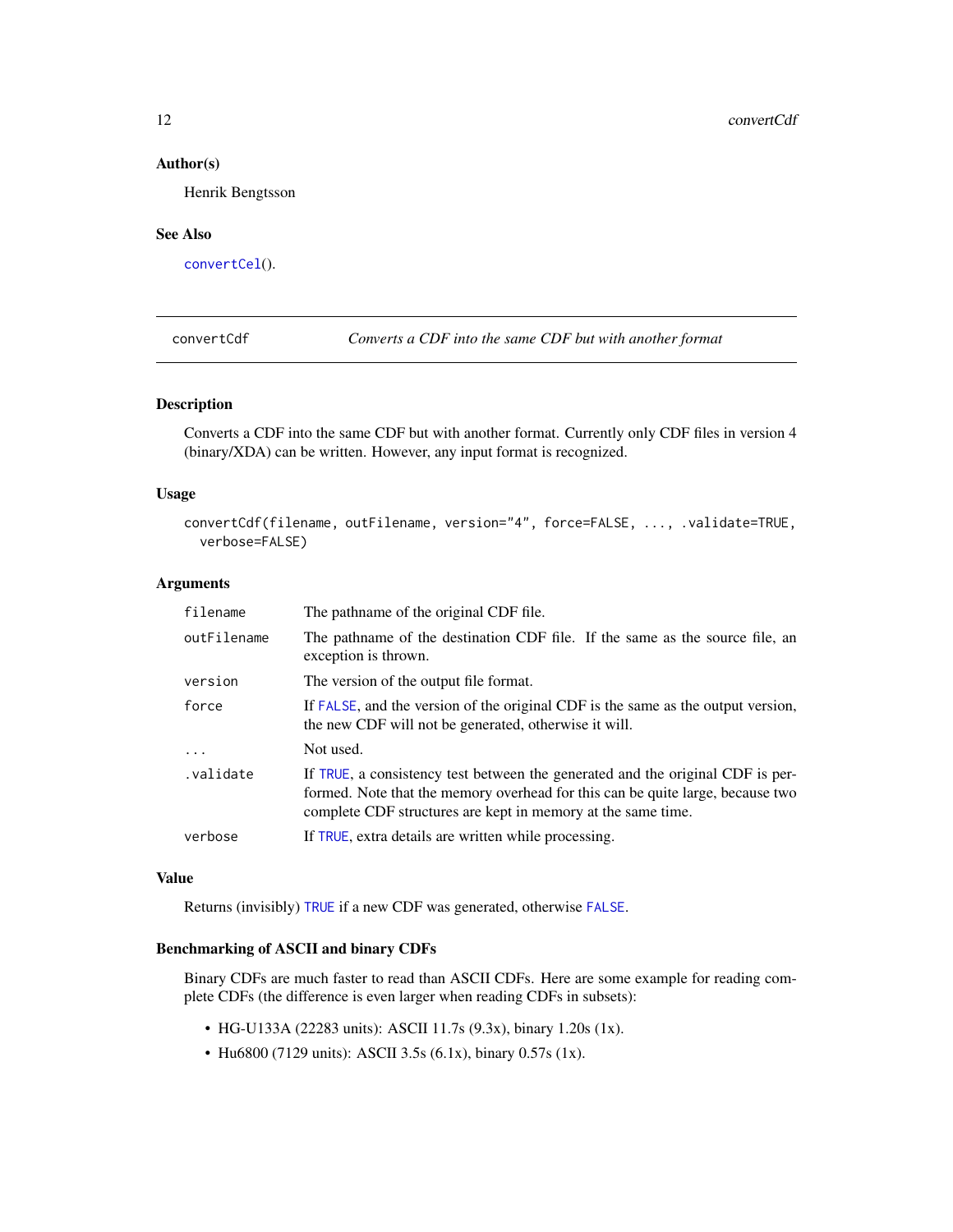### Author(s)

Henrik Bengtsson

### See Also

`convertCel`().

---

## convertCdf — *Converts a CDF into the same CDF but with another format*

### Description

Converts a CDF into the same CDF but with another format. Currently only CDF files in version 4 (binary/XDA) can be written. However, any input format is recognized.

### Usage

```
convertCdf(filename, outFilename, version="4", force=FALSE, ..., .validate=TRUE,
  verbose=FALSE)
```

### Arguments

| | |
|---|---|
| `filename` | The pathname of the original CDF file. |
| `outFilename` | The pathname of the destination CDF file. If the same as the source file, an exception is thrown. |
| `version` | The version of the output file format. |
| `force` | If `FALSE`, and the version of the original CDF is the same as the output version, the new CDF will not be generated, otherwise it will. |
| `...` | Not used. |
| `.validate` | If `TRUE`, a consistency test between the generated and the original CDF is performed. Note that the memory overhead for this can be quite large, because two complete CDF structures are kept in memory at the same time. |
| `verbose` | If `TRUE`, extra details are written while processing. |

### Value

Returns (invisibly) `TRUE` if a new CDF was generated, otherwise `FALSE`.

### Benchmarking of ASCII and binary CDFs

Binary CDFs are much faster to read than ASCII CDFs. Here are some example for reading complete CDFs (the difference is even larger when reading CDFs in subsets):

- HG-U133A (22283 units): ASCII 11.7s (9.3x), binary 1.20s (1x).
- Hu6800 (7129 units): ASCII 3.5s (6.1x), binary 0.57s (1x).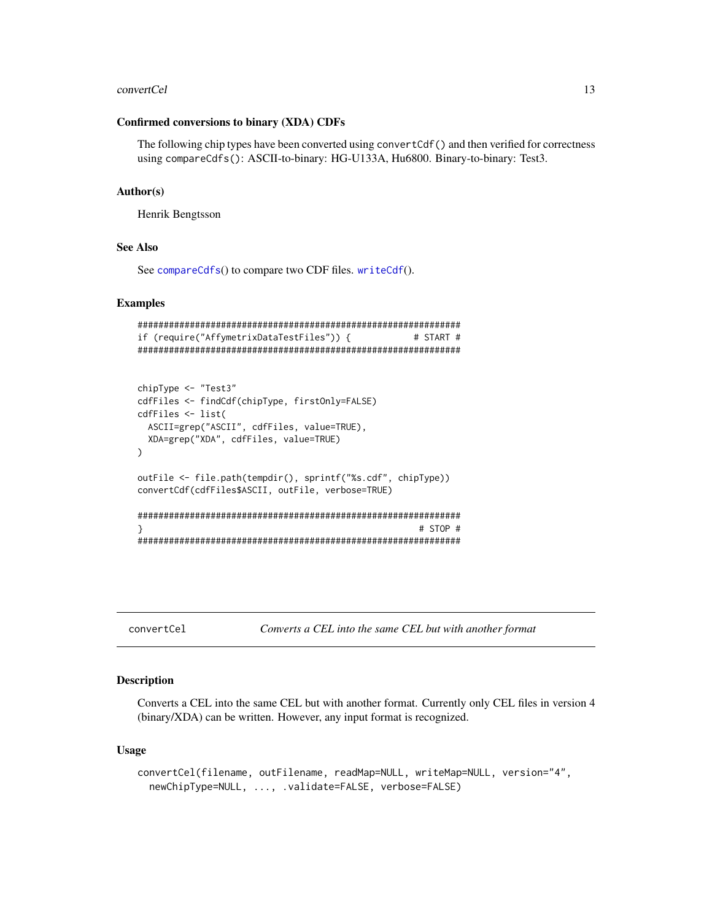### Confirmed conversions to binary (XDA) CDFs

The following chip types have been converted using `convertCdf()` and then verified for correctness using `compareCdfs()`: ASCII-to-binary: HG-U133A, Hu6800. Binary-to-binary: Test3.

### Author(s)

Henrik Bengtsson

### See Also

See `compareCdfs`() to compare two CDF files. `writeCdf`().

### Examples

```
##############################################################
if (require("AffymetrixDataTestFiles")) {            # START #
##############################################################


chipType <- "Test3"
cdfFiles <- findCdf(chipType, firstOnly=FALSE)
cdfFiles <- list(
  ASCII=grep("ASCII", cdfFiles, value=TRUE),
  XDA=grep("XDA", cdfFiles, value=TRUE)
)

outFile <- file.path(tempdir(), sprintf("%s.cdf", chipType))
convertCdf(cdfFiles$ASCII, outFile, verbose=TRUE)

##############################################################
}                                                     # STOP #
##############################################################
```

---

## convertCel — *Converts a CEL into the same CEL but with another format*

### Description

Converts a CEL into the same CEL but with another format. Currently only CEL files in version 4 (binary/XDA) can be written. However, any input format is recognized.

### Usage

```
convertCel(filename, outFilename, readMap=NULL, writeMap=NULL, version="4",
  newChipType=NULL, ..., .validate=FALSE, verbose=FALSE)
```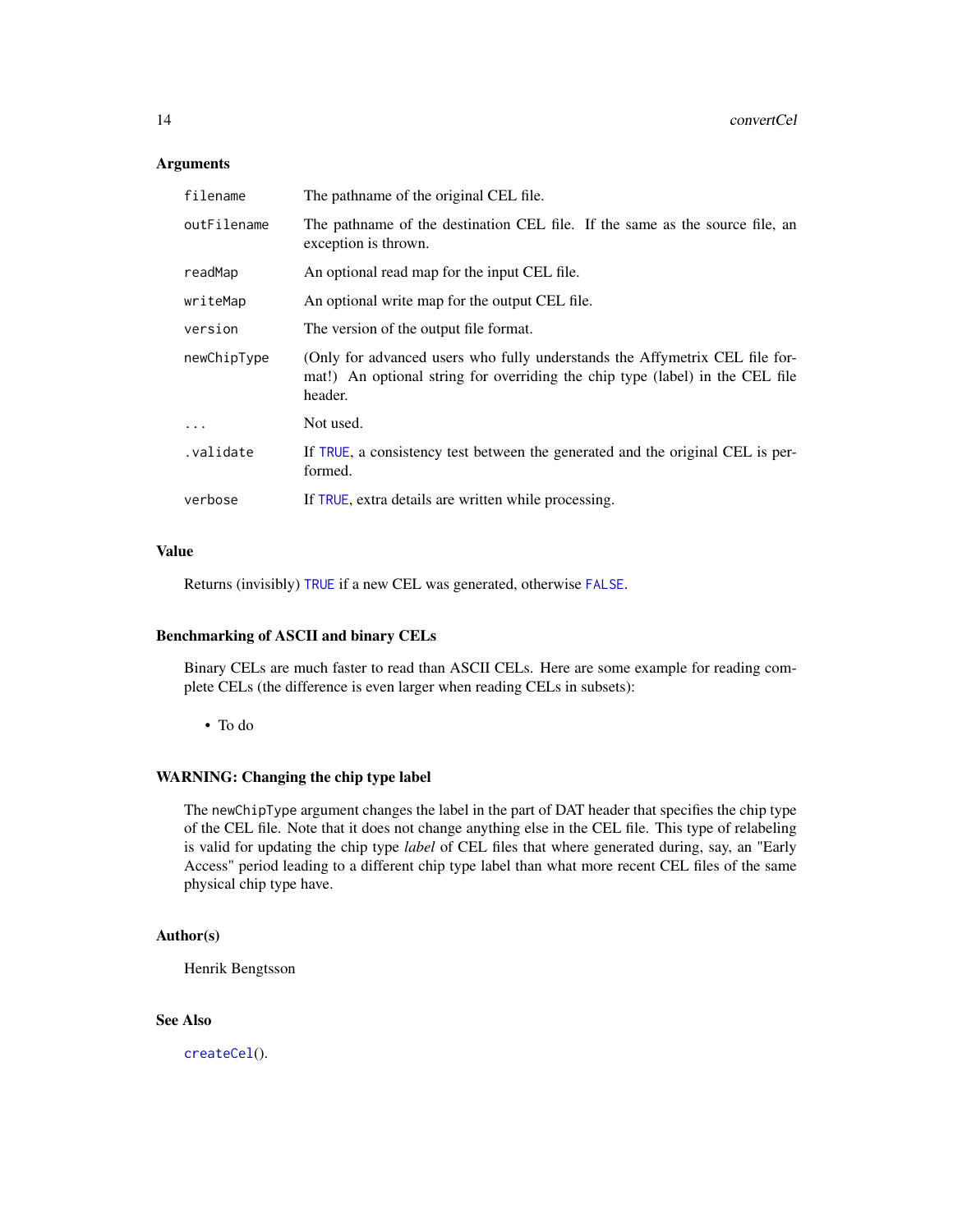## Arguments

| | |
|---|---|
| `filename` | The pathname of the original CEL file. |
| `outFilename` | The pathname of the destination CEL file. If the same as the source file, an exception is thrown. |
| `readMap` | An optional read map for the input CEL file. |
| `writeMap` | An optional write map for the output CEL file. |
| `version` | The version of the output file format. |
| `newChipType` | (Only for advanced users who fully understands the Affymetrix CEL file format!) An optional string for overriding the chip type (label) in the CEL file header. |
| `...` | Not used. |
| `.validate` | If `TRUE`, a consistency test between the generated and the original CEL is performed. |
| `verbose` | If `TRUE`, extra details are written while processing. |

## Value

Returns (invisibly) `TRUE` if a new CEL was generated, otherwise `FALSE`.

## Benchmarking of ASCII and binary CELs

Binary CELs are much faster to read than ASCII CELs. Here are some example for reading complete CELs (the difference is even larger when reading CELs in subsets):

- To do

## WARNING: Changing the chip type label

The `newChipType` argument changes the label in the part of DAT header that specifies the chip type of the CEL file. Note that it does not change anything else in the CEL file. This type of relabeling is valid for updating the chip type *label* of CEL files that where generated during, say, an "Early Access" period leading to a different chip type label than what more recent CEL files of the same physical chip type have.

## Author(s)

Henrik Bengtsson

## See Also

`createCel`().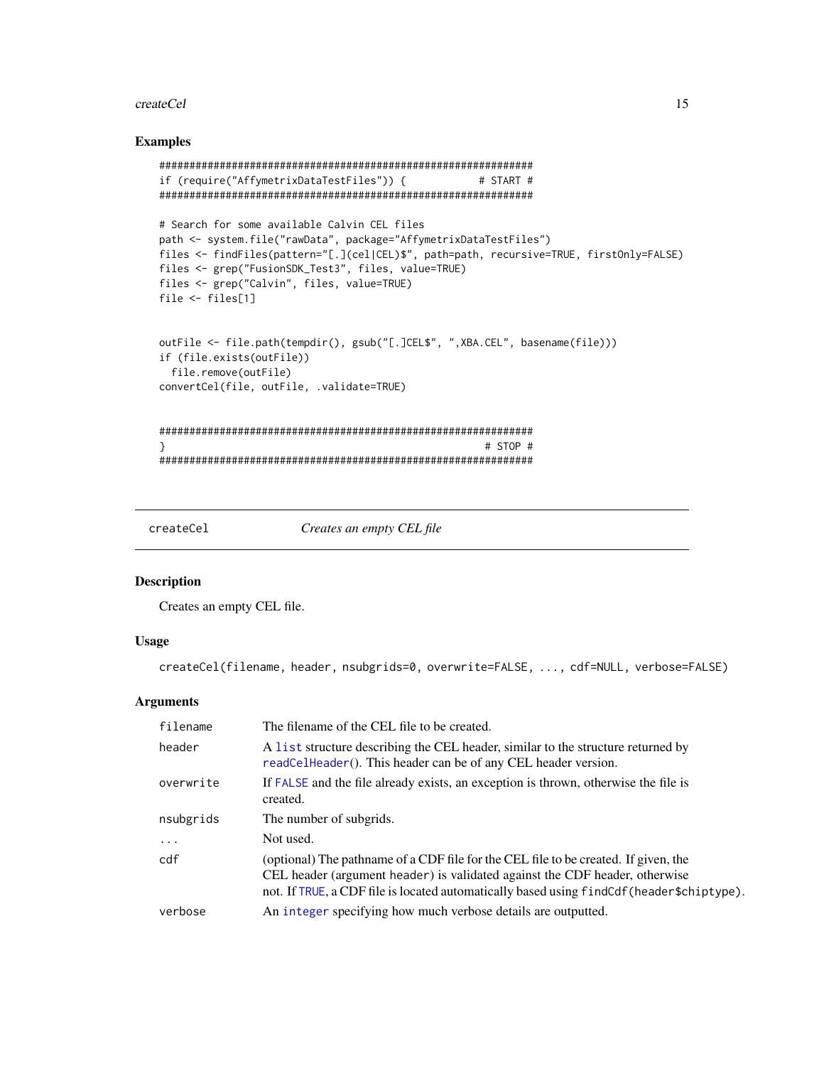## Examples

```
##############################################################
if (require("AffymetrixDataTestFiles")) {            # START #
##############################################################

# Search for some available Calvin CEL files
path <- system.file("rawData", package="AffymetrixDataTestFiles")
files <- findFiles(pattern="[.](cel|CEL)$", path=path, recursive=TRUE, firstOnly=FALSE)
files <- grep("FusionSDK_Test3", files, value=TRUE)
files <- grep("Calvin", files, value=TRUE)
file <- files[1]


outFile <- file.path(tempdir(), gsub("[.]CEL$", ",XBA.CEL", basename(file)))
if (file.exists(outFile))
  file.remove(outFile)
convertCel(file, outFile, .validate=TRUE)


##############################################################
}                                                     # STOP #
##############################################################
```

---

# createCel *Creates an empty CEL file*

## Description

Creates an empty CEL file.

## Usage

```
createCel(filename, header, nsubgrids=0, overwrite=FALSE, ..., cdf=NULL, verbose=FALSE)
```

## Arguments

| | |
|---|---|
| `filename` | The filename of the CEL file to be created. |
| `header` | A `list` structure describing the CEL header, similar to the structure returned by `readCelHeader`(). This header can be of any CEL header version. |
| `overwrite` | If `FALSE` and the file already exists, an exception is thrown, otherwise the file is created. |
| `nsubgrids` | The number of subgrids. |
| `...` | Not used. |
| `cdf` | (optional) The pathname of a CDF file for the CEL file to be created. If given, the CEL header (argument `header`) is validated against the CDF header, otherwise not. If `TRUE`, a CDF file is located automatically based using `findCdf(header$chiptype)`. |
| `verbose` | An `integer` specifying how much verbose details are outputted. |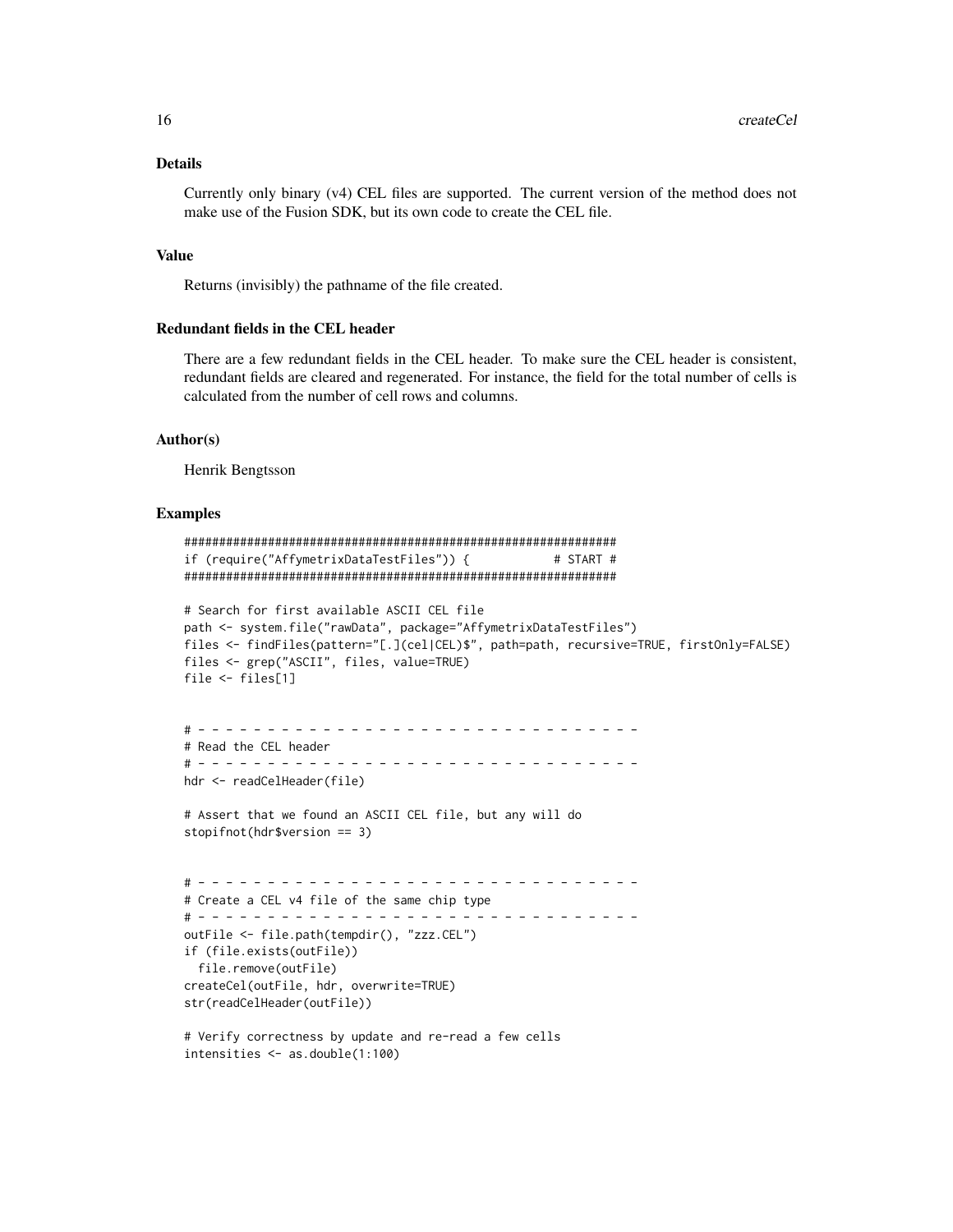## Details

Currently only binary (v4) CEL files are supported. The current version of the method does not make use of the Fusion SDK, but its own code to create the CEL file.

## Value

Returns (invisibly) the pathname of the file created.

## Redundant fields in the CEL header

There are a few redundant fields in the CEL header. To make sure the CEL header is consistent, redundant fields are cleared and regenerated. For instance, the field for the total number of cells is calculated from the number of cell rows and columns.

## Author(s)

Henrik Bengtsson

## Examples

```
##############################################################
if (require("AffymetrixDataTestFiles")) {            # START #
##############################################################

# Search for first available ASCII CEL file
path <- system.file("rawData", package="AffymetrixDataTestFiles")
files <- findFiles(pattern="[.](cel|CEL)$", path=path, recursive=TRUE, firstOnly=FALSE)
files <- grep("ASCII", files, value=TRUE)
file <- files[1]


# - - - - - - - - - - - - - - - - - - - - - - - - - - - - - - - - -
# Read the CEL header
# - - - - - - - - - - - - - - - - - - - - - - - - - - - - - - - - -
hdr <- readCelHeader(file)

# Assert that we found an ASCII CEL file, but any will do
stopifnot(hdr$version == 3)


# - - - - - - - - - - - - - - - - - - - - - - - - - - - - - - - - -
# Create a CEL v4 file of the same chip type
# - - - - - - - - - - - - - - - - - - - - - - - - - - - - - - - - -
outFile <- file.path(tempdir(), "zzz.CEL")
if (file.exists(outFile))
  file.remove(outFile)
createCel(outFile, hdr, overwrite=TRUE)
str(readCelHeader(outFile))

# Verify correctness by update and re-read a few cells
intensities <- as.double(1:100)
```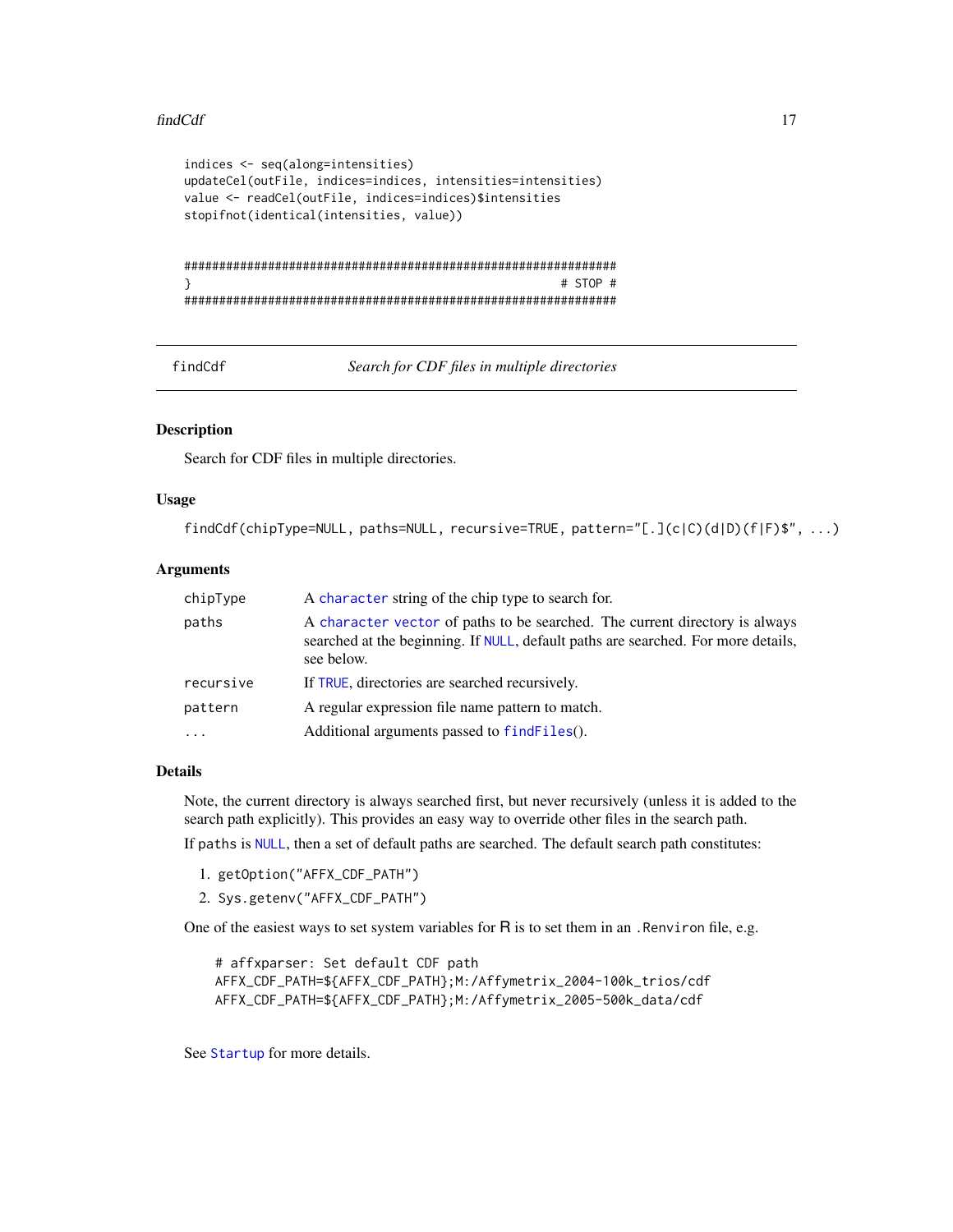```
indices <- seq(along=intensities)
updateCel(outFile, indices=indices, intensities=intensities)
value <- readCel(outFile, indices=indices)$intensities
stopifnot(identical(intensities, value))


##############################################################
}                                                       # STOP #
##############################################################
```

## findCdf — *Search for CDF files in multiple directories*

### Description

Search for CDF files in multiple directories.

### Usage

```
findCdf(chipType=NULL, paths=NULL, recursive=TRUE, pattern="[.](c|C)(d|D)(f|F)$", ...)
```

### Arguments

| | |
|---|---|
| `chipType` | A `character` string of the chip type to search for. |
| `paths` | A `character vector` of paths to be searched. The current directory is always searched at the beginning. If `NULL`, default paths are searched. For more details, see below. |
| `recursive` | If `TRUE`, directories are searched recursively. |
| `pattern` | A regular expression file name pattern to match. |
| `...` | Additional arguments passed to `findFiles()`. |

### Details

Note, the current directory is always searched first, but never recursively (unless it is added to the search path explicitly). This provides an easy way to override other files in the search path.

If `paths` is `NULL`, then a set of default paths are searched. The default search path constitutes:

1. `getOption("AFFX_CDF_PATH")`
2. `Sys.getenv("AFFX_CDF_PATH")`

One of the easiest ways to set system variables for R is to set them in an `.Renviron` file, e.g.

```
# affxparser: Set default CDF path
AFFX_CDF_PATH=${AFFX_CDF_PATH};M:/Affymetrix_2004-100k_trios/cdf
AFFX_CDF_PATH=${AFFX_CDF_PATH};M:/Affymetrix_2005-500k_data/cdf
```

See `Startup` for more details.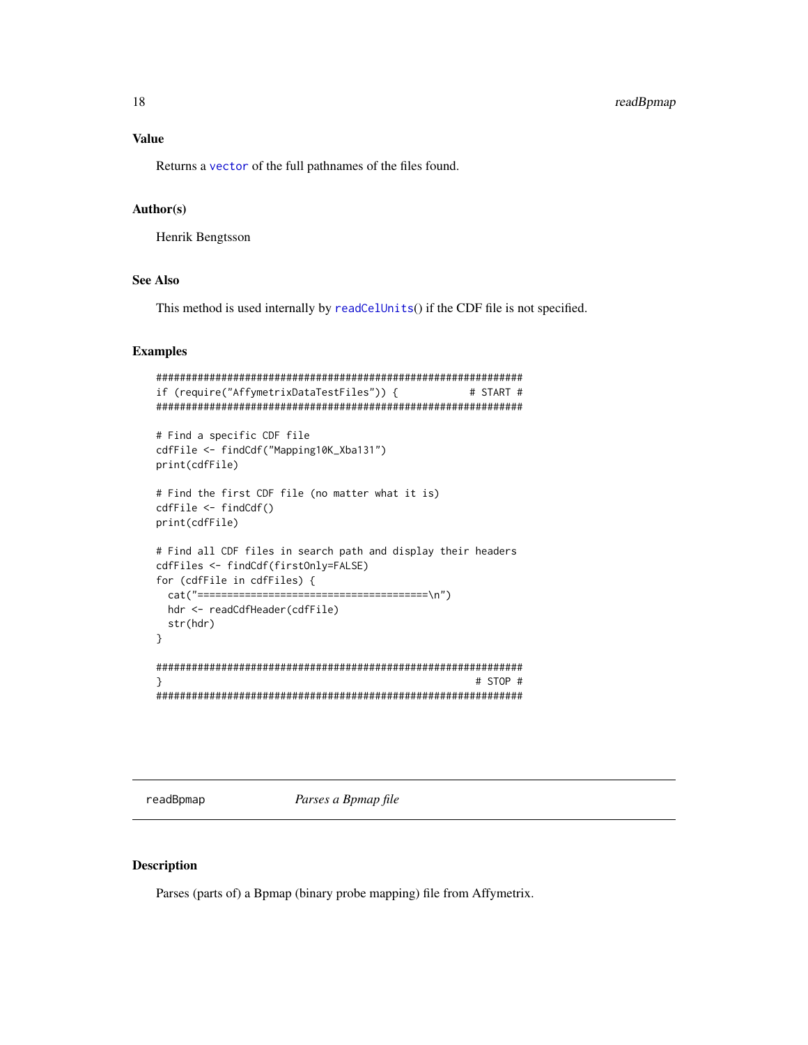### Value

Returns a `vector` of the full pathnames of the files found.

### Author(s)

Henrik Bengtsson

### See Also

This method is used internally by `readCelUnits`() if the CDF file is not specified.

### Examples

```
##############################################################
if (require("AffymetrixDataTestFiles")) {            # START #
##############################################################

# Find a specific CDF file
cdfFile <- findCdf("Mapping10K_Xba131")
print(cdfFile)

# Find the first CDF file (no matter what it is)
cdfFile <- findCdf()
print(cdfFile)

# Find all CDF files in search path and display their headers
cdfFiles <- findCdf(firstOnly=FALSE)
for (cdfFile in cdfFiles) {
  cat("=======================================\n")
  hdr <- readCdfHeader(cdfFile)
  str(hdr)
}

##############################################################
}                                                     # STOP #
##############################################################
```

---

## readBpmap — *Parses a Bpmap file*

### Description

Parses (parts of) a Bpmap (binary probe mapping) file from Affymetrix.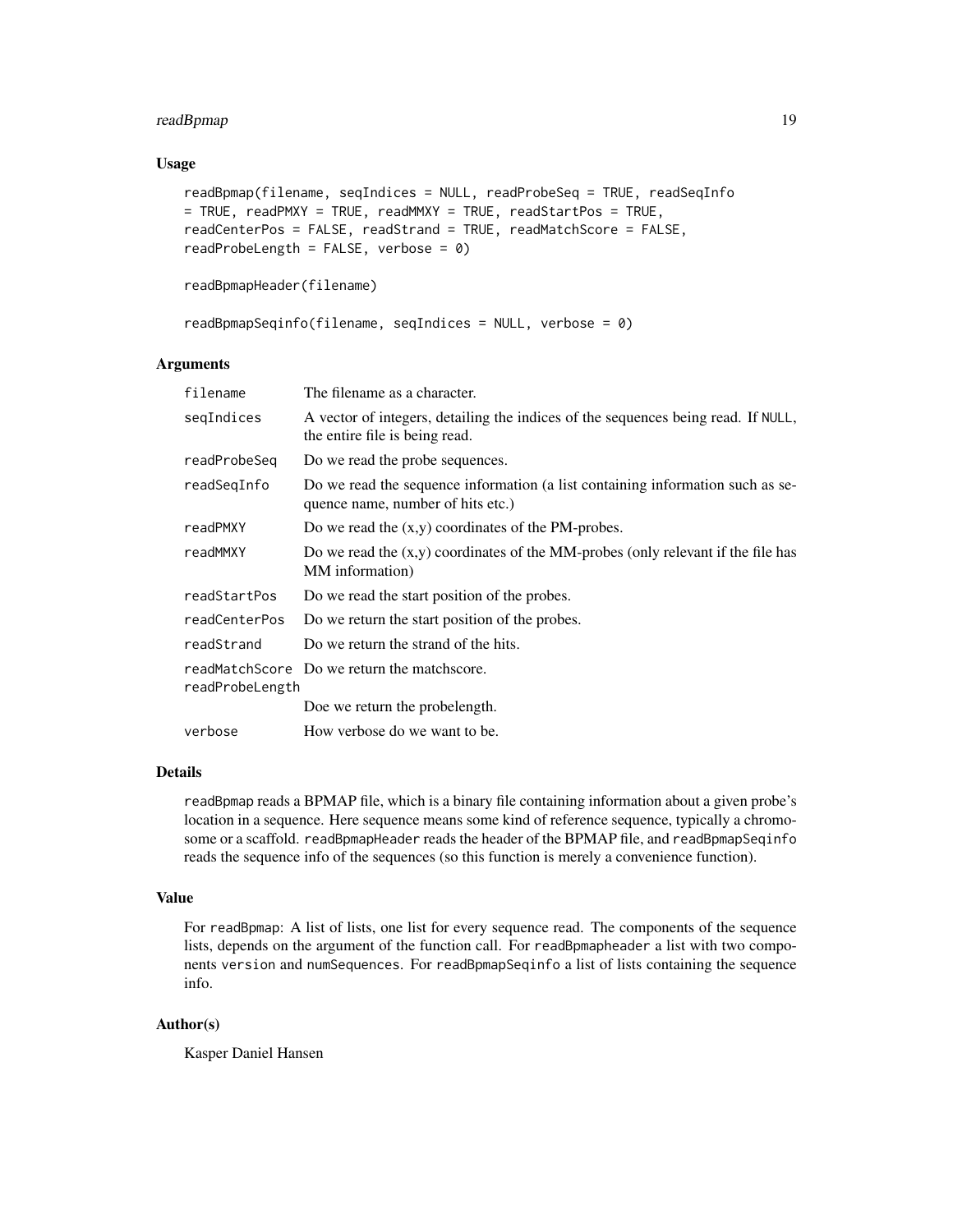### Usage

```
readBpmap(filename, seqIndices = NULL, readProbeSeq = TRUE, readSeqInfo
= TRUE, readPMXY = TRUE, readMMXY = TRUE, readStartPos = TRUE,
readCenterPos = FALSE, readStrand = TRUE, readMatchScore = FALSE,
readProbeLength = FALSE, verbose = 0)

readBpmapHeader(filename)

readBpmapSeqinfo(filename, seqIndices = NULL, verbose = 0)
```

### Arguments

| | |
|---|---|
| filename | The filename as a character. |
| seqIndices | A vector of integers, detailing the indices of the sequences being read. If NULL, the entire file is being read. |
| readProbeSeq | Do we read the probe sequences. |
| readSeqInfo | Do we read the sequence information (a list containing information such as sequence name, number of hits etc.) |
| readPMXY | Do we read the (x,y) coordinates of the PM-probes. |
| readMMXY | Do we read the (x,y) coordinates of the MM-probes (only relevant if the file has MM information) |
| readStartPos | Do we read the start position of the probes. |
| readCenterPos | Do we return the start position of the probes. |
| readStrand | Do we return the strand of the hits. |
| readMatchScore | Do we return the matchscore. |
| readProbeLength | Doe we return the probelength. |
| verbose | How verbose do we want to be. |

### Details

readBpmap reads a BPMAP file, which is a binary file containing information about a given probe's location in a sequence. Here sequence means some kind of reference sequence, typically a chromosome or a scaffold. readBpmapHeader reads the header of the BPMAP file, and readBpmapSeqinfo reads the sequence info of the sequences (so this function is merely a convenience function).

### Value

For readBpmap: A list of lists, one list for every sequence read. The components of the sequence lists, depends on the argument of the function call. For readBpmapheader a list with two components version and numSequences. For readBpmapSeqinfo a list of lists containing the sequence info.

### Author(s)

Kasper Daniel Hansen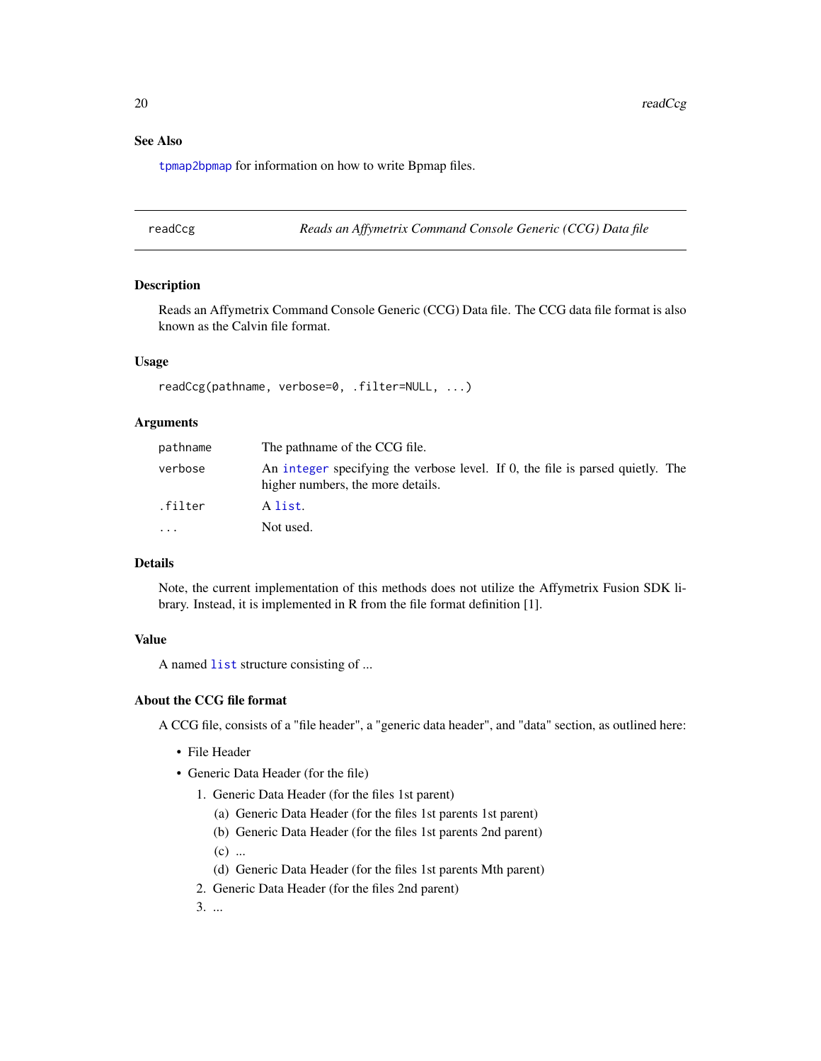## See Also

`tpmap2bpmap` for information on how to write Bpmap files.

---

## readCcg — *Reads an Affymetrix Command Console Generic (CCG) Data file*

### Description

Reads an Affymetrix Command Console Generic (CCG) Data file. The CCG data file format is also known as the Calvin file format.

### Usage

```
readCcg(pathname, verbose=0, .filter=NULL, ...)
```

### Arguments

| | |
|---|---|
| `pathname` | The pathname of the CCG file. |
| `verbose` | An `integer` specifying the verbose level. If 0, the file is parsed quietly. The higher numbers, the more details. |
| `.filter` | A `list`. |
| `...` | Not used. |

### Details

Note, the current implementation of this methods does not utilize the Affymetrix Fusion SDK library. Instead, it is implemented in R from the file format definition [1].

### Value

A named `list` structure consisting of ...

### About the CCG file format

A CCG file, consists of a "file header", a "generic data header", and "data" section, as outlined here:

- File Header
- Generic Data Header (for the file)
  1. Generic Data Header (for the files 1st parent)
     (a) Generic Data Header (for the files 1st parents 1st parent)
     (b) Generic Data Header (for the files 1st parents 2nd parent)
     (c) ...
     (d) Generic Data Header (for the files 1st parents Mth parent)
  2. Generic Data Header (for the files 2nd parent)
  3. ...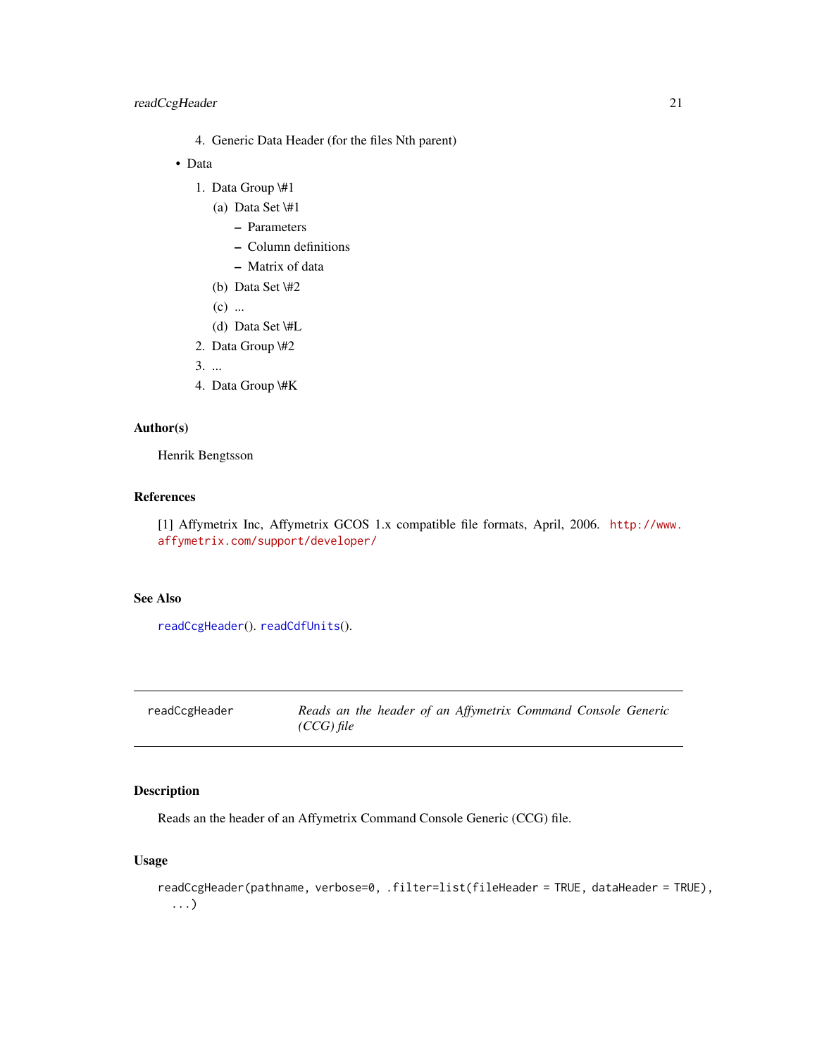4. Generic Data Header (for the files Nth parent)

- Data
  1. Data Group \#1
     (a) Data Set \#1
        - Parameters
        - Column definitions
        - Matrix of data

     (b) Data Set \#2
     (c) ...
     (d) Data Set \#L
  2. Data Group \#2
  3. ...
  4. Data Group \#K

### Author(s)

Henrik Bengtsson

### References

[1] Affymetrix Inc, Affymetrix GCOS 1.x compatible file formats, April, 2006. http://www.affymetrix.com/support/developer/

### See Also

`readCcgHeader`(). `readCdfUnits`().

---

## readCcgHeader — *Reads an the header of an Affymetrix Command Console Generic (CCG) file*

---

### Description

Reads an the header of an Affymetrix Command Console Generic (CCG) file.

### Usage

```
readCcgHeader(pathname, verbose=0, .filter=list(fileHeader = TRUE, dataHeader = TRUE),
  ...)
```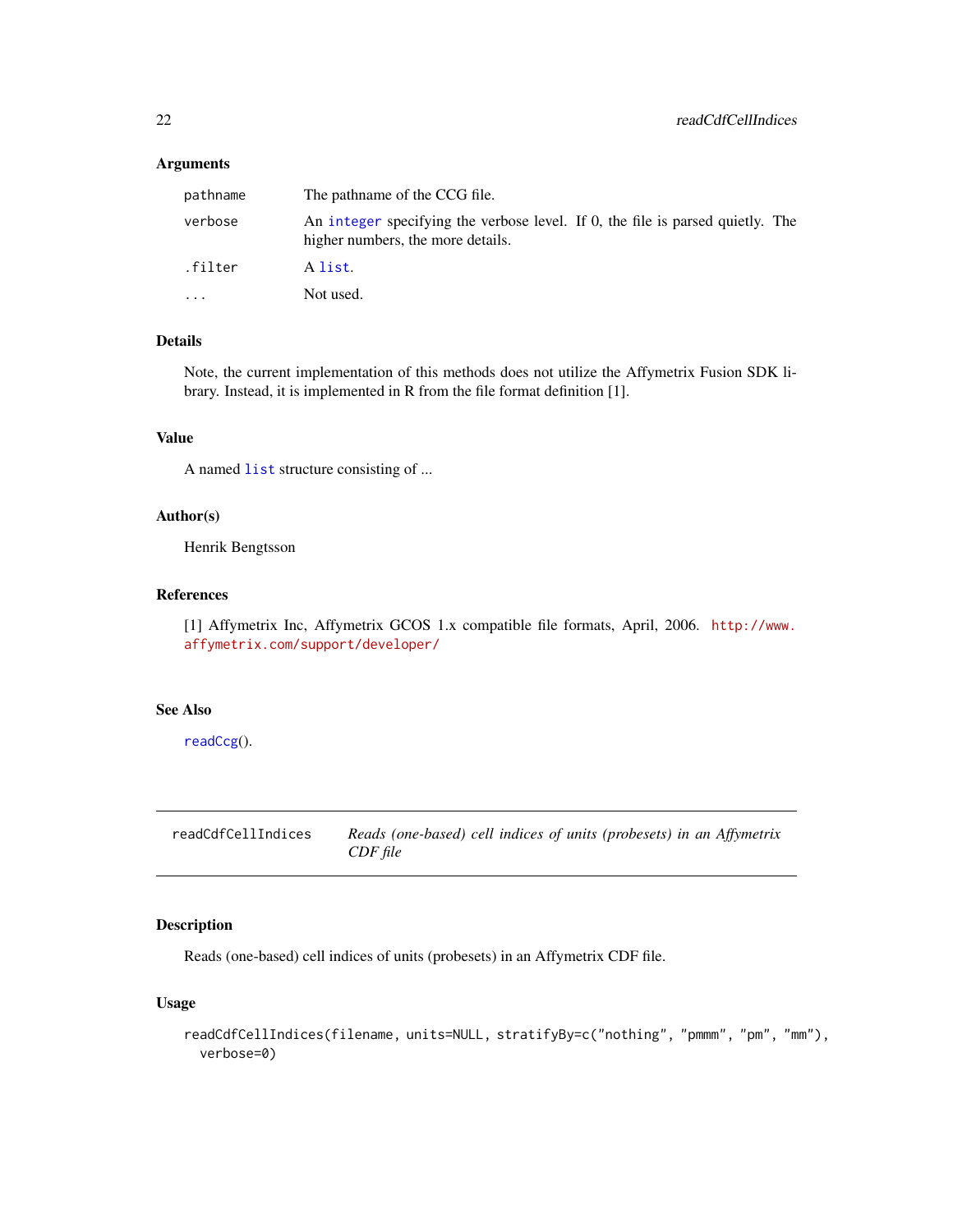### Arguments

| | |
|---|---|
| `pathname` | The pathname of the CCG file. |
| `verbose` | An `integer` specifying the verbose level. If 0, the file is parsed quietly. The higher numbers, the more details. |
| `.filter` | A `list`. |
| `...` | Not used. |

### Details

Note, the current implementation of this methods does not utilize the Affymetrix Fusion SDK library. Instead, it is implemented in R from the file format definition [1].

### Value

A named `list` structure consisting of ...

### Author(s)

Henrik Bengtsson

### References

[1] Affymetrix Inc, Affymetrix GCOS 1.x compatible file formats, April, 2006. http://www.affymetrix.com/support/developer/

### See Also

`readCcg`().

---

## readCdfCellIndices — *Reads (one-based) cell indices of units (probesets) in an Affymetrix CDF file*

---

### Description

Reads (one-based) cell indices of units (probesets) in an Affymetrix CDF file.

### Usage

```
readCdfCellIndices(filename, units=NULL, stratifyBy=c("nothing", "pmmm", "pm", "mm"),
  verbose=0)
```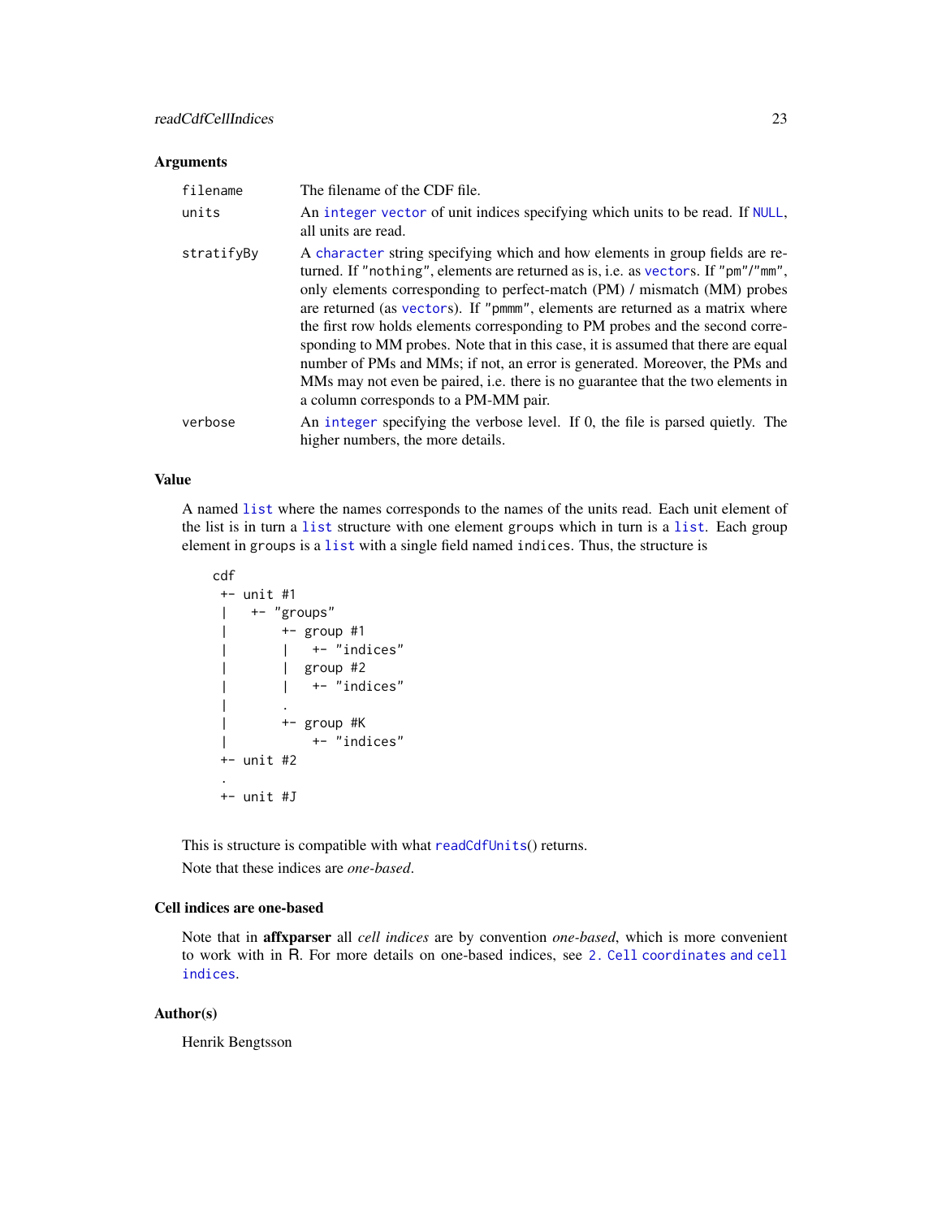## Arguments

- `filename` The filename of the CDF file.
- `units` An `integer` `vector` of unit indices specifying which units to be read. If `NULL`, all units are read.
- `stratifyBy` A `character` string specifying which and how elements in group fields are returned. If `"nothing"`, elements are returned as is, i.e. as `vector`s. If `"pm"`/`"mm"`, only elements corresponding to perfect-match (PM) / mismatch (MM) probes are returned (as `vector`s). If `"pmmm"`, elements are returned as a matrix where the first row holds elements corresponding to PM probes and the second corresponding to MM probes. Note that in this case, it is assumed that there are equal number of PMs and MMs; if not, an error is generated. Moreover, the PMs and MMs may not even be paired, i.e. there is no guarantee that the two elements in a column corresponds to a PM-MM pair.
- `verbose` An `integer` specifying the verbose level. If 0, the file is parsed quietly. The higher numbers, the more details.

## Value

A named `list` where the names corresponds to the names of the units read. Each unit element of the list is in turn a `list` structure with one element `groups` which in turn is a `list`. Each group element in `groups` is a `list` with a single field named `indices`. Thus, the structure is

```
cdf
 +- unit #1
 |   +- "groups"
 |       +- group #1
 |       |   +- "indices"
 |       |  group #2
 |       |   +- "indices"
 |       .
 |       +- group #K
 |           +- "indices"
 +- unit #2
 .
 +- unit #J
```

This is structure is compatible with what `readCdfUnits`() returns.

Note that these indices are *one-based*.

## Cell indices are one-based

Note that in **affxparser** all *cell indices* are by convention *one-based*, which is more convenient to work with in R. For more details on one-based indices, see `2. Cell coordinates and cell indices`.

## Author(s)

Henrik Bengtsson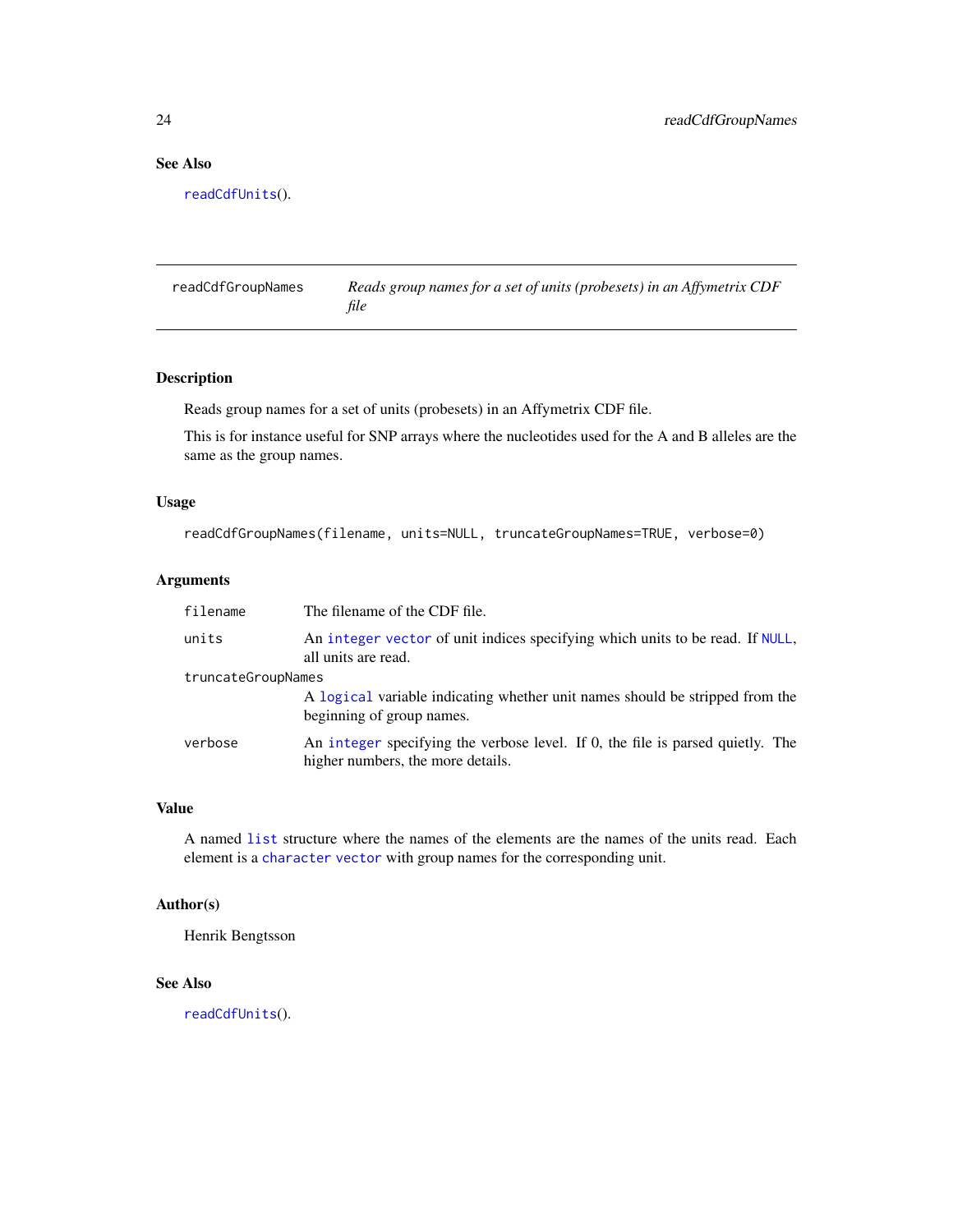## See Also

readCdfUnits().

---

## readCdfGroupNames — *Reads group names for a set of units (probesets) in an Affymetrix CDF file*

---

### Description

Reads group names for a set of units (probesets) in an Affymetrix CDF file.

This is for instance useful for SNP arrays where the nucleotides used for the A and B alleles are the same as the group names.

### Usage

```
readCdfGroupNames(filename, units=NULL, truncateGroupNames=TRUE, verbose=0)
```

### Arguments

| | |
|---|---|
| `filename` | The filename of the CDF file. |
| `units` | An integer vector of unit indices specifying which units to be read. If NULL, all units are read. |
| `truncateGroupNames` | A logical variable indicating whether unit names should be stripped from the beginning of group names. |
| `verbose` | An integer specifying the verbose level. If 0, the file is parsed quietly. The higher numbers, the more details. |

### Value

A named list structure where the names of the elements are the names of the units read. Each element is a character vector with group names for the corresponding unit.

### Author(s)

Henrik Bengtsson

### See Also

readCdfUnits().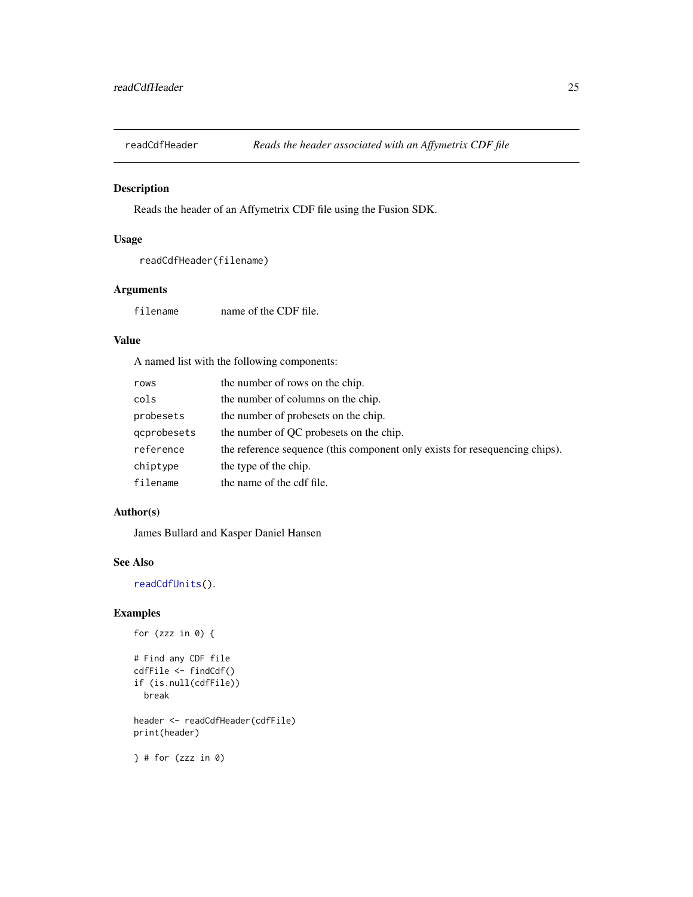# readCdfHeader — *Reads the header associated with an Affymetrix CDF file*

## Description

Reads the header of an Affymetrix CDF file using the Fusion SDK.

## Usage

```
readCdfHeader(filename)
```

## Arguments

| | |
|---|---|
| `filename` | name of the CDF file. |

## Value

A named list with the following components:

| | |
|---|---|
| `rows` | the number of rows on the chip. |
| `cols` | the number of columns on the chip. |
| `probesets` | the number of probesets on the chip. |
| `qcprobesets` | the number of QC probesets on the chip. |
| `reference` | the reference sequence (this component only exists for resequencing chips). |
| `chiptype` | the type of the chip. |
| `filename` | the name of the cdf file. |

## Author(s)

James Bullard and Kasper Daniel Hansen

## See Also

`readCdfUnits()`.

## Examples

```
for (zzz in 0) {

# Find any CDF file
cdfFile <- findCdf()
if (is.null(cdfFile))
  break

header <- readCdfHeader(cdfFile)
print(header)

} # for (zzz in 0)
```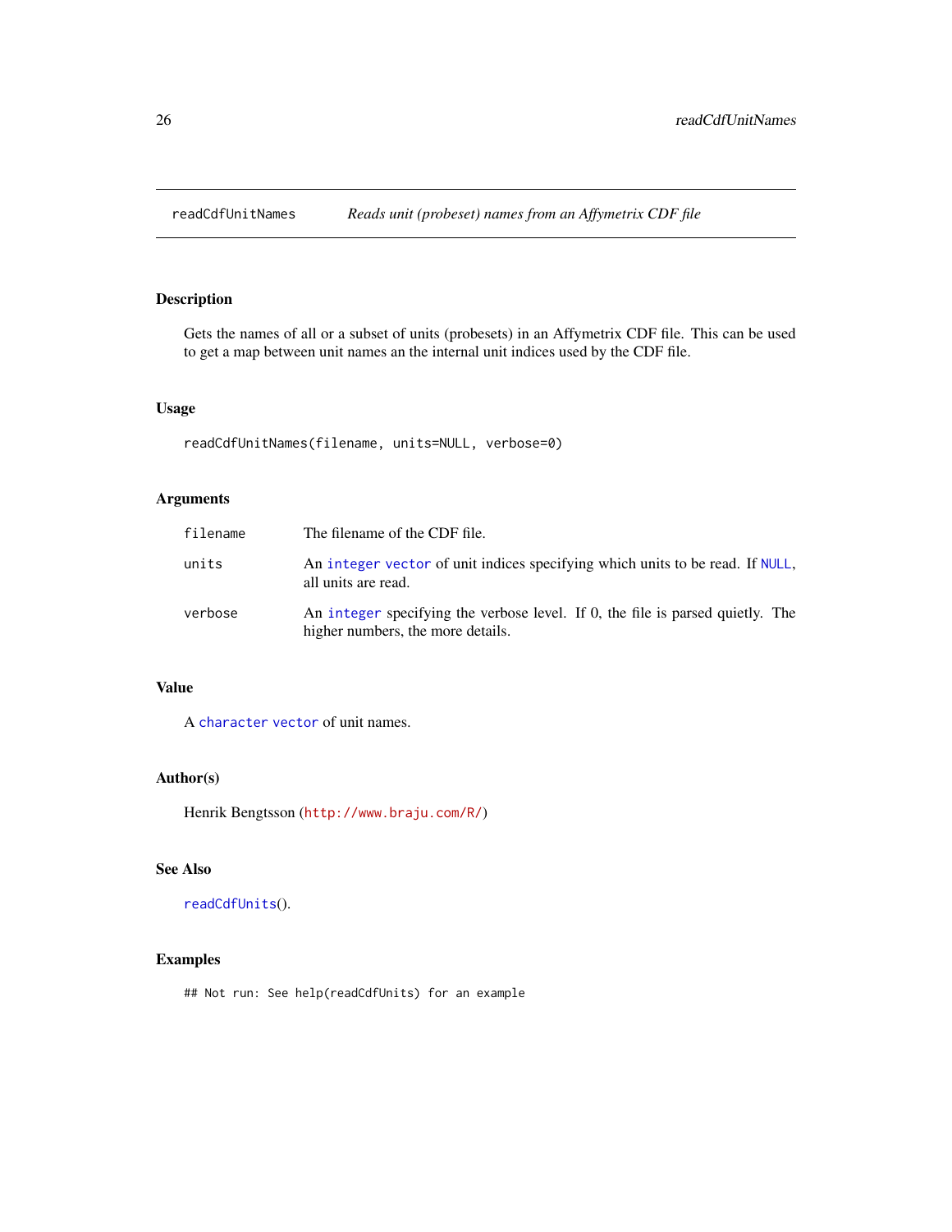readCdfUnitNames *Reads unit (probeset) names from an Affymetrix CDF file*

## Description

Gets the names of all or a subset of units (probesets) in an Affymetrix CDF file. This can be used to get a map between unit names an the internal unit indices used by the CDF file.

## Usage

```
readCdfUnitNames(filename, units=NULL, verbose=0)
```

## Arguments

| | |
|---|---|
| `filename` | The filename of the CDF file. |
| `units` | An `integer` `vector` of unit indices specifying which units to be read. If `NULL`, all units are read. |
| `verbose` | An `integer` specifying the verbose level. If 0, the file is parsed quietly. The higher numbers, the more details. |

## Value

A `character` `vector` of unit names.

## Author(s)

Henrik Bengtsson (http://www.braju.com/R/)

## See Also

`readCdfUnits`().

## Examples

```
## Not run: See help(readCdfUnits) for an example
```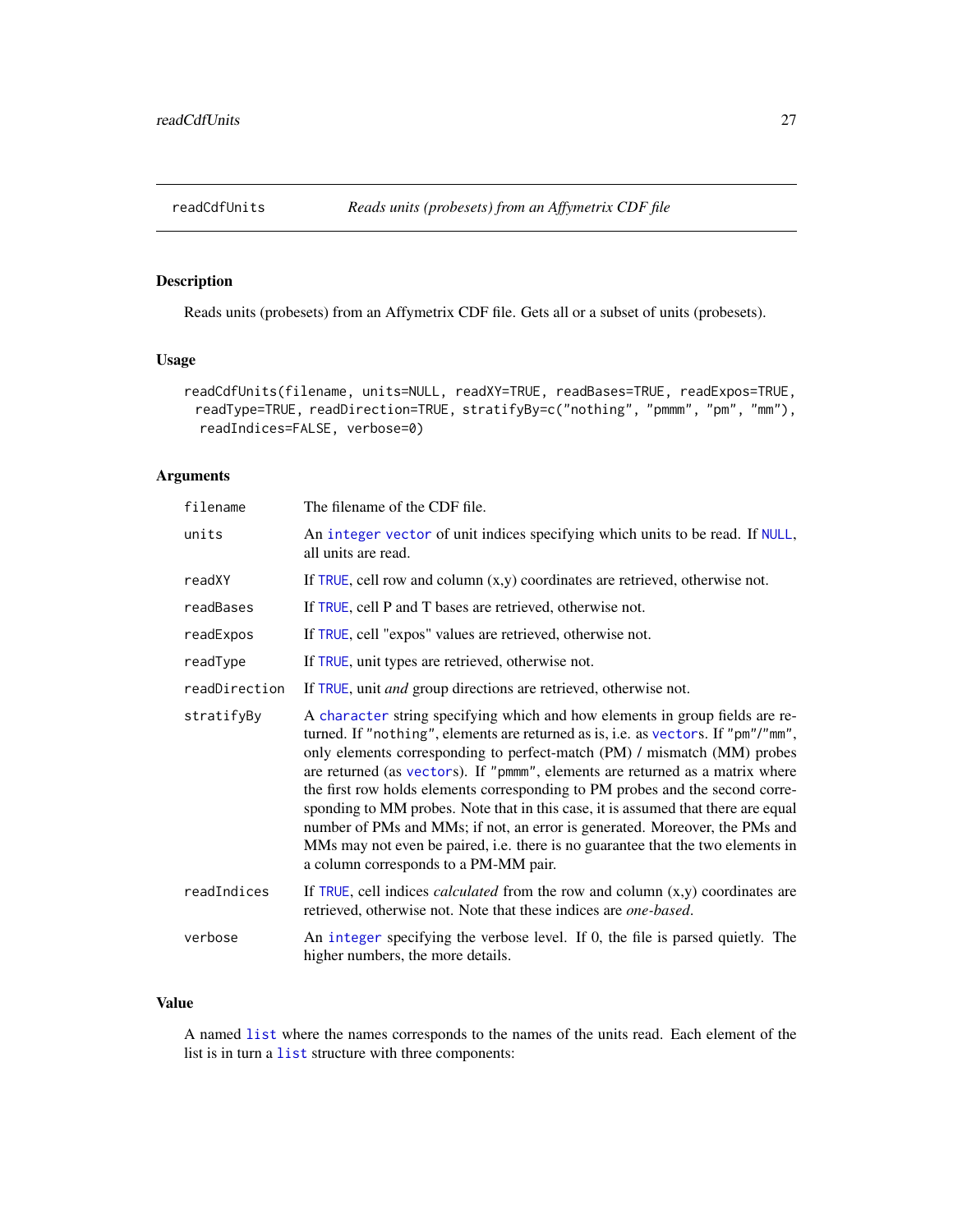## readCdfUnits — *Reads units (probesets) from an Affymetrix CDF file*

### Description

Reads units (probesets) from an Affymetrix CDF file. Gets all or a subset of units (probesets).

### Usage

```
readCdfUnits(filename, units=NULL, readXY=TRUE, readBases=TRUE, readExpos=TRUE,
  readType=TRUE, readDirection=TRUE, stratifyBy=c("nothing", "pmmm", "pm", "mm"),
   readIndices=FALSE, verbose=0)
```

### Arguments

| | |
|---|---|
| `filename` | The filename of the CDF file. |
| `units` | An `integer` `vector` of unit indices specifying which units to be read. If `NULL`, all units are read. |
| `readXY` | If `TRUE`, cell row and column (x,y) coordinates are retrieved, otherwise not. |
| `readBases` | If `TRUE`, cell P and T bases are retrieved, otherwise not. |
| `readExpos` | If `TRUE`, cell "expos" values are retrieved, otherwise not. |
| `readType` | If `TRUE`, unit types are retrieved, otherwise not. |
| `readDirection` | If `TRUE`, unit *and* group directions are retrieved, otherwise not. |
| `stratifyBy` | A `character` string specifying which and how elements in group fields are returned. If `"nothing"`, elements are returned as is, i.e. as `vector`s. If `"pm"`/`"mm"`, only elements corresponding to perfect-match (PM) / mismatch (MM) probes are returned (as `vector`s). If `"pmmm"`, elements are returned as a matrix where the first row holds elements corresponding to PM probes and the second corresponding to MM probes. Note that in this case, it is assumed that there are equal number of PMs and MMs; if not, an error is generated. Moreover, the PMs and MMs may not even be paired, i.e. there is no guarantee that the two elements in a column corresponds to a PM-MM pair. |
| `readIndices` | If `TRUE`, cell indices *calculated* from the row and column (x,y) coordinates are retrieved, otherwise not. Note that these indices are *one-based*. |
| `verbose` | An `integer` specifying the verbose level. If 0, the file is parsed quietly. The higher numbers, the more details. |

### Value

A named `list` where the names corresponds to the names of the units read. Each element of the list is in turn a `list` structure with three components: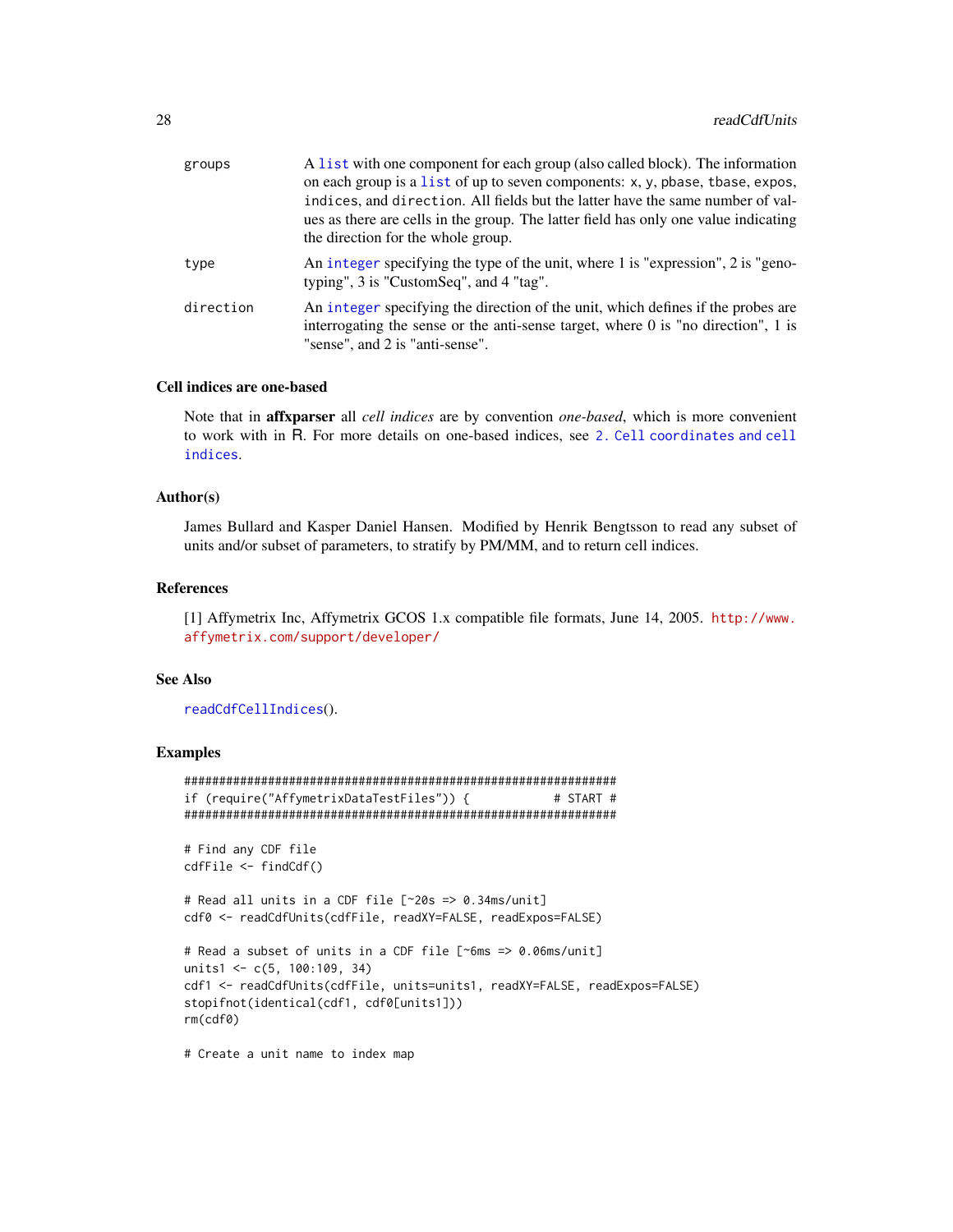groups
: A `list` with one component for each group (also called block). The information on each group is a `list` of up to seven components: `x`, `y`, `pbase`, `tbase`, `expos`, `indices`, and `direction`. All fields but the latter have the same number of values as there are cells in the group. The latter field has only one value indicating the direction for the whole group.

type
: An `integer` specifying the type of the unit, where 1 is "expression", 2 is "genotyping", 3 is "CustomSeq", and 4 "tag".

direction
: An `integer` specifying the direction of the unit, which defines if the probes are interrogating the sense or the anti-sense target, where 0 is "no direction", 1 is "sense", and 2 is "anti-sense".

### Cell indices are one-based

Note that in **affxparser** all *cell indices* are by convention *one-based*, which is more convenient to work with in R. For more details on one-based indices, see `2. Cell coordinates and cell indices`.

### Author(s)

James Bullard and Kasper Daniel Hansen. Modified by Henrik Bengtsson to read any subset of units and/or subset of parameters, to stratify by PM/MM, and to return cell indices.

### References

[1] Affymetrix Inc, Affymetrix GCOS 1.x compatible file formats, June 14, 2005. http://www.affymetrix.com/support/developer/

### See Also

`readCdfCellIndices`().

### Examples

```
##############################################################
if (require("AffymetrixDataTestFiles")) {            # START #
##############################################################

# Find any CDF file
cdfFile <- findCdf()

# Read all units in a CDF file [~20s => 0.34ms/unit]
cdf0 <- readCdfUnits(cdfFile, readXY=FALSE, readExpos=FALSE)

# Read a subset of units in a CDF file [~6ms => 0.06ms/unit]
units1 <- c(5, 100:109, 34)
cdf1 <- readCdfUnits(cdfFile, units=units1, readXY=FALSE, readExpos=FALSE)
stopifnot(identical(cdf1, cdf0[units1]))
rm(cdf0)

# Create a unit name to index map
```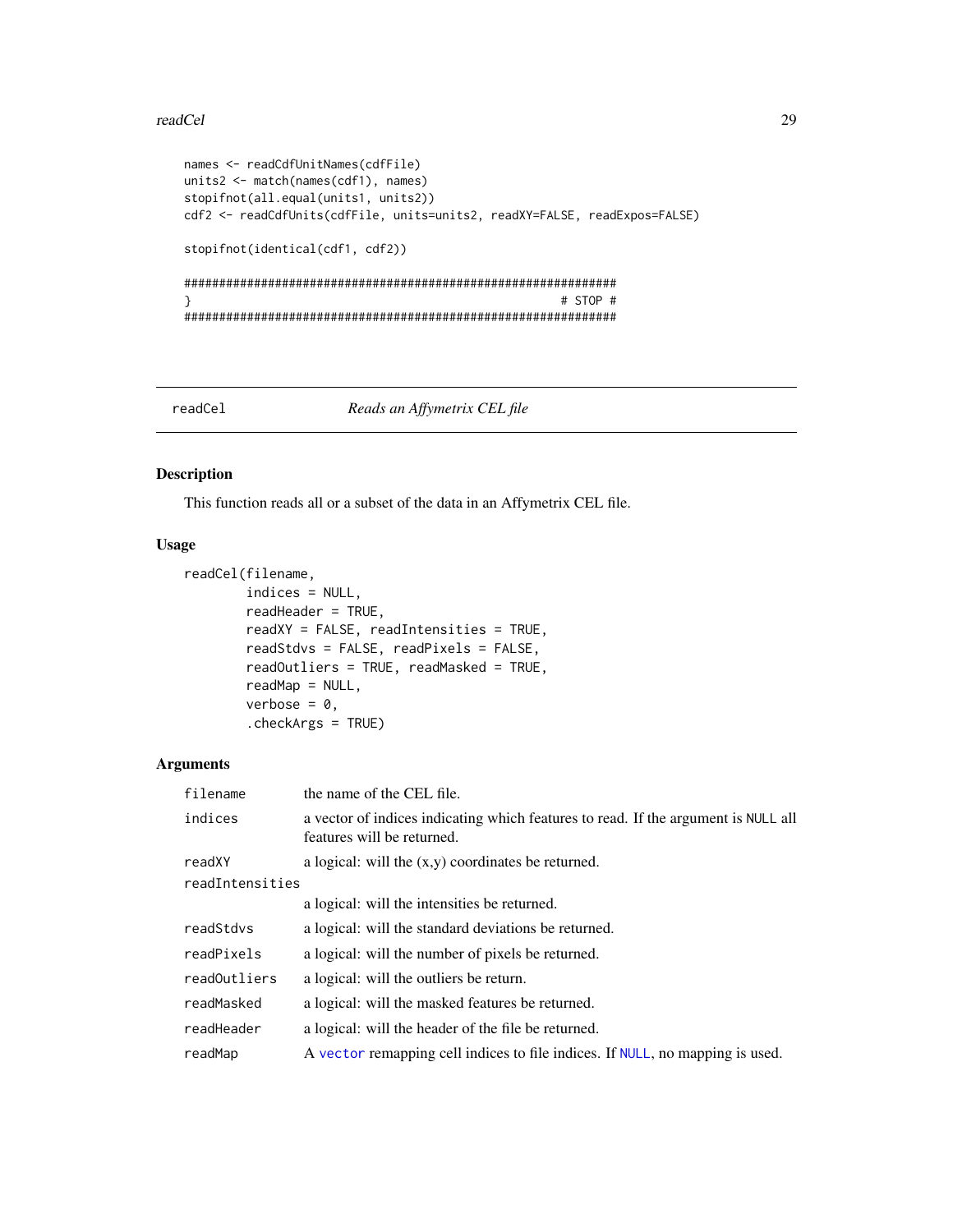```
names <- readCdfUnitNames(cdfFile)
units2 <- match(names(cdf1), names)
stopifnot(all.equal(units1, units2))
cdf2 <- readCdfUnits(cdfFile, units=units2, readXY=FALSE, readExpos=FALSE)

stopifnot(identical(cdf1, cdf2))

##############################################################
}                                                      # STOP #
##############################################################
```

---

readCel *Reads an Affymetrix CEL file*

---

## Description

This function reads all or a subset of the data in an Affymetrix CEL file.

## Usage

```
readCel(filename,
        indices = NULL,
        readHeader = TRUE,
        readXY = FALSE, readIntensities = TRUE,
        readStdvs = FALSE, readPixels = FALSE,
        readOutliers = TRUE, readMasked = TRUE,
        readMap = NULL,
        verbose = 0,
        .checkArgs = TRUE)
```

## Arguments

| | |
|---|---|
| `filename` | the name of the CEL file. |
| `indices` | a vector of indices indicating which features to read. If the argument is `NULL` all features will be returned. |
| `readXY` | a logical: will the (x,y) coordinates be returned. |
| `readIntensities` | a logical: will the intensities be returned. |
| `readStdvs` | a logical: will the standard deviations be returned. |
| `readPixels` | a logical: will the number of pixels be returned. |
| `readOutliers` | a logical: will the outliers be return. |
| `readMasked` | a logical: will the masked features be returned. |
| `readHeader` | a logical: will the header of the file be returned. |
| `readMap` | A `vector` remapping cell indices to file indices. If `NULL`, no mapping is used. |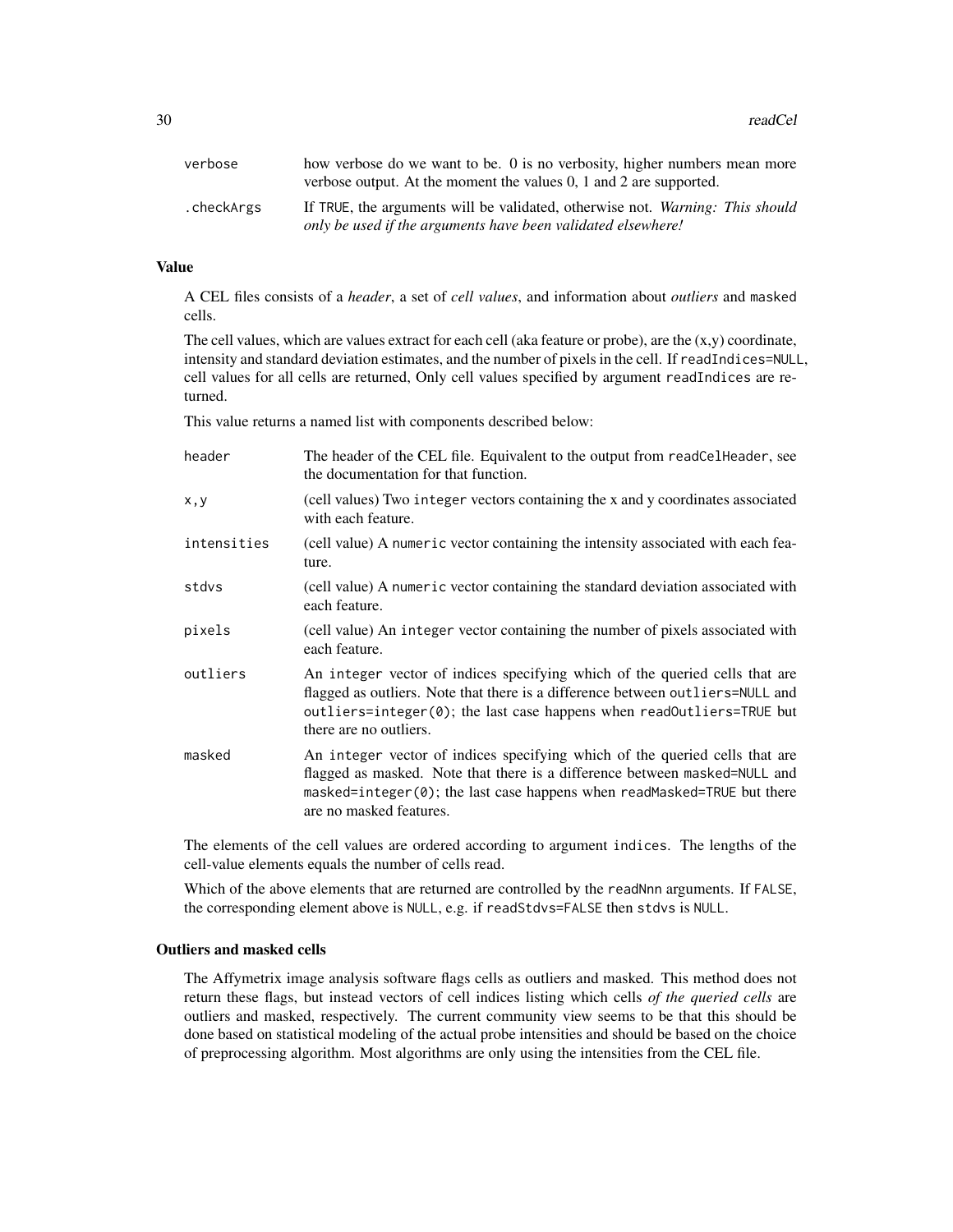`verbose` how verbose do we want to be. 0 is no verbosity, higher numbers mean more verbose output. At the moment the values 0, 1 and 2 are supported.

`.checkArgs` If `TRUE`, the arguments will be validated, otherwise not. *Warning: This should only be used if the arguments have been validated elsewhere!*

### Value

A CEL files consists of a *header*, a set of *cell values*, and information about *outliers* and `masked` cells.

The cell values, which are values extract for each cell (aka feature or probe), are the (x,y) coordinate, intensity and standard deviation estimates, and the number of pixels in the cell. If `readIndices=NULL`, cell values for all cells are returned, Only cell values specified by argument `readIndices` are returned.

This value returns a named list with components described below:

`header` The header of the CEL file. Equivalent to the output from `readCelHeader`, see the documentation for that function.

`x,y` (cell values) Two `integer` vectors containing the x and y coordinates associated with each feature.

`intensities` (cell value) A `numeric` vector containing the intensity associated with each feature.

`stdvs` (cell value) A `numeric` vector containing the standard deviation associated with each feature.

`pixels` (cell value) An `integer` vector containing the number of pixels associated with each feature.

`outliers` An `integer` vector of indices specifying which of the queried cells that are flagged as outliers. Note that there is a difference between `outliers=NULL` and `outliers=integer(0)`; the last case happens when `readOutliers=TRUE` but there are no outliers.

`masked` An `integer` vector of indices specifying which of the queried cells that are flagged as masked. Note that there is a difference between `masked=NULL` and `masked=integer(0)`; the last case happens when `readMasked=TRUE` but there are no masked features.

The elements of the cell values are ordered according to argument `indices`. The lengths of the cell-value elements equals the number of cells read.

Which of the above elements that are returned are controlled by the `readNnn` arguments. If `FALSE`, the corresponding element above is `NULL`, e.g. if `readStdvs=FALSE` then `stdvs` is `NULL`.

### Outliers and masked cells

The Affymetrix image analysis software flags cells as outliers and masked. This method does not return these flags, but instead vectors of cell indices listing which cells *of the queried cells* are outliers and masked, respectively. The current community view seems to be that this should be done based on statistical modeling of the actual probe intensities and should be based on the choice of preprocessing algorithm. Most algorithms are only using the intensities from the CEL file.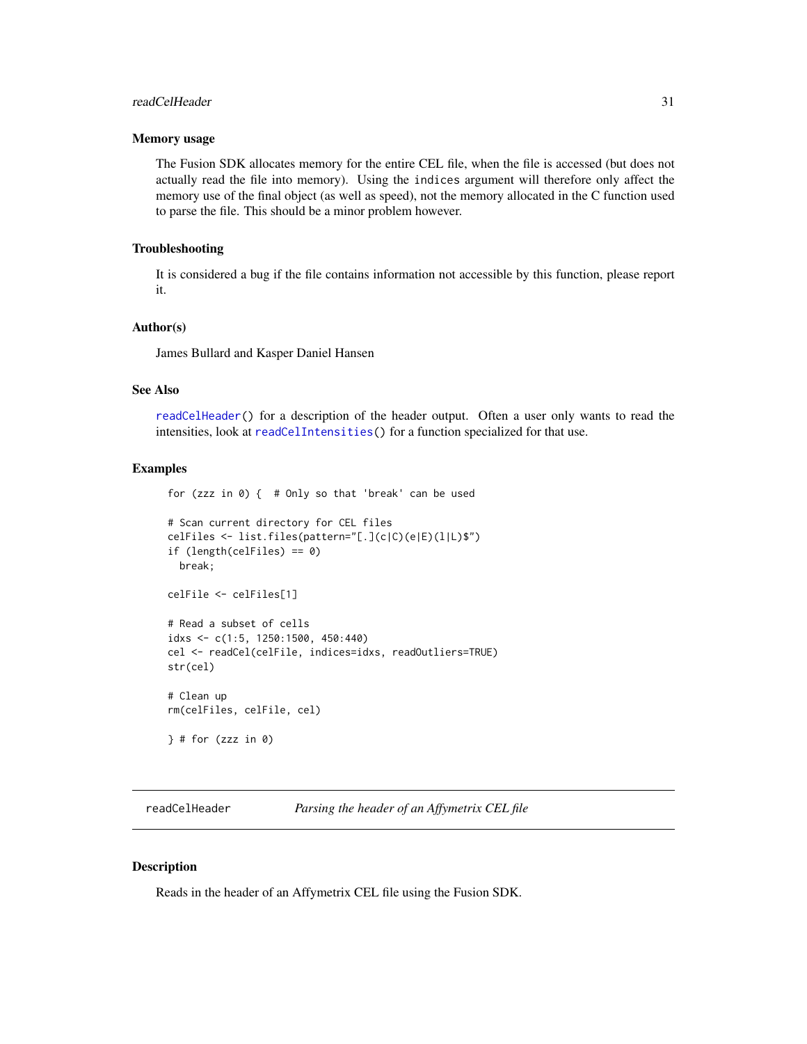## Memory usage

The Fusion SDK allocates memory for the entire CEL file, when the file is accessed (but does not actually read the file into memory). Using the `indices` argument will therefore only affect the memory use of the final object (as well as speed), not the memory allocated in the C function used to parse the file. This should be a minor problem however.

## Troubleshooting

It is considered a bug if the file contains information not accessible by this function, please report it.

## Author(s)

James Bullard and Kasper Daniel Hansen

## See Also

`readCelHeader()` for a description of the header output. Often a user only wants to read the intensities, look at `readCelIntensities()` for a function specialized for that use.

## Examples

```
for (zzz in 0) {  # Only so that 'break' can be used

# Scan current directory for CEL files
celFiles <- list.files(pattern="[.](c|C)(e|E)(l|L)$")
if (length(celFiles) == 0)
  break;

celFile <- celFiles[1]

# Read a subset of cells
idxs <- c(1:5, 1250:1500, 450:440)
cel <- readCel(celFile, indices=idxs, readOutliers=TRUE)
str(cel)

# Clean up
rm(celFiles, celFile, cel)

} # for (zzz in 0)
```

---

# readCelHeader — *Parsing the header of an Affymetrix CEL file*

## Description

Reads in the header of an Affymetrix CEL file using the Fusion SDK.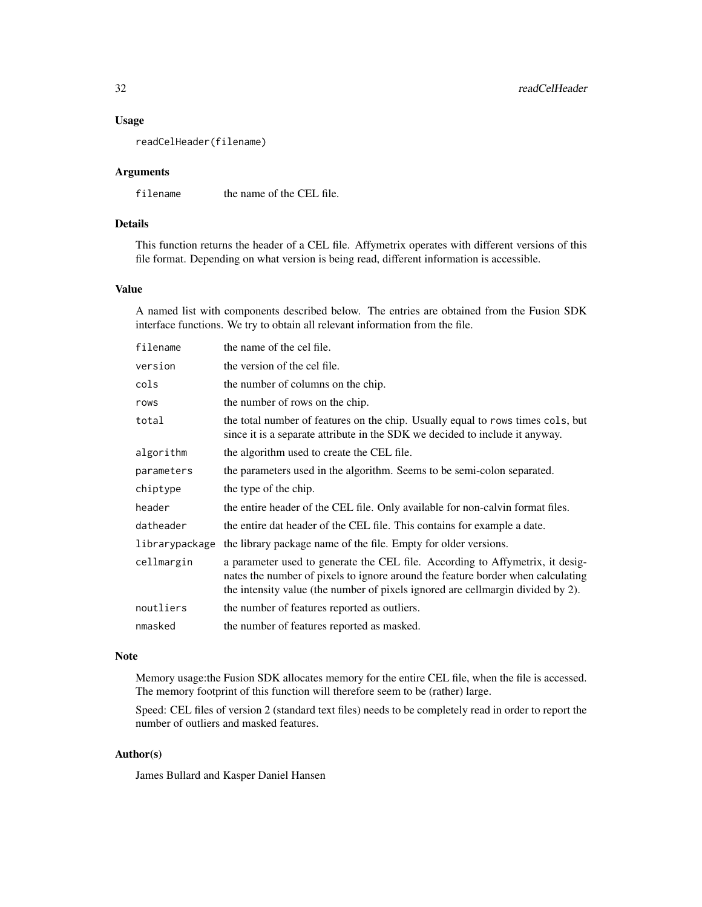## Usage

```
readCelHeader(filename)
```

## Arguments

| | |
|---|---|
| filename | the name of the CEL file. |

## Details

This function returns the header of a CEL file. Affymetrix operates with different versions of this file format. Depending on what version is being read, different information is accessible.

## Value

A named list with components described below. The entries are obtained from the Fusion SDK interface functions. We try to obtain all relevant information from the file.

| | |
|---|---|
| filename | the name of the cel file. |
| version | the version of the cel file. |
| cols | the number of columns on the chip. |
| rows | the number of rows on the chip. |
| total | the total number of features on the chip. Usually equal to rows times cols, but since it is a separate attribute in the SDK we decided to include it anyway. |
| algorithm | the algorithm used to create the CEL file. |
| parameters | the parameters used in the algorithm. Seems to be semi-colon separated. |
| chiptype | the type of the chip. |
| header | the entire header of the CEL file. Only available for non-calvin format files. |
| datheader | the entire dat header of the CEL file. This contains for example a date. |
| librarypackage | the library package name of the file. Empty for older versions. |
| cellmargin | a parameter used to generate the CEL file. According to Affymetrix, it designates the number of pixels to ignore around the feature border when calculating the intensity value (the number of pixels ignored are cellmargin divided by 2). |
| noutliers | the number of features reported as outliers. |
| nmasked | the number of features reported as masked. |

## Note

Memory usage:the Fusion SDK allocates memory for the entire CEL file, when the file is accessed. The memory footprint of this function will therefore seem to be (rather) large.

Speed: CEL files of version 2 (standard text files) needs to be completely read in order to report the number of outliers and masked features.

## Author(s)

James Bullard and Kasper Daniel Hansen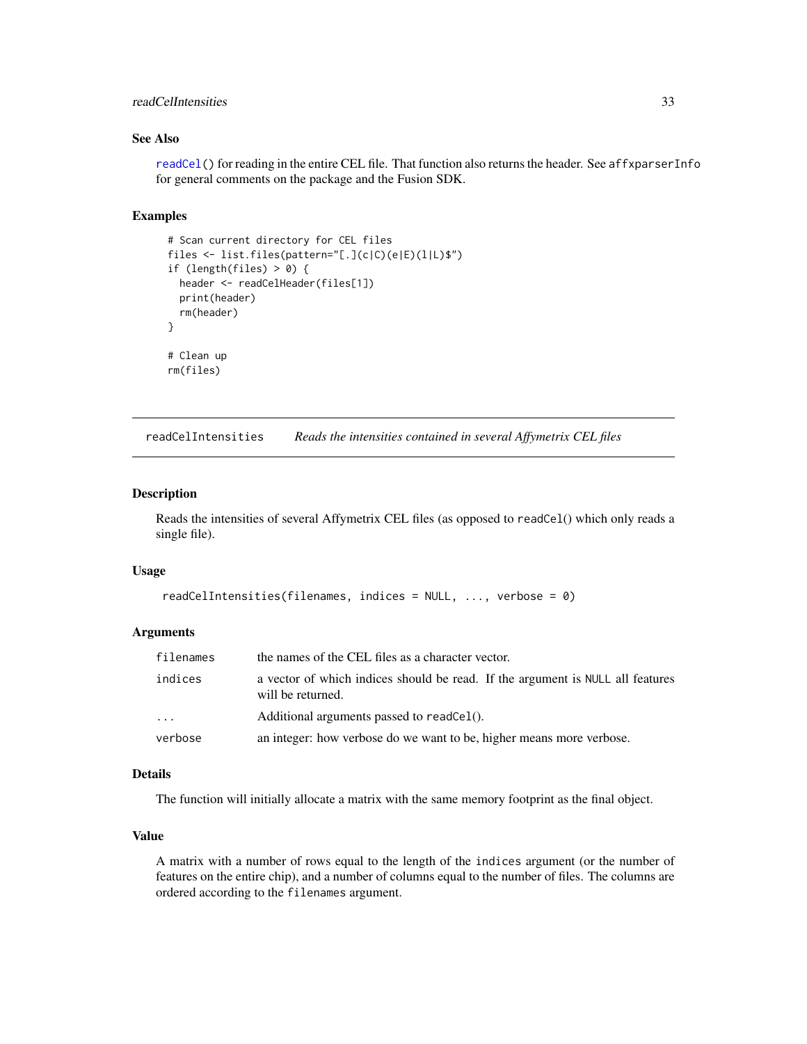## See Also

readCel() for reading in the entire CEL file. That function also returns the header. See affxparserInfo for general comments on the package and the Fusion SDK.

## Examples

```
# Scan current directory for CEL files
files <- list.files(pattern="[.](c|C)(e|E)(l|L)$")
if (length(files) > 0) {
  header <- readCelHeader(files[1])
  print(header)
  rm(header)
}

# Clean up
rm(files)
```

---

# readCelIntensities    *Reads the intensities contained in several Affymetrix CEL files*

---

## Description

Reads the intensities of several Affymetrix CEL files (as opposed to readCel() which only reads a single file).

## Usage

```
readCelIntensities(filenames, indices = NULL, ..., verbose = 0)
```

## Arguments

| | |
|---|---|
| filenames | the names of the CEL files as a character vector. |
| indices | a vector of which indices should be read. If the argument is NULL all features will be returned. |
| ... | Additional arguments passed to readCel(). |
| verbose | an integer: how verbose do we want to be, higher means more verbose. |

## Details

The function will initially allocate a matrix with the same memory footprint as the final object.

## Value

A matrix with a number of rows equal to the length of the indices argument (or the number of features on the entire chip), and a number of columns equal to the number of files. The columns are ordered according to the filenames argument.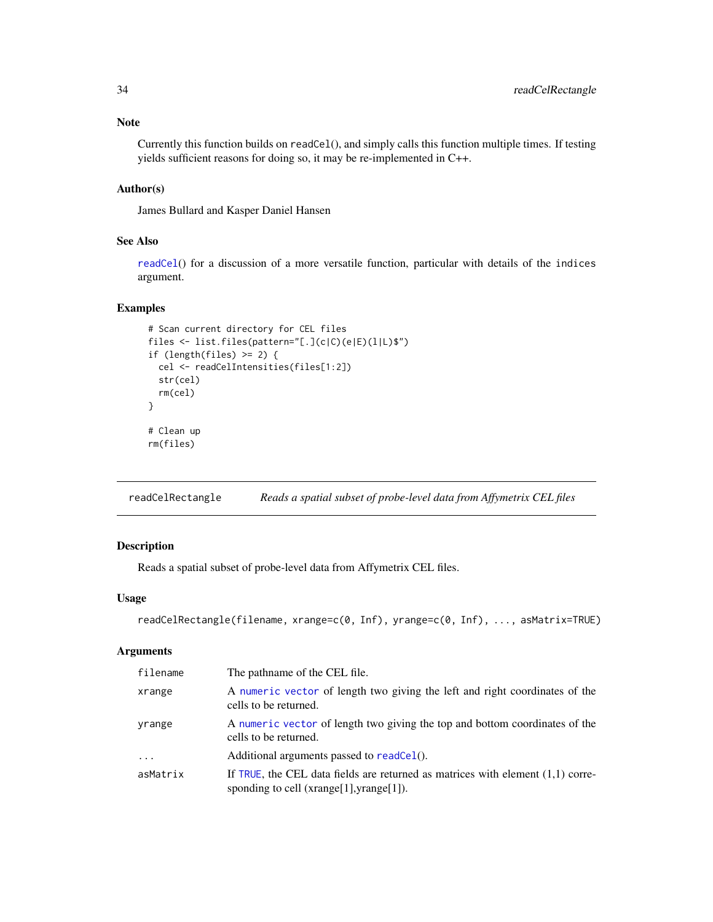### Note

Currently this function builds on `readCel()`, and simply calls this function multiple times. If testing yields sufficient reasons for doing so, it may be re-implemented in C++.

### Author(s)

James Bullard and Kasper Daniel Hansen

### See Also

`readCel()` for a discussion of a more versatile function, particular with details of the `indices` argument.

### Examples

```
# Scan current directory for CEL files
files <- list.files(pattern="[.](c|C)(e|E)(l|L)$")
if (length(files) >= 2) {
  cel <- readCelIntensities(files[1:2])
  str(cel)
  rm(cel)
}

# Clean up
rm(files)
```

---

## readCelRectangle — *Reads a spatial subset of probe-level data from Affymetrix CEL files*

---

### Description

Reads a spatial subset of probe-level data from Affymetrix CEL files.

### Usage

```
readCelRectangle(filename, xrange=c(0, Inf), yrange=c(0, Inf), ..., asMatrix=TRUE)
```

### Arguments

| | |
|---|---|
| `filename` | The pathname of the CEL file. |
| `xrange` | A `numeric vector` of length two giving the left and right coordinates of the cells to be returned. |
| `yrange` | A `numeric vector` of length two giving the top and bottom coordinates of the cells to be returned. |
| `...` | Additional arguments passed to `readCel()`. |
| `asMatrix` | If `TRUE`, the CEL data fields are returned as matrices with element (1,1) corresponding to cell (xrange[1],yrange[1]). |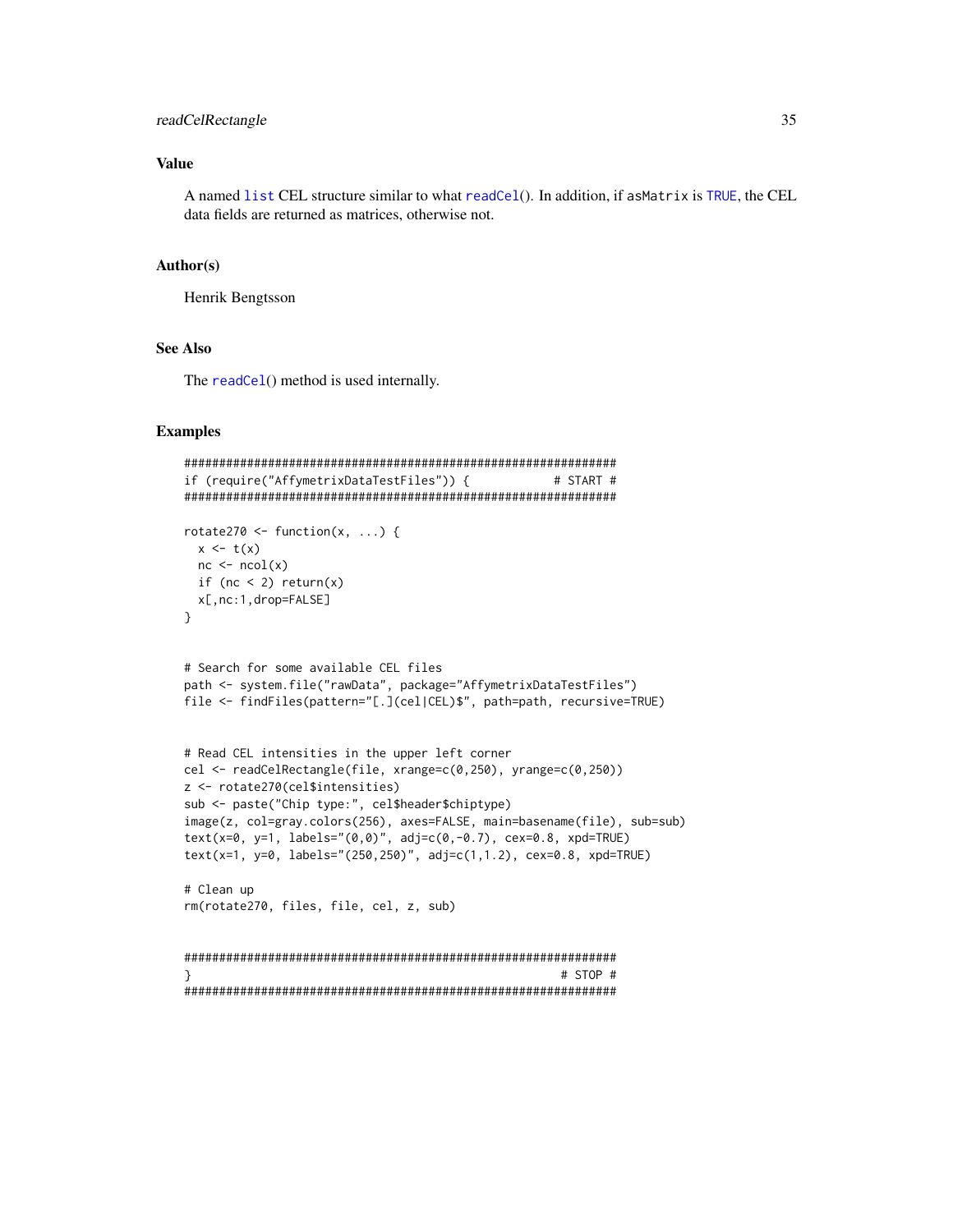## Value

A named `list` CEL structure similar to what `readCel()`. In addition, if `asMatrix` is `TRUE`, the CEL data fields are returned as matrices, otherwise not.

## Author(s)

Henrik Bengtsson

## See Also

The `readCel()` method is used internally.

## Examples

```
##############################################################
if (require("AffymetrixDataTestFiles")) {            # START #
##############################################################

rotate270 <- function(x, ...) {
  x <- t(x)
  nc <- ncol(x)
  if (nc < 2) return(x)
  x[,nc:1,drop=FALSE]
}


# Search for some available CEL files
path <- system.file("rawData", package="AffymetrixDataTestFiles")
file <- findFiles(pattern="[.](cel|CEL)$", path=path, recursive=TRUE)


# Read CEL intensities in the upper left corner
cel <- readCelRectangle(file, xrange=c(0,250), yrange=c(0,250))
z <- rotate270(cel$intensities)
sub <- paste("Chip type:", cel$header$chiptype)
image(z, col=gray.colors(256), axes=FALSE, main=basename(file), sub=sub)
text(x=0, y=1, labels="(0,0)", adj=c(0,-0.7), cex=0.8, xpd=TRUE)
text(x=1, y=0, labels="(250,250)", adj=c(1,1.2), cex=0.8, xpd=TRUE)

# Clean up
rm(rotate270, files, file, cel, z, sub)


##############################################################
}                                                     # STOP #
##############################################################
```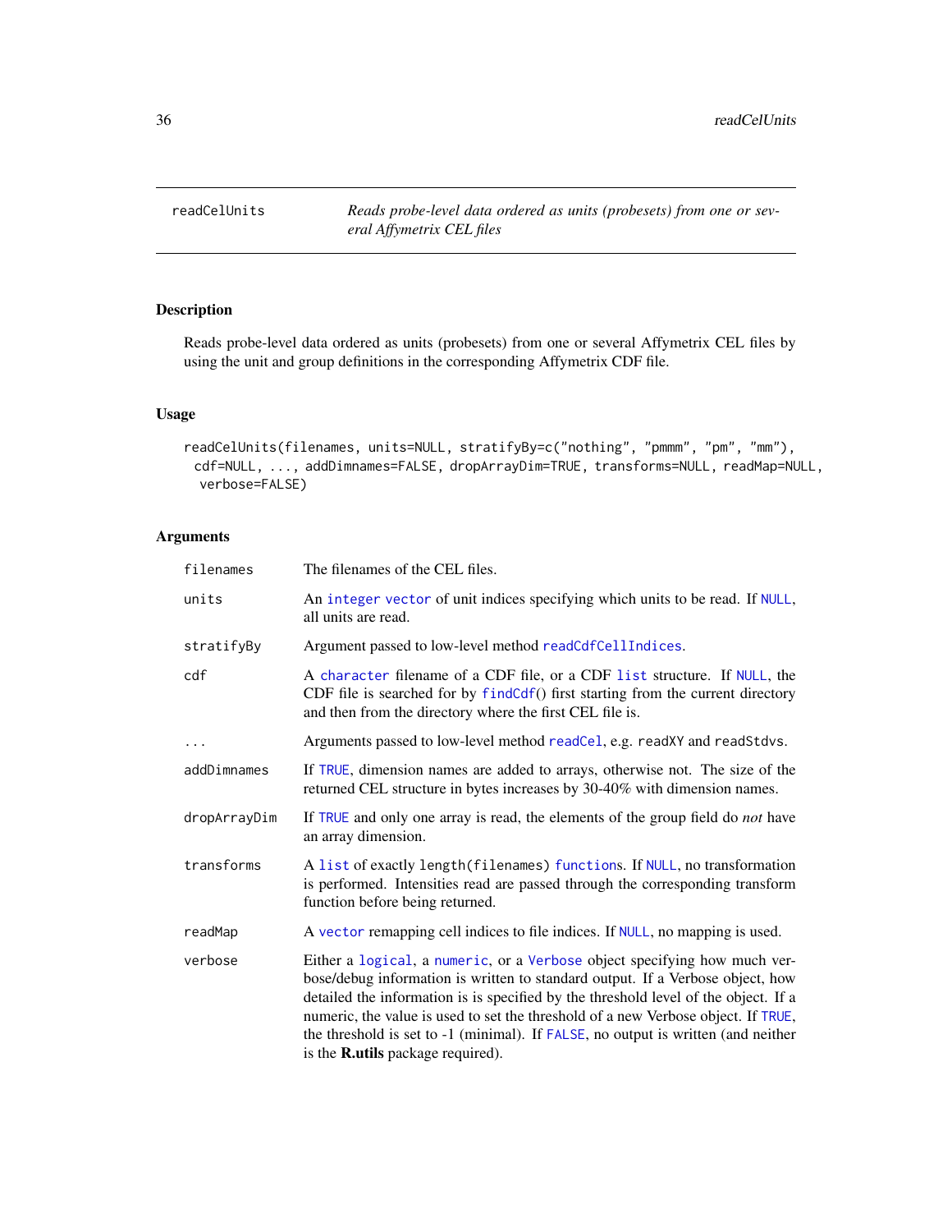## readCelUnits

*Reads probe-level data ordered as units (probesets) from one or several Affymetrix CEL files*

### Description

Reads probe-level data ordered as units (probesets) from one or several Affymetrix CEL files by using the unit and group definitions in the corresponding Affymetrix CDF file.

### Usage

```
readCelUnits(filenames, units=NULL, stratifyBy=c("nothing", "pmmm", "pm", "mm"),
  cdf=NULL, ..., addDimnames=FALSE, dropArrayDim=TRUE, transforms=NULL, readMap=NULL,
   verbose=FALSE)
```

### Arguments

| | |
|---|---|
| `filenames` | The filenames of the CEL files. |
| `units` | An integer vector of unit indices specifying which units to be read. If NULL, all units are read. |
| `stratifyBy` | Argument passed to low-level method readCdfCellIndices. |
| `cdf` | A character filename of a CDF file, or a CDF list structure. If NULL, the CDF file is searched for by findCdf() first starting from the current directory and then from the directory where the first CEL file is. |
| `...` | Arguments passed to low-level method readCel, e.g. `readXY` and `readStdvs`. |
| `addDimnames` | If TRUE, dimension names are added to arrays, otherwise not. The size of the returned CEL structure in bytes increases by 30-40% with dimension names. |
| `dropArrayDim` | If TRUE and only one array is read, the elements of the group field do *not* have an array dimension. |
| `transforms` | A list of exactly `length(filenames)` functions. If NULL, no transformation is performed. Intensities read are passed through the corresponding transform function before being returned. |
| `readMap` | A vector remapping cell indices to file indices. If NULL, no mapping is used. |
| `verbose` | Either a logical, a numeric, or a Verbose object specifying how much verbose/debug information is written to standard output. If a Verbose object, how detailed the information is is specified by the threshold level of the object. If a numeric, the value is used to set the threshold of a new Verbose object. If TRUE, the threshold is set to -1 (minimal). If FALSE, no output is written (and neither is the **R.utils** package required). |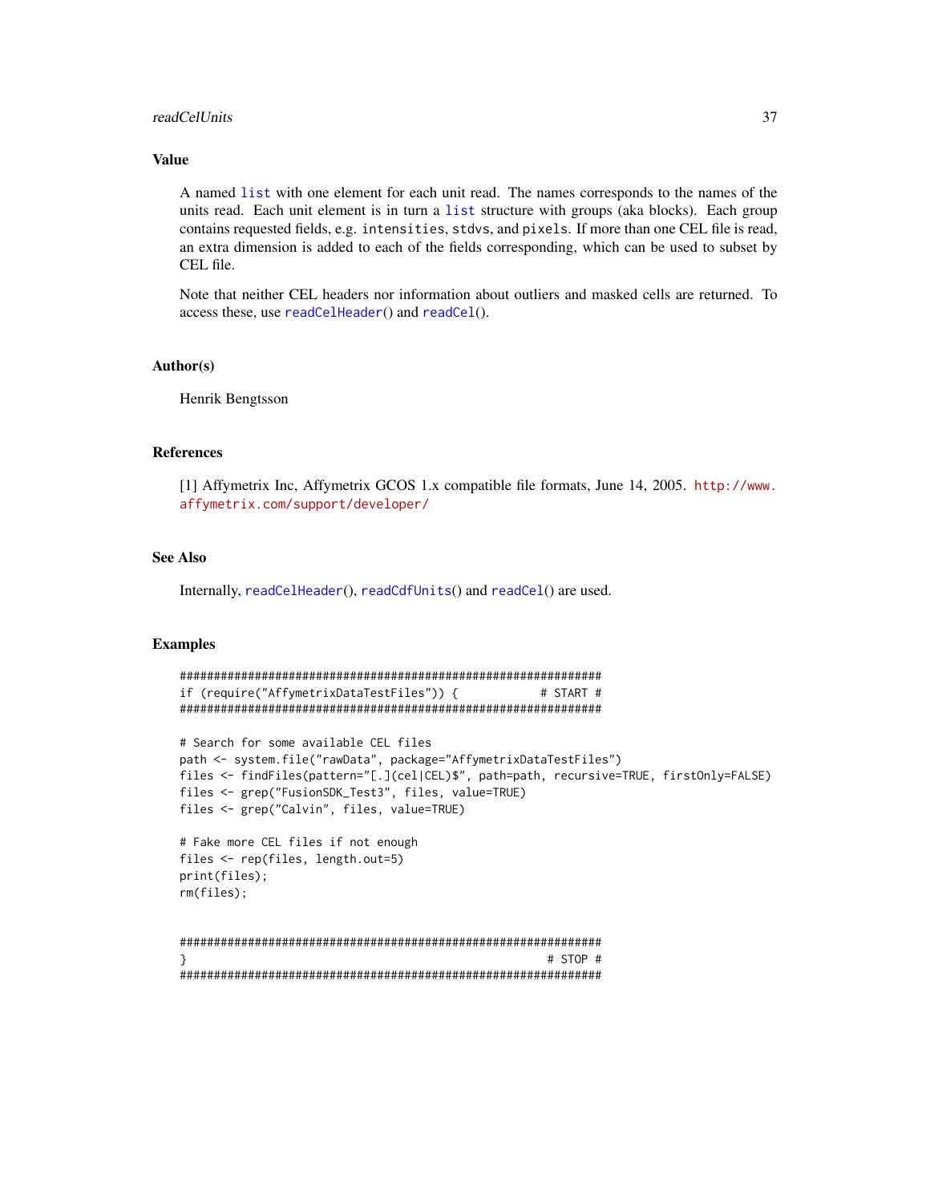## Value

A named `list` with one element for each unit read. The names corresponds to the names of the units read. Each unit element is in turn a `list` structure with groups (aka blocks). Each group contains requested fields, e.g. `intensities`, `stdvs`, and `pixels`. If more than one CEL file is read, an extra dimension is added to each of the fields corresponding, which can be used to subset by CEL file.

Note that neither CEL headers nor information about outliers and masked cells are returned. To access these, use `readCelHeader`() and `readCel`().

## Author(s)

Henrik Bengtsson

## References

[1] Affymetrix Inc, Affymetrix GCOS 1.x compatible file formats, June 14, 2005. http://www.affymetrix.com/support/developer/

## See Also

Internally, `readCelHeader`(), `readCdfUnits`() and `readCel`() are used.

## Examples

```
##############################################################
if (require("AffymetrixDataTestFiles")) {            # START #
##############################################################

# Search for some available CEL files
path <- system.file("rawData", package="AffymetrixDataTestFiles")
files <- findFiles(pattern="[.](cel|CEL)$", path=path, recursive=TRUE, firstOnly=FALSE)
files <- grep("FusionSDK_Test3", files, value=TRUE)
files <- grep("Calvin", files, value=TRUE)

# Fake more CEL files if not enough
files <- rep(files, length.out=5)
print(files);
rm(files);


##############################################################
}                                                     # STOP #
##############################################################
```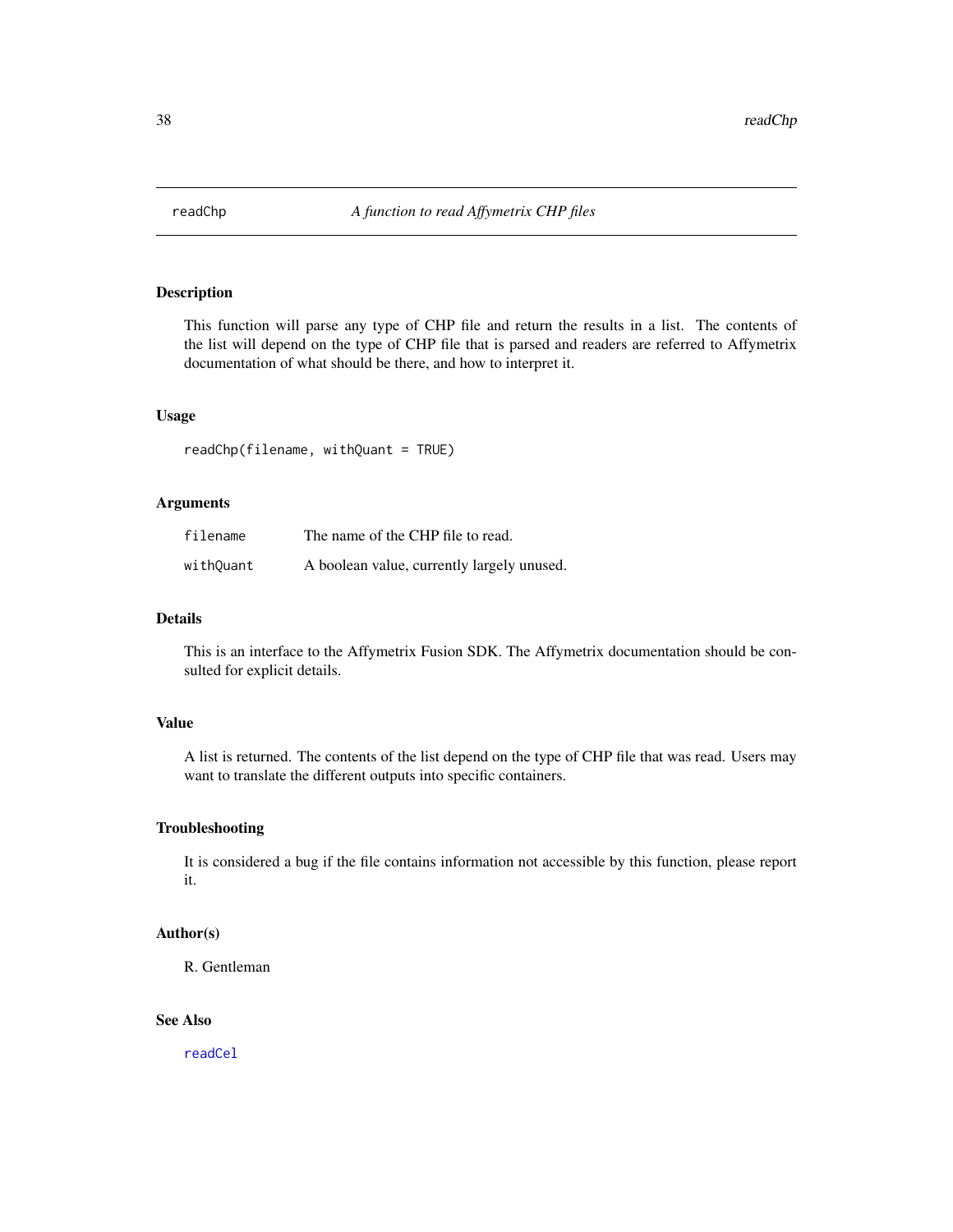# readChp *A function to read Affymetrix CHP files*

## Description

This function will parse any type of CHP file and return the results in a list. The contents of the list will depend on the type of CHP file that is parsed and readers are referred to Affymetrix documentation of what should be there, and how to interpret it.

## Usage

```
readChp(filename, withQuant = TRUE)
```

## Arguments

| | |
|---|---|
| `filename` | The name of the CHP file to read. |
| `withQuant` | A boolean value, currently largely unused. |

## Details

This is an interface to the Affymetrix Fusion SDK. The Affymetrix documentation should be consulted for explicit details.

## Value

A list is returned. The contents of the list depend on the type of CHP file that was read. Users may want to translate the different outputs into specific containers.

## Troubleshooting

It is considered a bug if the file contains information not accessible by this function, please report it.

## Author(s)

R. Gentleman

## See Also

`readCel`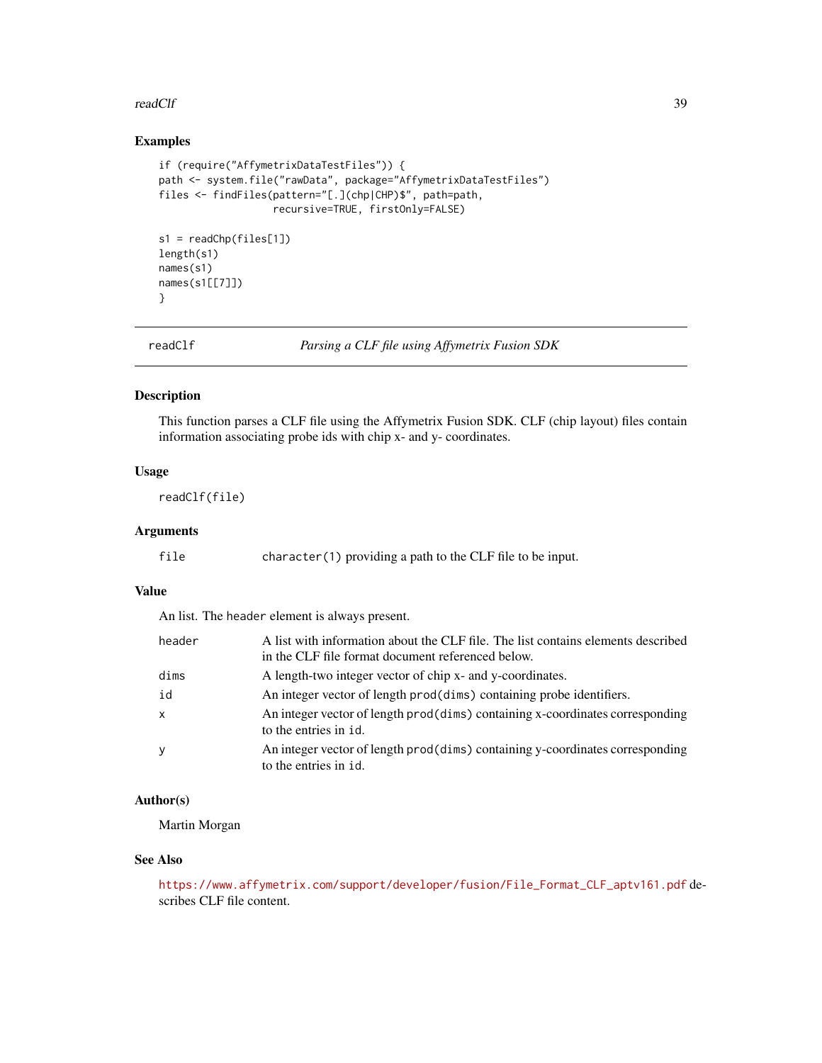## Examples

```
if (require("AffymetrixDataTestFiles")) {
path <- system.file("rawData", package="AffymetrixDataTestFiles")
files <- findFiles(pattern="[.](chp|CHP)$", path=path,
                   recursive=TRUE, firstOnly=FALSE)

s1 = readChp(files[1])
length(s1)
names(s1)
names(s1[[7]])
}
```

---

# readClf — *Parsing a CLF file using Affymetrix Fusion SDK*

## Description

This function parses a CLF file using the Affymetrix Fusion SDK. CLF (chip layout) files contain information associating probe ids with chip x- and y- coordinates.

## Usage

```
readClf(file)
```

## Arguments

| | |
|---|---|
| `file` | `character(1)` providing a path to the CLF file to be input. |

## Value

An list. The `header` element is always present.

| | |
|---|---|
| `header` | A list with information about the CLF file. The list contains elements described in the CLF file format document referenced below. |
| `dims` | A length-two integer vector of chip x- and y-coordinates. |
| `id` | An integer vector of length `prod(dims)` containing probe identifiers. |
| `x` | An integer vector of length `prod(dims)` containing x-coordinates corresponding to the entries in `id`. |
| `y` | An integer vector of length `prod(dims)` containing y-coordinates corresponding to the entries in `id`. |

## Author(s)

Martin Morgan

## See Also

https://www.affymetrix.com/support/developer/fusion/File_Format_CLF_aptv161.pdf describes CLF file content.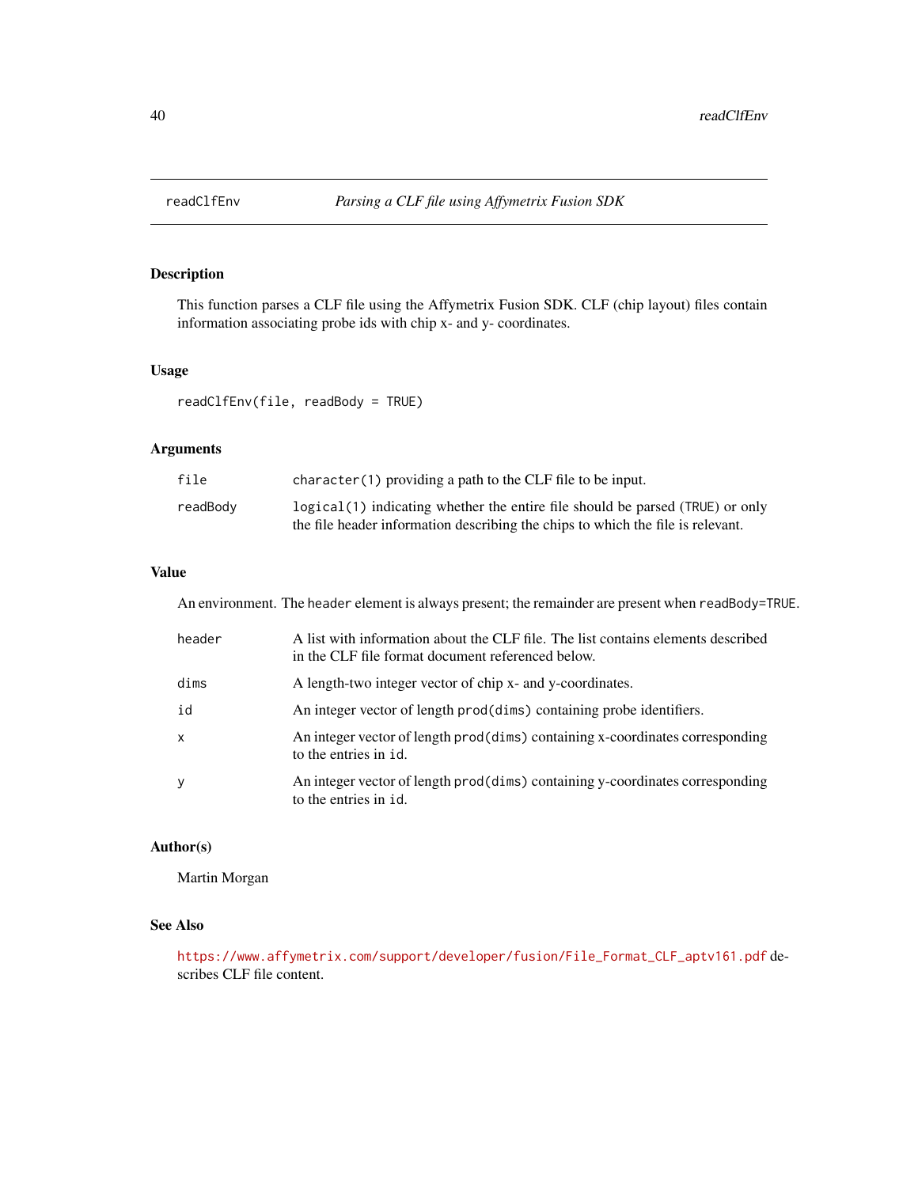## readClfEnv — *Parsing a CLF file using Affymetrix Fusion SDK*

### Description

This function parses a CLF file using the Affymetrix Fusion SDK. CLF (chip layout) files contain information associating probe ids with chip x- and y- coordinates.

### Usage

```
readClfEnv(file, readBody = TRUE)
```

### Arguments

| | |
|---|---|
| `file` | `character(1)` providing a path to the CLF file to be input. |
| `readBody` | `logical(1)` indicating whether the entire file should be parsed (`TRUE`) or only the file header information describing the chips to which the file is relevant. |

### Value

An environment. The `header` element is always present; the remainder are present when `readBody=TRUE`.

| | |
|---|---|
| `header` | A list with information about the CLF file. The list contains elements described in the CLF file format document referenced below. |
| `dims` | A length-two integer vector of chip x- and y-coordinates. |
| `id` | An integer vector of length `prod(dims)` containing probe identifiers. |
| `x` | An integer vector of length `prod(dims)` containing x-coordinates corresponding to the entries in `id`. |
| `y` | An integer vector of length `prod(dims)` containing y-coordinates corresponding to the entries in `id`. |

### Author(s)

Martin Morgan

### See Also

https://www.affymetrix.com/support/developer/fusion/File_Format_CLF_aptv161.pdf describes CLF file content.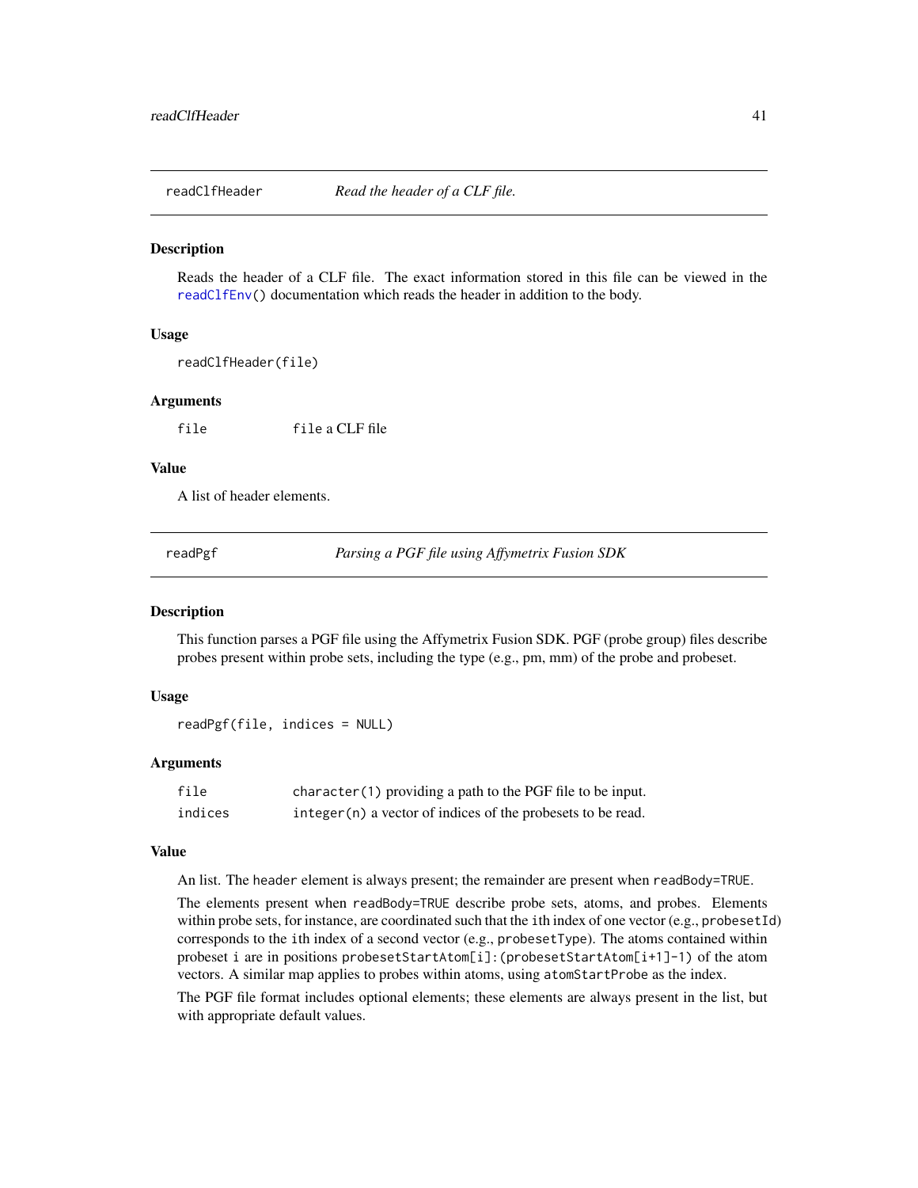## readClfHeader — *Read the header of a CLF file.*

### Description

Reads the header of a CLF file. The exact information stored in this file can be viewed in the readClfEnv() documentation which reads the header in addition to the body.

### Usage

```
readClfHeader(file)
```

### Arguments

| | |
|---|---|
| file | file a CLF file |

### Value

A list of header elements.

## readPgf — *Parsing a PGF file using Affymetrix Fusion SDK*

### Description

This function parses a PGF file using the Affymetrix Fusion SDK. PGF (probe group) files describe probes present within probe sets, including the type (e.g., pm, mm) of the probe and probeset.

### Usage

```
readPgf(file, indices = NULL)
```

### Arguments

| | |
|---|---|
| file | character(1) providing a path to the PGF file to be input. |
| indices | integer(n) a vector of indices of the probesets to be read. |

### Value

An list. The header element is always present; the remainder are present when readBody=TRUE.

The elements present when readBody=TRUE describe probe sets, atoms, and probes. Elements within probe sets, for instance, are coordinated such that the ith index of one vector (e.g., probesetId) corresponds to the ith index of a second vector (e.g., probesetType). The atoms contained within probeset i are in positions probesetStartAtom[i]:(probesetStartAtom[i+1]-1) of the atom vectors. A similar map applies to probes within atoms, using atomStartProbe as the index.

The PGF file format includes optional elements; these elements are always present in the list, but with appropriate default values.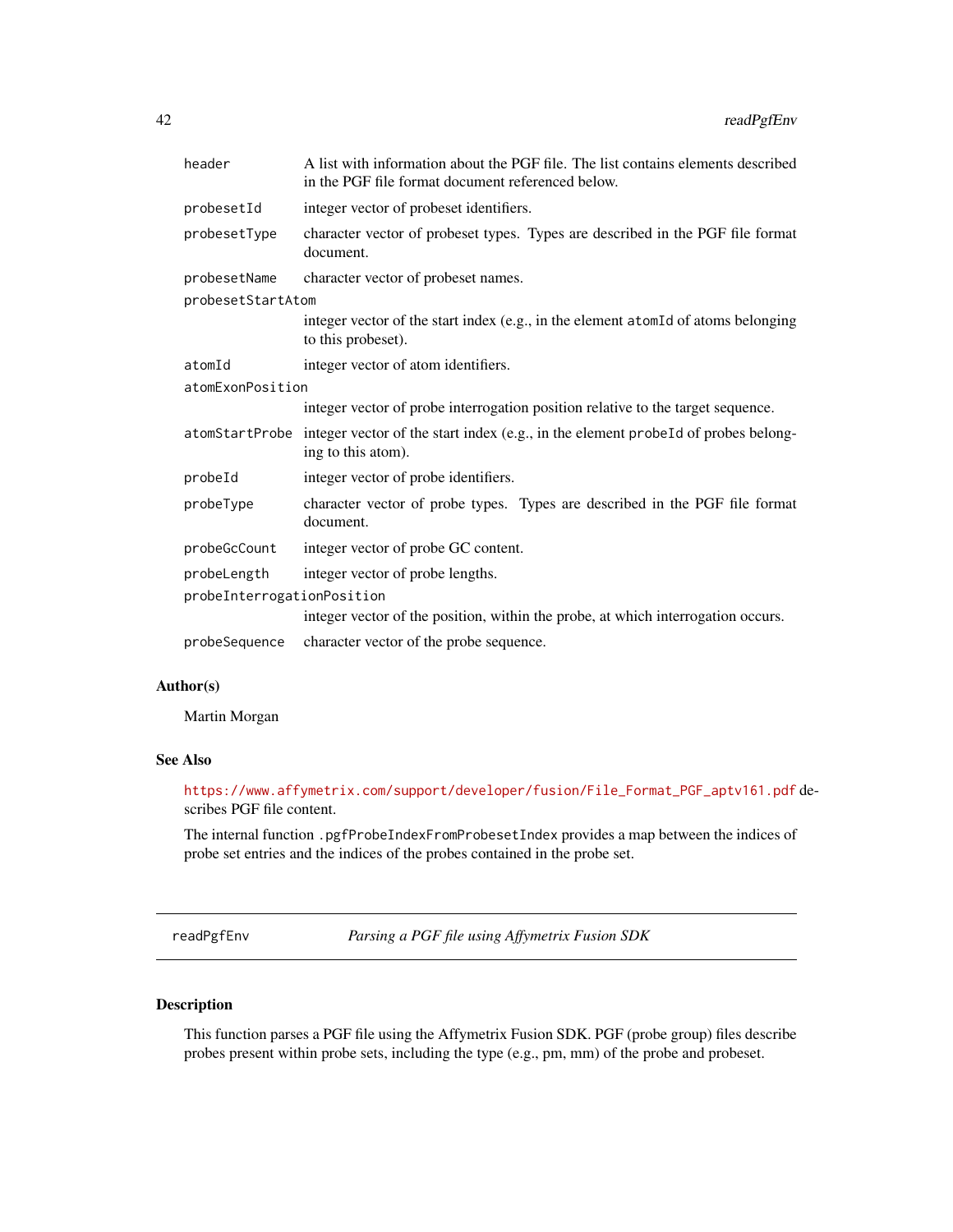| | |
|---|---|
| `header` | A list with information about the PGF file. The list contains elements described in the PGF file format document referenced below. |
| `probesetId` | integer vector of probeset identifiers. |
| `probesetType` | character vector of probeset types. Types are described in the PGF file format document. |
| `probesetName` | character vector of probeset names. |
| `probesetStartAtom` | integer vector of the start index (e.g., in the element `atomId` of atoms belonging to this probeset). |
| `atomId` | integer vector of atom identifiers. |
| `atomExonPosition` | integer vector of probe interrogation position relative to the target sequence. |
| `atomStartProbe` | integer vector of the start index (e.g., in the element `probeId` of probes belonging to this atom). |
| `probeId` | integer vector of probe identifiers. |
| `probeType` | character vector of probe types. Types are described in the PGF file format document. |
| `probeGcCount` | integer vector of probe GC content. |
| `probeLength` | integer vector of probe lengths. |
| `probeInterrogationPosition` | integer vector of the position, within the probe, at which interrogation occurs. |
| `probeSequence` | character vector of the probe sequence. |

### Author(s)

Martin Morgan

### See Also

https://www.affymetrix.com/support/developer/fusion/File_Format_PGF_aptv161.pdf describes PGF file content.

The internal function `.pgfProbeIndexFromProbesetIndex` provides a map between the indices of probe set entries and the indices of the probes contained in the probe set.

---

## readPgfEnv — *Parsing a PGF file using Affymetrix Fusion SDK*

---

### Description

This function parses a PGF file using the Affymetrix Fusion SDK. PGF (probe group) files describe probes present within probe sets, including the type (e.g., pm, mm) of the probe and probeset.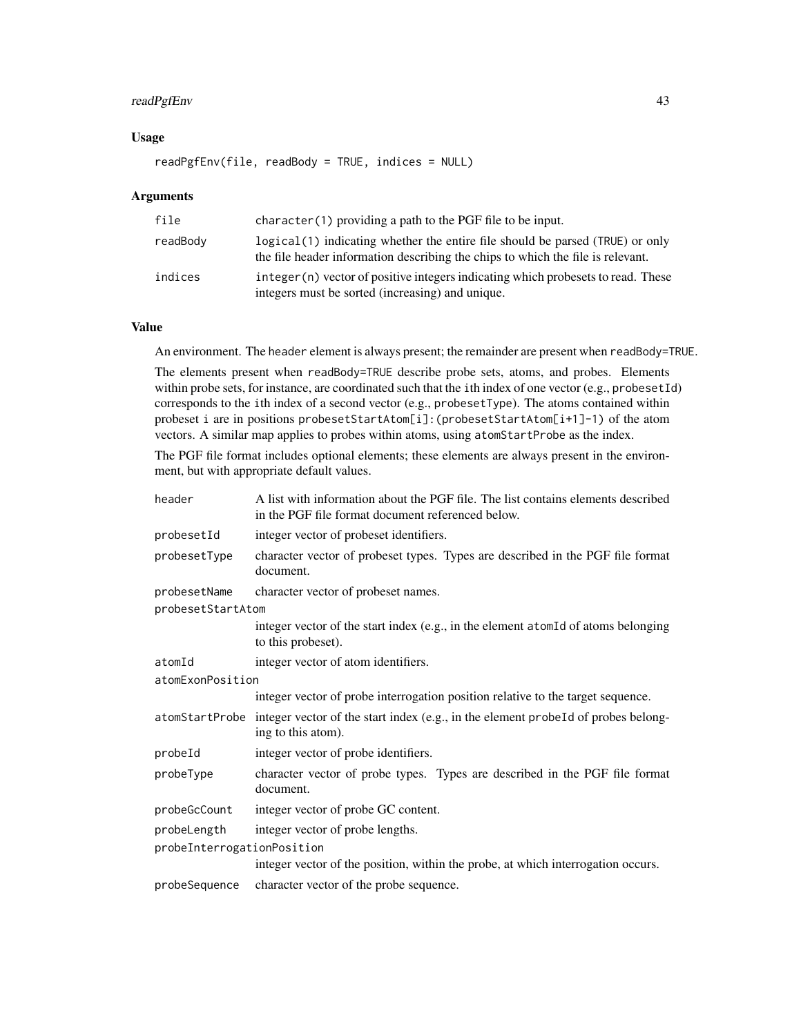## Usage

```
readPgfEnv(file, readBody = TRUE, indices = NULL)
```

## Arguments

| | |
|---|---|
| `file` | `character(1)` providing a path to the PGF file to be input. |
| `readBody` | `logical(1)` indicating whether the entire file should be parsed (`TRUE`) or only the file header information describing the chips to which the file is relevant. |
| `indices` | `integer(n)` vector of positive integers indicating which probesets to read. These integers must be sorted (increasing) and unique. |

## Value

An environment. The `header` element is always present; the remainder are present when `readBody=TRUE`.

The elements present when `readBody=TRUE` describe probe sets, atoms, and probes. Elements within probe sets, for instance, are coordinated such that the `i`th index of one vector (e.g., `probesetId`) corresponds to the `i`th index of a second vector (e.g., `probesetType`). The atoms contained within probeset `i` are in positions `probesetStartAtom[i]:(probesetStartAtom[i+1]-1)` of the atom vectors. A similar map applies to probes within atoms, using `atomStartProbe` as the index.

The PGF file format includes optional elements; these elements are always present in the environment, but with appropriate default values.

| | |
|---|---|
| `header` | A list with information about the PGF file. The list contains elements described in the PGF file format document referenced below. |
| `probesetId` | integer vector of probeset identifiers. |
| `probesetType` | character vector of probeset types. Types are described in the PGF file format document. |
| `probesetName` | character vector of probeset names. |
| `probesetStartAtom` | integer vector of the start index (e.g., in the element `atomId` of atoms belonging to this probeset). |
| `atomId` | integer vector of atom identifiers. |
| `atomExonPosition` | integer vector of probe interrogation position relative to the target sequence. |
| `atomStartProbe` | integer vector of the start index (e.g., in the element `probeId` of probes belonging to this atom). |
| `probeId` | integer vector of probe identifiers. |
| `probeType` | character vector of probe types. Types are described in the PGF file format document. |
| `probeGcCount` | integer vector of probe GC content. |
| `probeLength` | integer vector of probe lengths. |
| `probeInterrogationPosition` | integer vector of the position, within the probe, at which interrogation occurs. |
| `probeSequence` | character vector of the probe sequence. |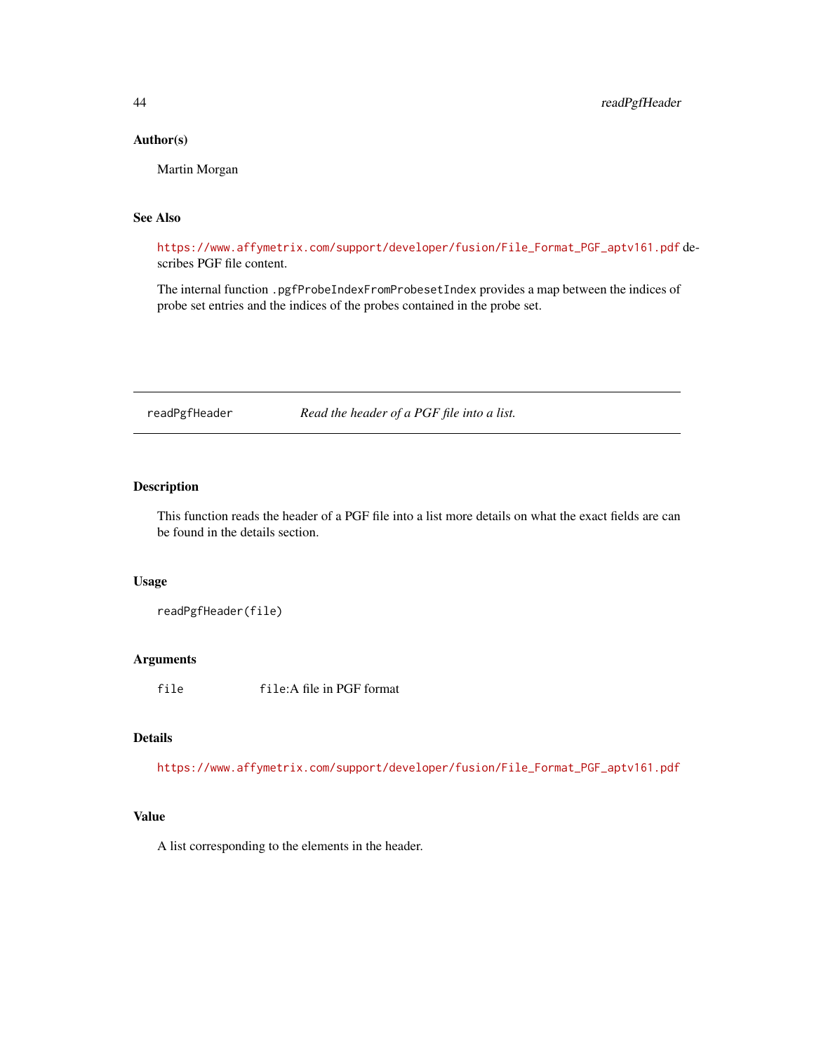### Author(s)

Martin Morgan

### See Also

https://www.affymetrix.com/support/developer/fusion/File_Format_PGF_aptv161.pdf describes PGF file content.

The internal function `.pgfProbeIndexFromProbesetIndex` provides a map between the indices of probe set entries and the indices of the probes contained in the probe set.

---

## readPgfHeader — *Read the header of a PGF file into a list.*

---

### Description

This function reads the header of a PGF file into a list more details on what the exact fields are can be found in the details section.

### Usage

```
readPgfHeader(file)
```

### Arguments

| | |
|---|---|
| `file` | `file`:A file in PGF format |

### Details

https://www.affymetrix.com/support/developer/fusion/File_Format_PGF_aptv161.pdf

### Value

A list corresponding to the elements in the header.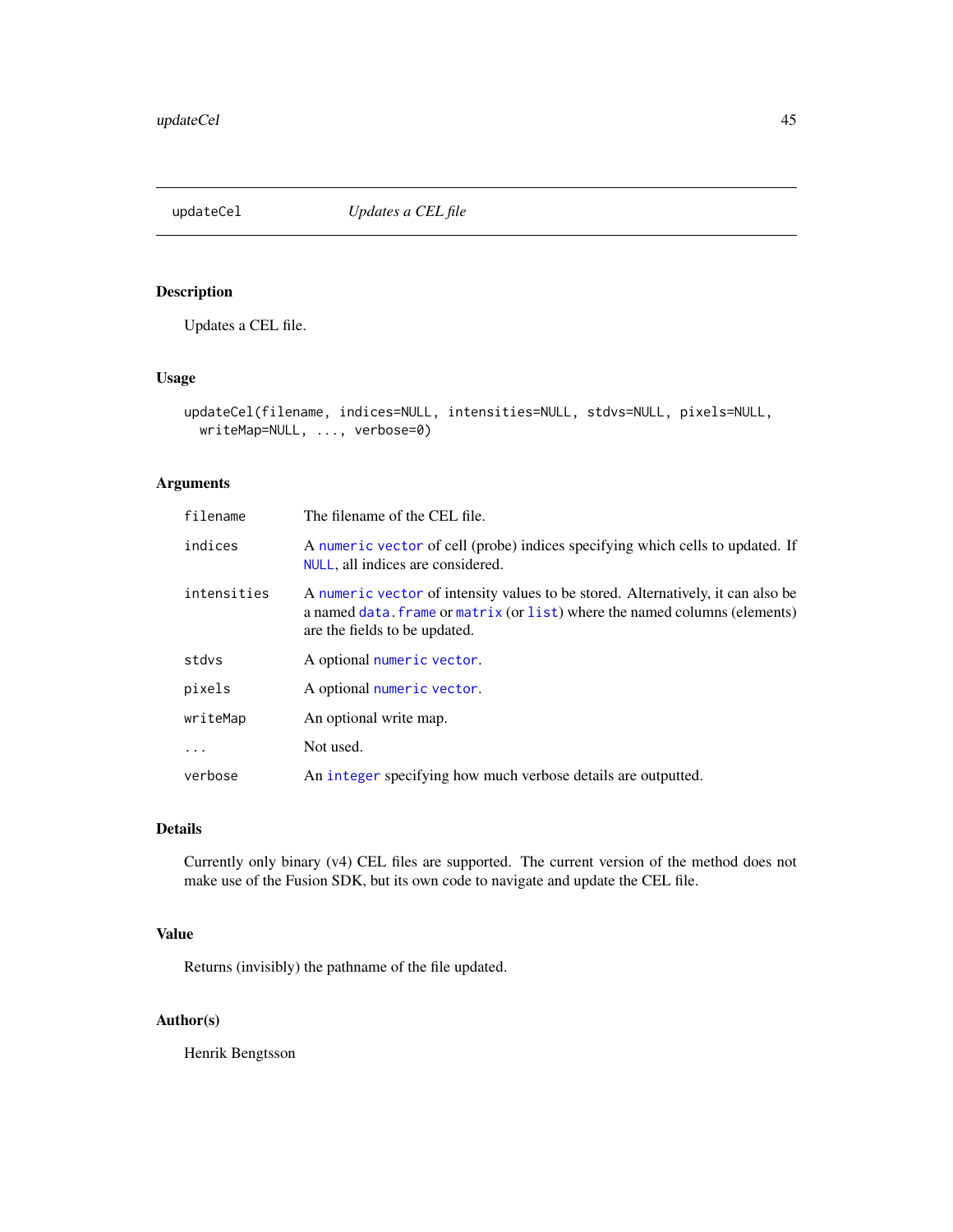# updateCel — *Updates a CEL file*

## Description

Updates a CEL file.

## Usage

```
updateCel(filename, indices=NULL, intensities=NULL, stdvs=NULL, pixels=NULL,
  writeMap=NULL, ..., verbose=0)
```

## Arguments

| | |
|---|---|
| `filename` | The filename of the CEL file. |
| `indices` | A `numeric` `vector` of cell (probe) indices specifying which cells to updated. If `NULL`, all indices are considered. |
| `intensities` | A `numeric` `vector` of intensity values to be stored. Alternatively, it can also be a named `data.frame` or `matrix` (or `list`) where the named columns (elements) are the fields to be updated. |
| `stdvs` | A optional `numeric` `vector`. |
| `pixels` | A optional `numeric` `vector`. |
| `writeMap` | An optional write map. |
| `...` | Not used. |
| `verbose` | An `integer` specifying how much verbose details are outputted. |

## Details

Currently only binary (v4) CEL files are supported. The current version of the method does not make use of the Fusion SDK, but its own code to navigate and update the CEL file.

## Value

Returns (invisibly) the pathname of the file updated.

## Author(s)

Henrik Bengtsson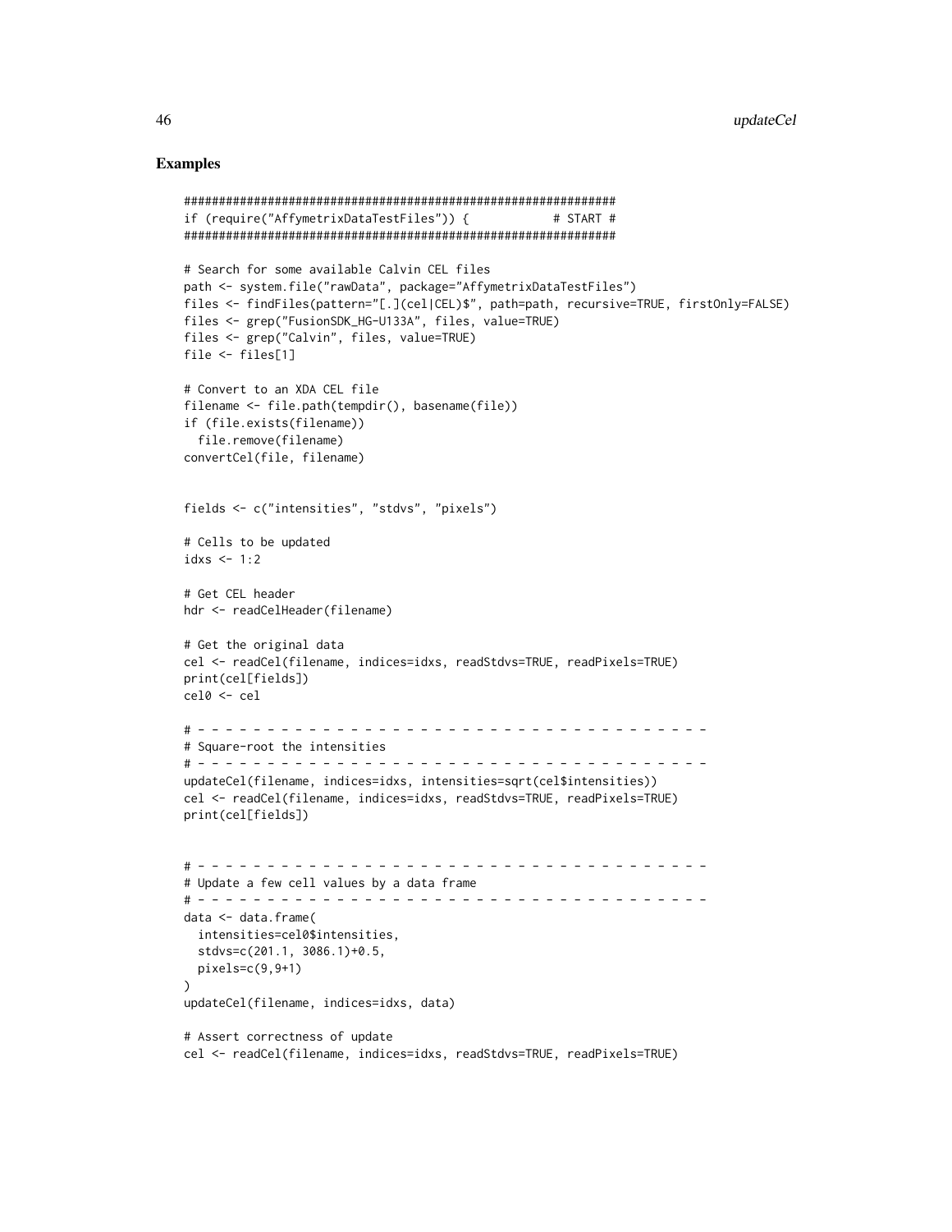## Examples

```
##############################################################
if (require("AffymetrixDataTestFiles")) {            # START #
##############################################################

# Search for some available Calvin CEL files
path <- system.file("rawData", package="AffymetrixDataTestFiles")
files <- findFiles(pattern="[.](cel|CEL)$", path=path, recursive=TRUE, firstOnly=FALSE)
files <- grep("FusionSDK_HG-U133A", files, value=TRUE)
files <- grep("Calvin", files, value=TRUE)
file <- files[1]

# Convert to an XDA CEL file
filename <- file.path(tempdir(), basename(file))
if (file.exists(filename))
  file.remove(filename)
convertCel(file, filename)


fields <- c("intensities", "stdvs", "pixels")

# Cells to be updated
idxs <- 1:2

# Get CEL header
hdr <- readCelHeader(filename)

# Get the original data
cel <- readCel(filename, indices=idxs, readStdvs=TRUE, readPixels=TRUE)
print(cel[fields])
cel0 <- cel

# - - - - - - - - - - - - - - - - - - - - - - - - - - - - - - - - - - - - -
# Square-root the intensities
# - - - - - - - - - - - - - - - - - - - - - - - - - - - - - - - - - - - - -
updateCel(filename, indices=idxs, intensities=sqrt(cel$intensities))
cel <- readCel(filename, indices=idxs, readStdvs=TRUE, readPixels=TRUE)
print(cel[fields])


# - - - - - - - - - - - - - - - - - - - - - - - - - - - - - - - - - - - - -
# Update a few cell values by a data frame
# - - - - - - - - - - - - - - - - - - - - - - - - - - - - - - - - - - - - -
data <- data.frame(
  intensities=cel0$intensities,
  stdvs=c(201.1, 3086.1)+0.5,
  pixels=c(9,9+1)
)
updateCel(filename, indices=idxs, data)

# Assert correctness of update
cel <- readCel(filename, indices=idxs, readStdvs=TRUE, readPixels=TRUE)
```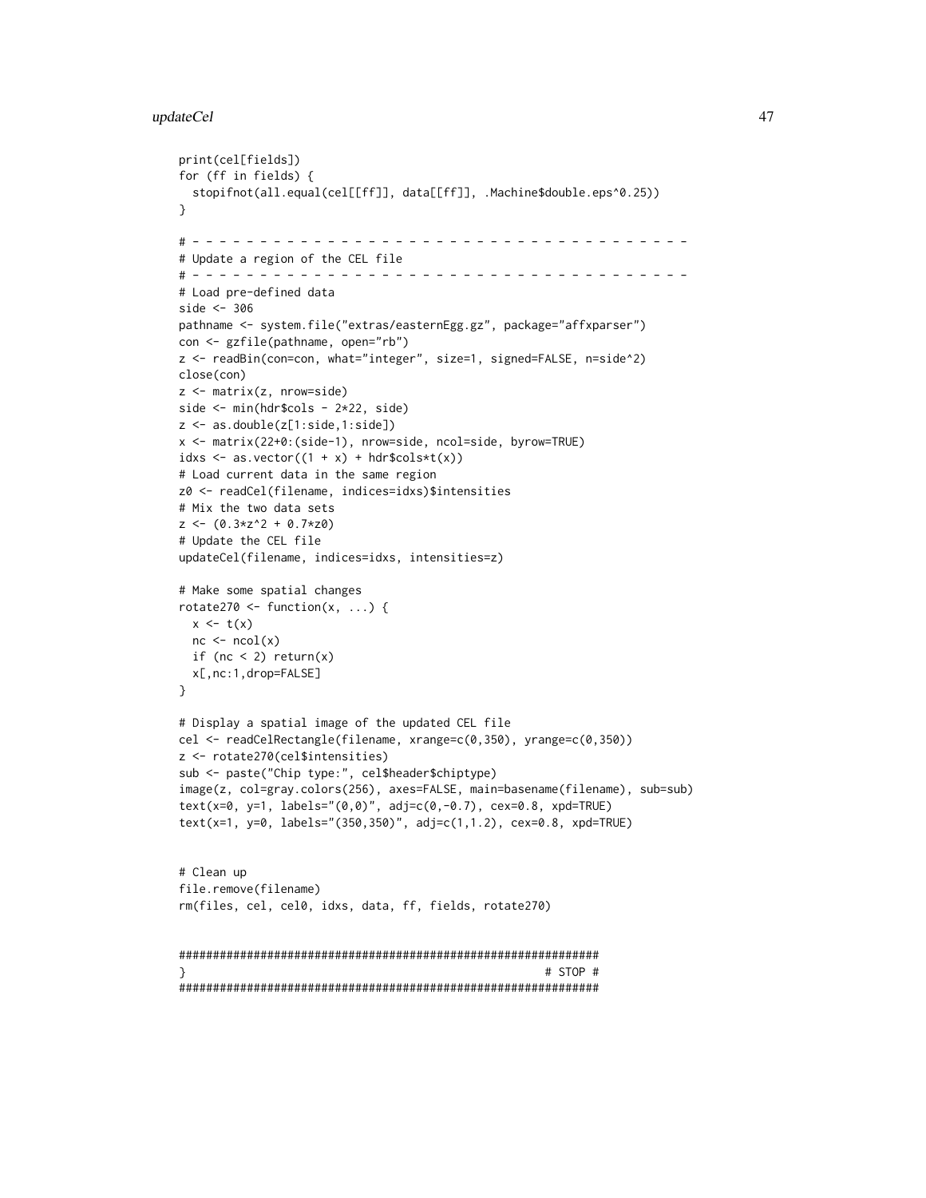```
print(cel[fields])
for (ff in fields) {
  stopifnot(all.equal(cel[[ff]], data[[ff]], .Machine$double.eps^0.25))
}

# - - - - - - - - - - - - - - - - - - - - - - - - - - - - - - - - - - - - -
# Update a region of the CEL file
# - - - - - - - - - - - - - - - - - - - - - - - - - - - - - - - - - - - - -
# Load pre-defined data
side <- 306
pathname <- system.file("extras/easternEgg.gz", package="affxparser")
con <- gzfile(pathname, open="rb")
z <- readBin(con=con, what="integer", size=1, signed=FALSE, n=side^2)
close(con)
z <- matrix(z, nrow=side)
side <- min(hdr$cols - 2*22, side)
z <- as.double(z[1:side,1:side])
x <- matrix(22+0:(side-1), nrow=side, ncol=side, byrow=TRUE)
idxs <- as.vector((1 + x) + hdr$cols*t(x))
# Load current data in the same region
z0 <- readCel(filename, indices=idxs)$intensities
# Mix the two data sets
z <- (0.3*z^2 + 0.7*z0)
# Update the CEL file
updateCel(filename, indices=idxs, intensities=z)

# Make some spatial changes
rotate270 <- function(x, ...) {
  x <- t(x)
  nc <- ncol(x)
  if (nc < 2) return(x)
  x[,nc:1,drop=FALSE]
}

# Display a spatial image of the updated CEL file
cel <- readCelRectangle(filename, xrange=c(0,350), yrange=c(0,350))
z <- rotate270(cel$intensities)
sub <- paste("Chip type:", cel$header$chiptype)
image(z, col=gray.colors(256), axes=FALSE, main=basename(filename), sub=sub)
text(x=0, y=1, labels="(0,0)", adj=c(0,-0.7), cex=0.8, xpd=TRUE)
text(x=1, y=0, labels="(350,350)", adj=c(1,1.2), cex=0.8, xpd=TRUE)


# Clean up
file.remove(filename)
rm(files, cel, cel0, idxs, data, ff, fields, rotate270)


##############################################################
}                                                     # STOP #
##############################################################
```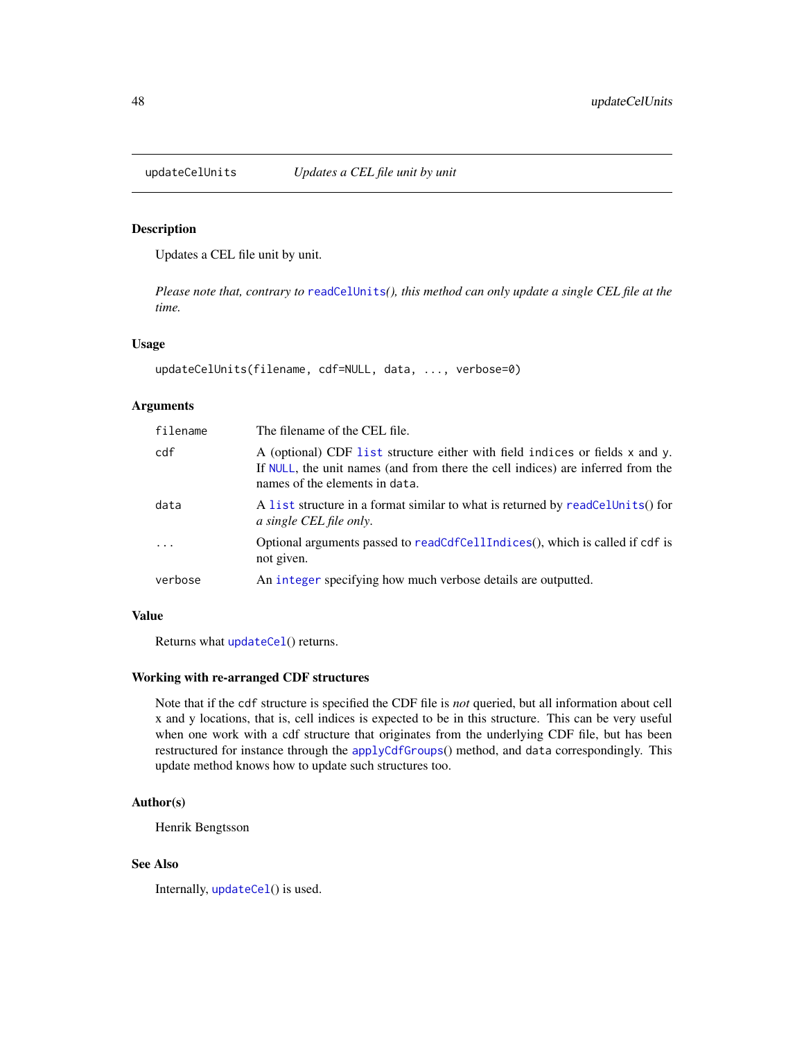## updateCelUnits — *Updates a CEL file unit by unit*

### Description

Updates a CEL file unit by unit.

*Please note that, contrary to* readCelUnits()*, this method can only update a single CEL file at the time.*

### Usage

```
updateCelUnits(filename, cdf=NULL, data, ..., verbose=0)
```

### Arguments

| | |
|---|---|
| filename | The filename of the CEL file. |
| cdf | A (optional) CDF list structure either with field indices or fields x and y. If NULL, the unit names (and from there the cell indices) are inferred from the names of the elements in data. |
| data | A list structure in a format similar to what is returned by readCelUnits() for *a single CEL file only*. |
| ... | Optional arguments passed to readCdfCellIndices(), which is called if cdf is not given. |
| verbose | An integer specifying how much verbose details are outputted. |

### Value

Returns what updateCel() returns.

### Working with re-arranged CDF structures

Note that if the cdf structure is specified the CDF file is *not* queried, but all information about cell x and y locations, that is, cell indices is expected to be in this structure. This can be very useful when one work with a cdf structure that originates from the underlying CDF file, but has been restructured for instance through the applyCdfGroups() method, and data correspondingly. This update method knows how to update such structures too.

### Author(s)

Henrik Bengtsson

### See Also

Internally, updateCel() is used.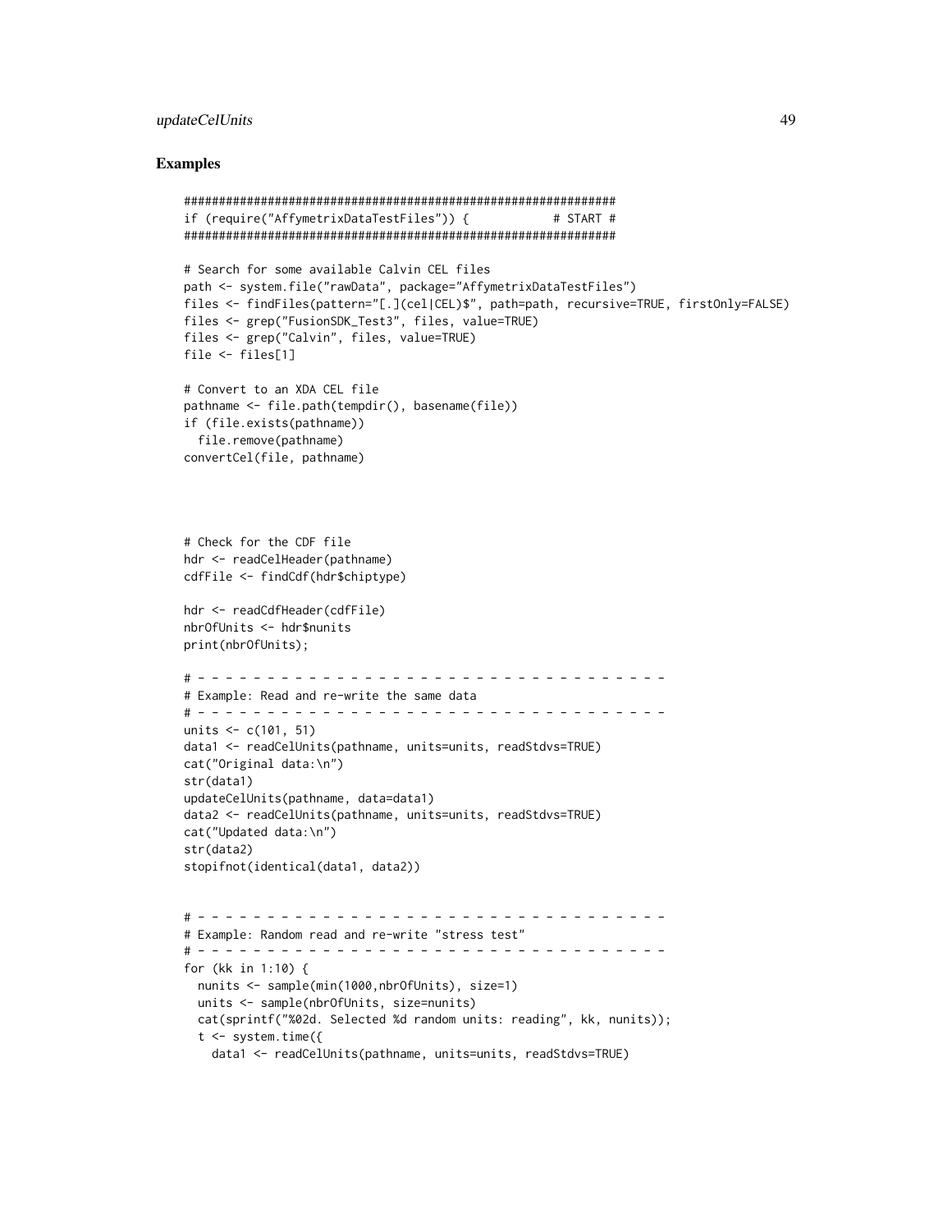## Examples

```
##############################################################
if (require("AffymetrixDataTestFiles")) {            # START #
##############################################################

# Search for some available Calvin CEL files
path <- system.file("rawData", package="AffymetrixDataTestFiles")
files <- findFiles(pattern="[.](cel|CEL)$", path=path, recursive=TRUE, firstOnly=FALSE)
files <- grep("FusionSDK_Test3", files, value=TRUE)
files <- grep("Calvin", files, value=TRUE)
file <- files[1]

# Convert to an XDA CEL file
pathname <- file.path(tempdir(), basename(file))
if (file.exists(pathname))
  file.remove(pathname)
convertCel(file, pathname)



# Check for the CDF file
hdr <- readCelHeader(pathname)
cdfFile <- findCdf(hdr$chiptype)

hdr <- readCdfHeader(cdfFile)
nbrOfUnits <- hdr$nunits
print(nbrOfUnits);

# - - - - - - - - - - - - - - - - - - - - - - - - - - - - - - - - - - -
# Example: Read and re-write the same data
# - - - - - - - - - - - - - - - - - - - - - - - - - - - - - - - - - - -
units <- c(101, 51)
data1 <- readCelUnits(pathname, units=units, readStdvs=TRUE)
cat("Original data:\n")
str(data1)
updateCelUnits(pathname, data=data1)
data2 <- readCelUnits(pathname, units=units, readStdvs=TRUE)
cat("Updated data:\n")
str(data2)
stopifnot(identical(data1, data2))


# - - - - - - - - - - - - - - - - - - - - - - - - - - - - - - - - - - -
# Example: Random read and re-write "stress test"
# - - - - - - - - - - - - - - - - - - - - - - - - - - - - - - - - - - -
for (kk in 1:10) {
  nunits <- sample(min(1000,nbrOfUnits), size=1)
  units <- sample(nbrOfUnits, size=nunits)
  cat(sprintf("%02d. Selected %d random units: reading", kk, nunits));
  t <- system.time({
    data1 <- readCelUnits(pathname, units=units, readStdvs=TRUE)
```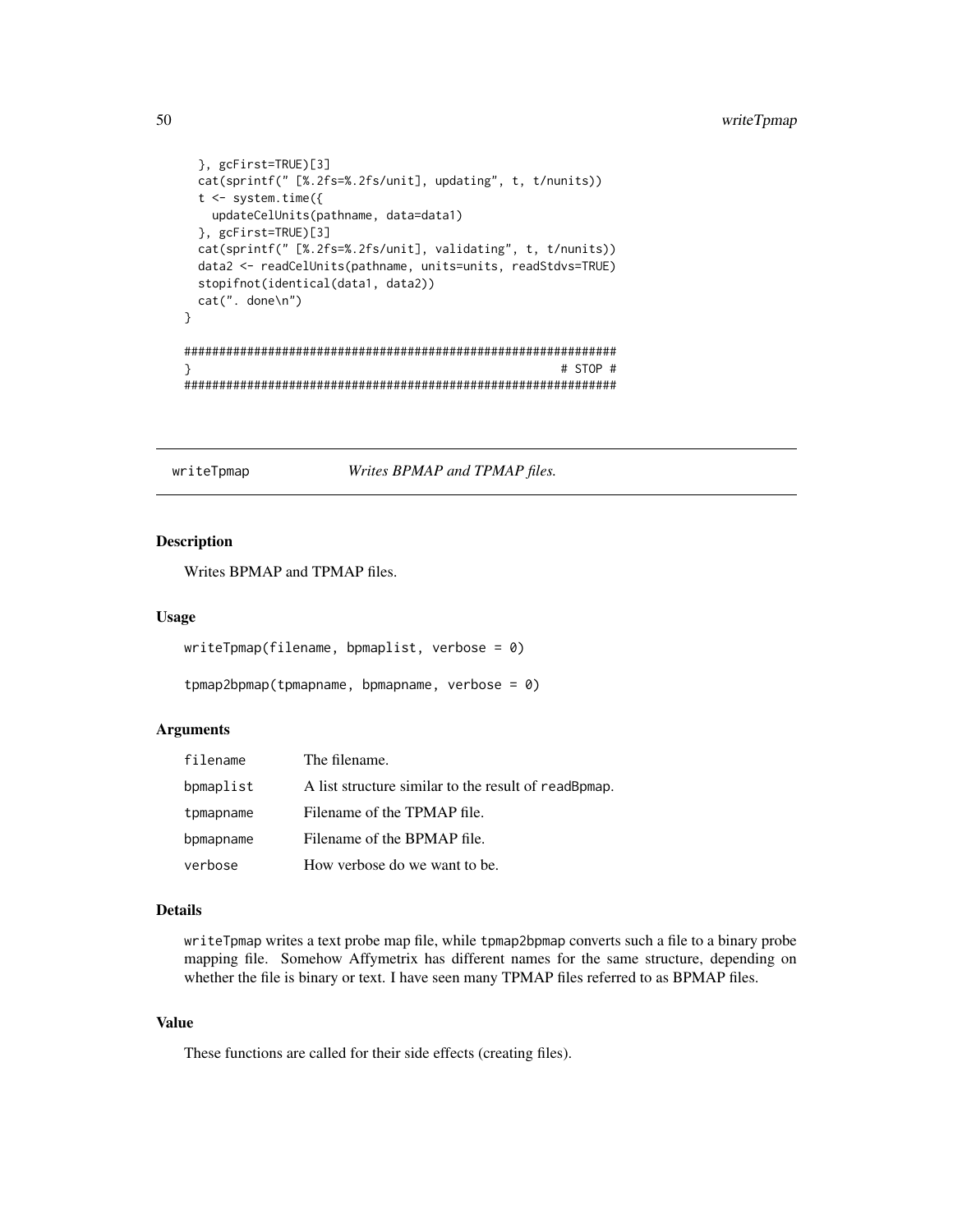```
  }, gcFirst=TRUE)[3]
  cat(sprintf(" [%.2fs=%.2fs/unit], updating", t, t/nunits))
  t <- system.time({
    updateCelUnits(pathname, data=data1)
  }, gcFirst=TRUE)[3]
  cat(sprintf(" [%.2fs=%.2fs/unit], validating", t, t/nunits))
  data2 <- readCelUnits(pathname, units=units, readStdvs=TRUE)
  stopifnot(identical(data1, data2))
  cat(". done\n")
}

##############################################################
}                                                     # STOP #
##############################################################
```

## writeTpmap — *Writes BPMAP and TPMAP files.*

### Description

Writes BPMAP and TPMAP files.

### Usage

```
writeTpmap(filename, bpmaplist, verbose = 0)

tpmap2bpmap(tpmapname, bpmapname, verbose = 0)
```

### Arguments

| | |
|---|---|
| `filename` | The filename. |
| `bpmaplist` | A list structure similar to the result of `readBpmap`. |
| `tpmapname` | Filename of the TPMAP file. |
| `bpmapname` | Filename of the BPMAP file. |
| `verbose` | How verbose do we want to be. |

### Details

`writeTpmap` writes a text probe map file, while `tpmap2bpmap` converts such a file to a binary probe mapping file. Somehow Affymetrix has different names for the same structure, depending on whether the file is binary or text. I have seen many TPMAP files referred to as BPMAP files.

### Value

These functions are called for their side effects (creating files).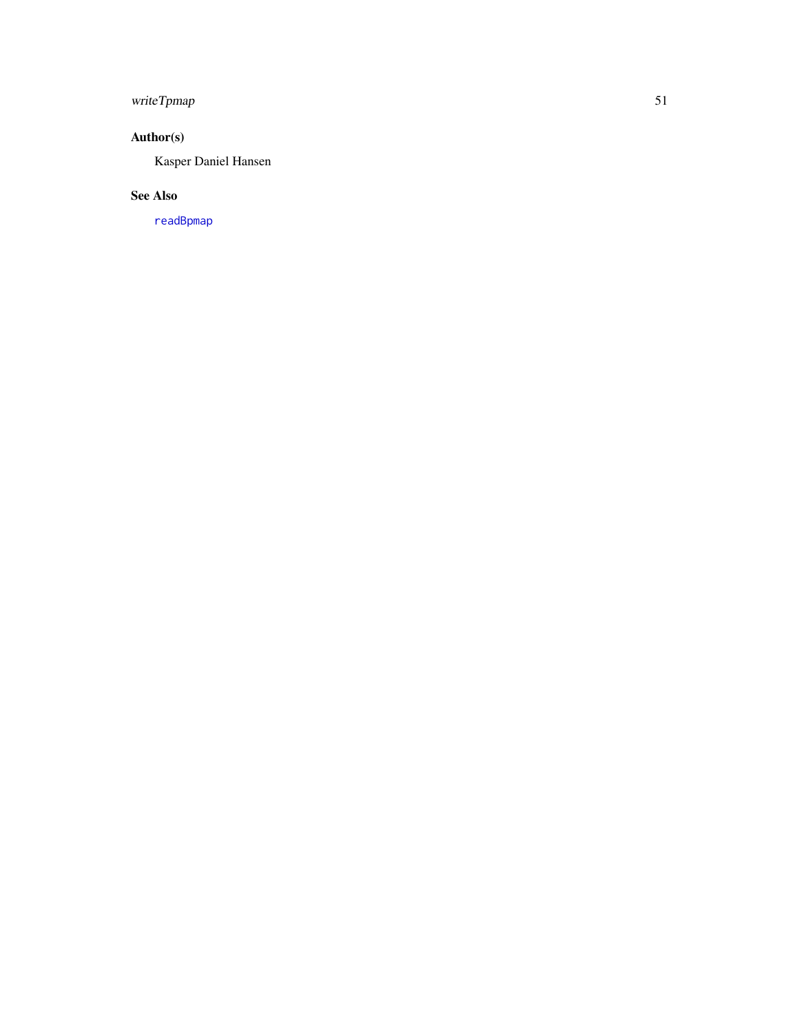## Author(s)

Kasper Daniel Hansen

## See Also

`readBpmap`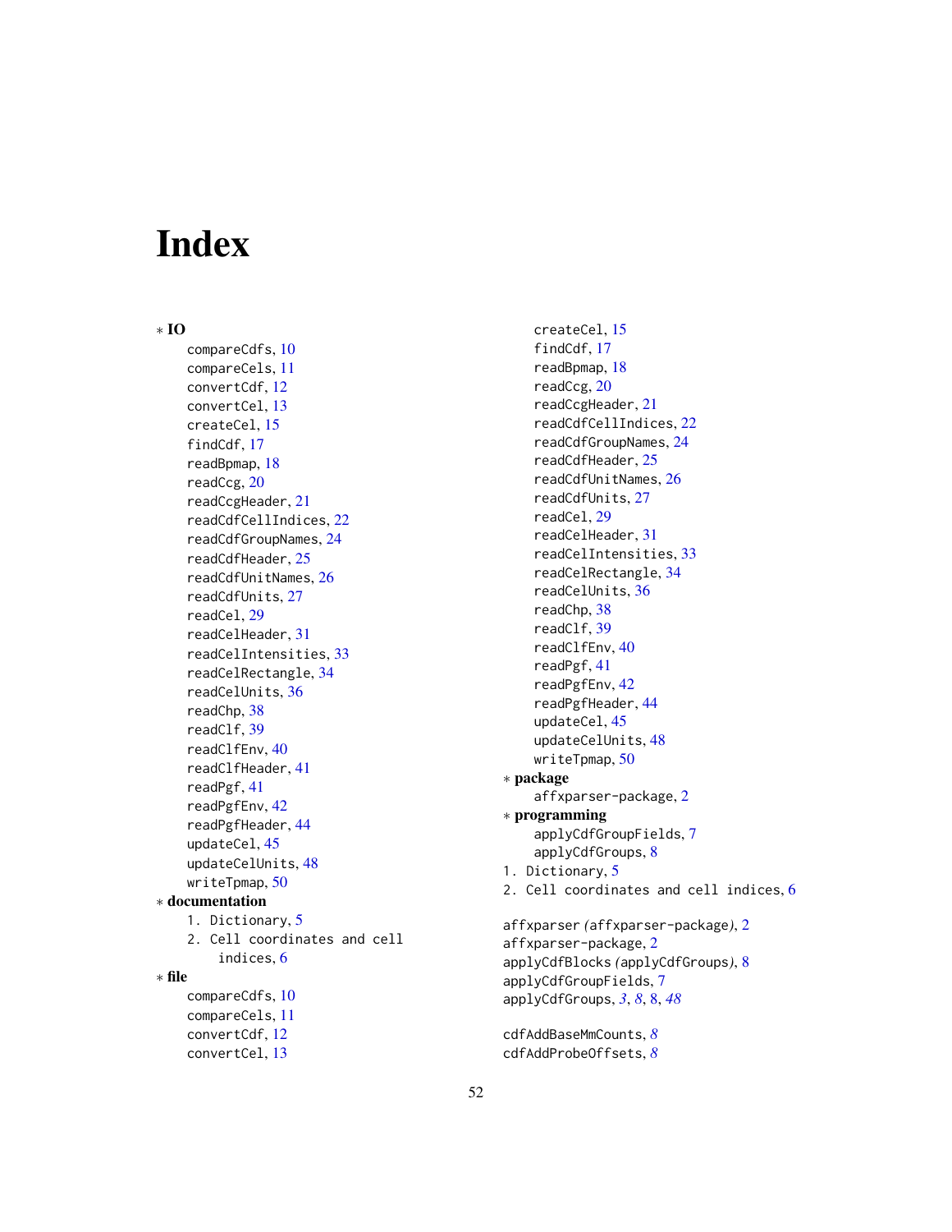# Index

∗ **IO**
- compareCdfs, 10
- compareCels, 11
- convertCdf, 12
- convertCel, 13
- createCel, 15
- findCdf, 17
- readBpmap, 18
- readCcg, 20
- readCcgHeader, 21
- readCdfCellIndices, 22
- readCdfGroupNames, 24
- readCdfHeader, 25
- readCdfUnitNames, 26
- readCdfUnits, 27
- readCel, 29
- readCelHeader, 31
- readCelIntensities, 33
- readCelRectangle, 34
- readCelUnits, 36
- readChp, 38
- readClf, 39
- readClfEnv, 40
- readClfHeader, 41
- readPgf, 41
- readPgfEnv, 42
- readPgfHeader, 44
- updateCel, 45
- updateCelUnits, 48
- writeTpmap, 50

∗ **documentation**
- 1. Dictionary, 5
- 2. Cell coordinates and cell indices, 6

∗ **file**
- compareCdfs, 10
- compareCels, 11
- convertCdf, 12
- convertCel, 13
- createCel, 15
- findCdf, 17
- readBpmap, 18
- readCcg, 20
- readCcgHeader, 21
- readCdfCellIndices, 22
- readCdfGroupNames, 24
- readCdfHeader, 25
- readCdfUnitNames, 26
- readCdfUnits, 27
- readCel, 29
- readCelHeader, 31
- readCelIntensities, 33
- readCelRectangle, 34
- readCelUnits, 36
- readChp, 38
- readClf, 39
- readClfEnv, 40
- readPgf, 41
- readPgfEnv, 42
- readPgfHeader, 44
- updateCel, 45
- updateCelUnits, 48
- writeTpmap, 50

∗ **package**
- affxparser-package, 2

∗ **programming**
- applyCdfGroupFields, 7
- applyCdfGroups, 8

1. Dictionary, 5
2. Cell coordinates and cell indices, 6

affxparser *(affxparser-package)*, 2
affxparser-package, 2
applyCdfBlocks *(applyCdfGroups)*, 8
applyCdfGroupFields, 7
applyCdfGroups, *3*, *8*, 8, *48*

cdfAddBaseMmCounts, *8*
cdfAddProbeOffsets, *8*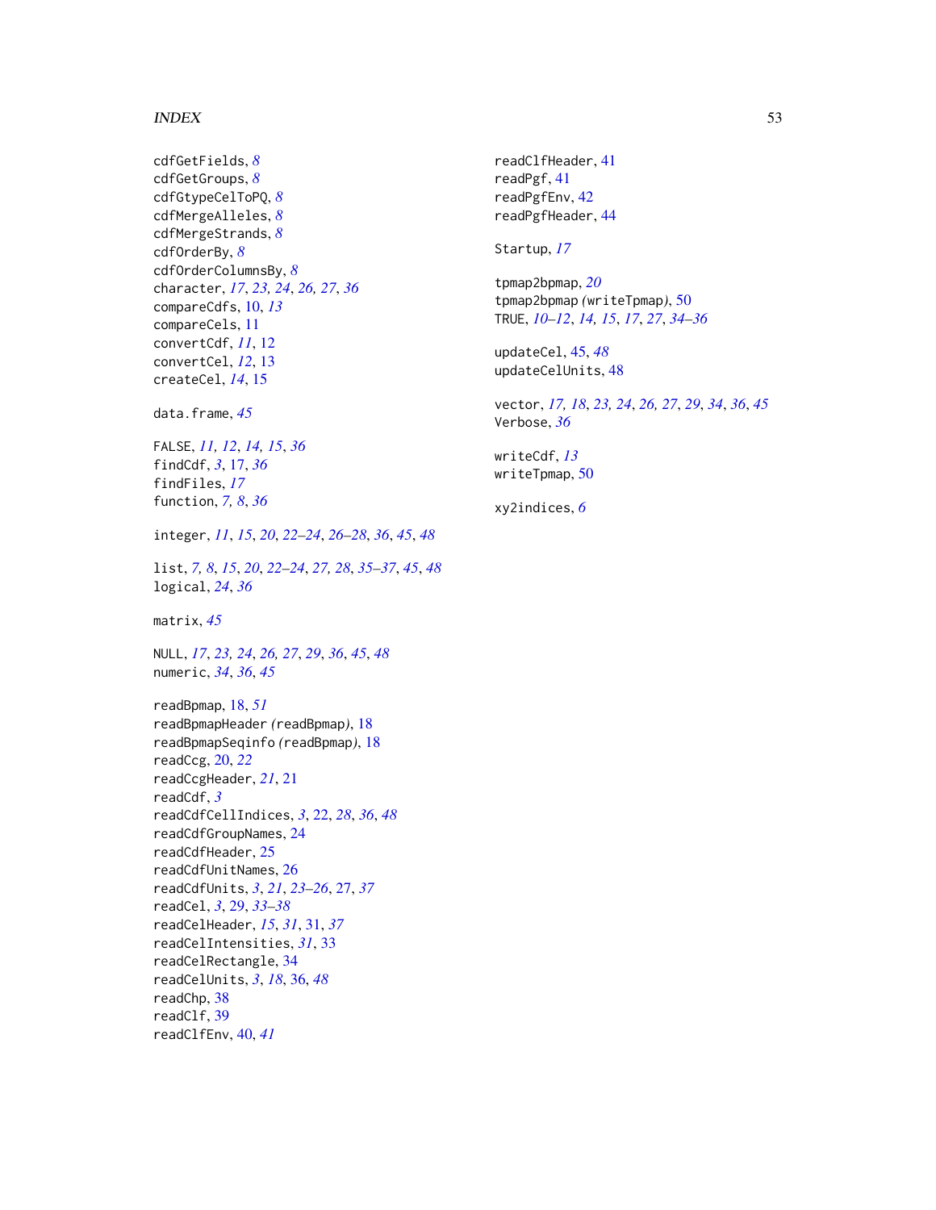cdfGetFields, *8*
cdfGetGroups, *8*
cdfGtypeCelToPQ, *8*
cdfMergeAlleles, *8*
cdfMergeStrands, *8*
cdfOrderBy, *8*
cdfOrderColumnsBy, *8*
character, *17*, *23, 24*, *26, 27*, *36*
compareCdfs, 10, *13*
compareCels, 11
convertCdf, *11*, 12
convertCel, *12*, 13
createCel, *14*, 15

data.frame, *45*

FALSE, *11, 12*, *14, 15*, *36*
findCdf, *3*, 17, *36*
findFiles, *17*
function, *7, 8*, *36*

integer, *11*, *15*, *20*, *22–24*, *26–28*, *36*, *45*, *48*

list, *7, 8*, *15*, *20*, *22–24*, *27, 28*, *35–37*, *45*, *48*
logical, *24*, *36*

matrix, *45*

NULL, *17*, *23, 24*, *26, 27*, *29*, *36*, *45*, *48*
numeric, *34*, *36*, *45*

readBpmap, 18, *51*
readBpmapHeader *(*readBpmap*)*, 18
readBpmapSeqinfo *(*readBpmap*)*, 18
readCcg, 20, *22*
readCcgHeader, *21*, 21
readCdf, *3*
readCdfCellIndices, *3*, 22, *28*, *36*, *48*
readCdfGroupNames, 24
readCdfHeader, 25
readCdfUnitNames, 26
readCdfUnits, *3*, *21*, *23–26*, 27, *37*
readCel, *3*, 29, *33–38*
readCelHeader, *15*, *31*, 31, *37*
readCelIntensities, *31*, 33
readCelRectangle, 34
readCelUnits, *3*, *18*, 36, *48*
readChp, 38
readClf, 39
readClfEnv, 40, *41*
readClfHeader, 41
readPgf, 41
readPgfEnv, 42
readPgfHeader, 44

Startup, *17*

tpmap2bpmap, *20*
tpmap2bpmap *(*writeTpmap*)*, 50
TRUE, *10–12*, *14, 15*, *17*, *27*, *34–36*

updateCel, 45, *48*
updateCelUnits, 48

vector, *17, 18*, *23, 24*, *26, 27*, *29*, *34*, *36*, *45*
Verbose, *36*

writeCdf, *13*
writeTpmap, 50

xy2indices, *6*